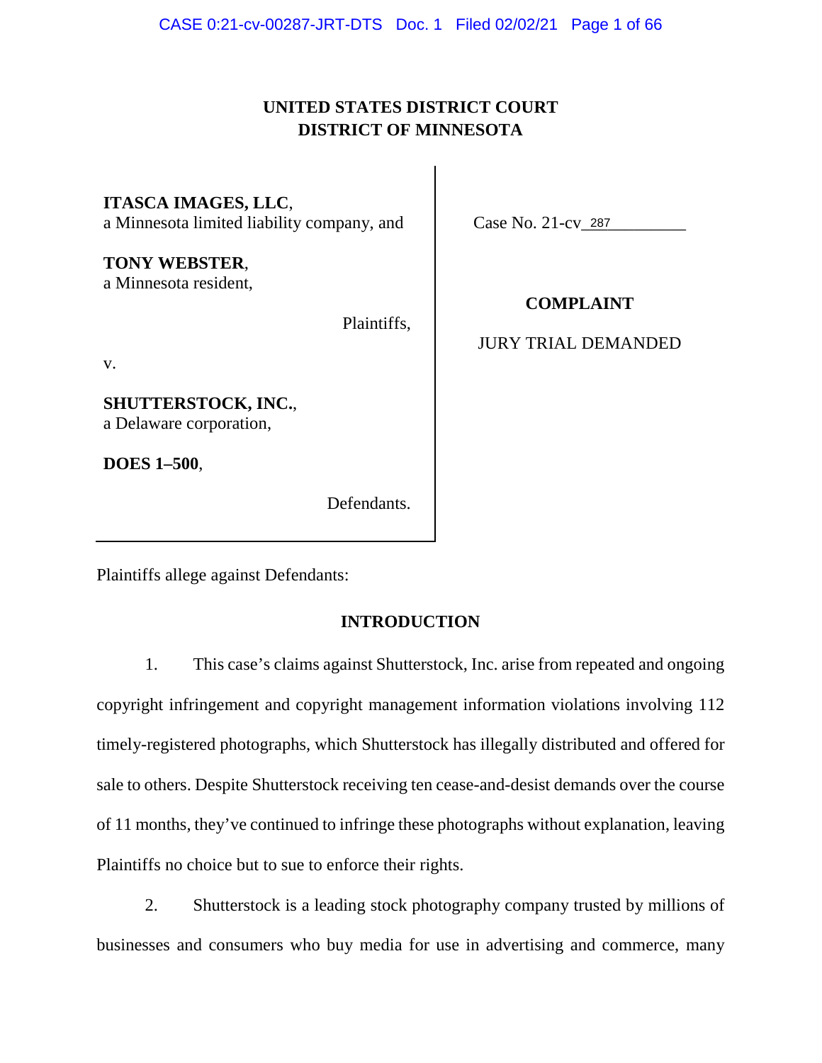**UNITED STATES DISTRICT COURT**
**DISTRICT OF MINNESOTA**

**ITASCA IMAGES, LLC**,
a Minnesota limited liability company, and

**TONY WEBSTER**,
a Minnesota resident,

Plaintiffs,

v.

**SHUTTERSTOCK, INC.**,
a Delaware corporation,

**DOES 1–500**,

Defendants.

Case No. 21-cv 287

**COMPLAINT**

JURY TRIAL DEMANDED

Plaintiffs allege against Defendants:

## INTRODUCTION

1. This case's claims against Shutterstock, Inc. arise from repeated and ongoing copyright infringement and copyright management information violations involving 112 timely-registered photographs, which Shutterstock has illegally distributed and offered for sale to others. Despite Shutterstock receiving ten cease-and-desist demands over the course of 11 months, they've continued to infringe these photographs without explanation, leaving Plaintiffs no choice but to sue to enforce their rights.

2. Shutterstock is a leading stock photography company trusted by millions of businesses and consumers who buy media for use in advertising and commerce, many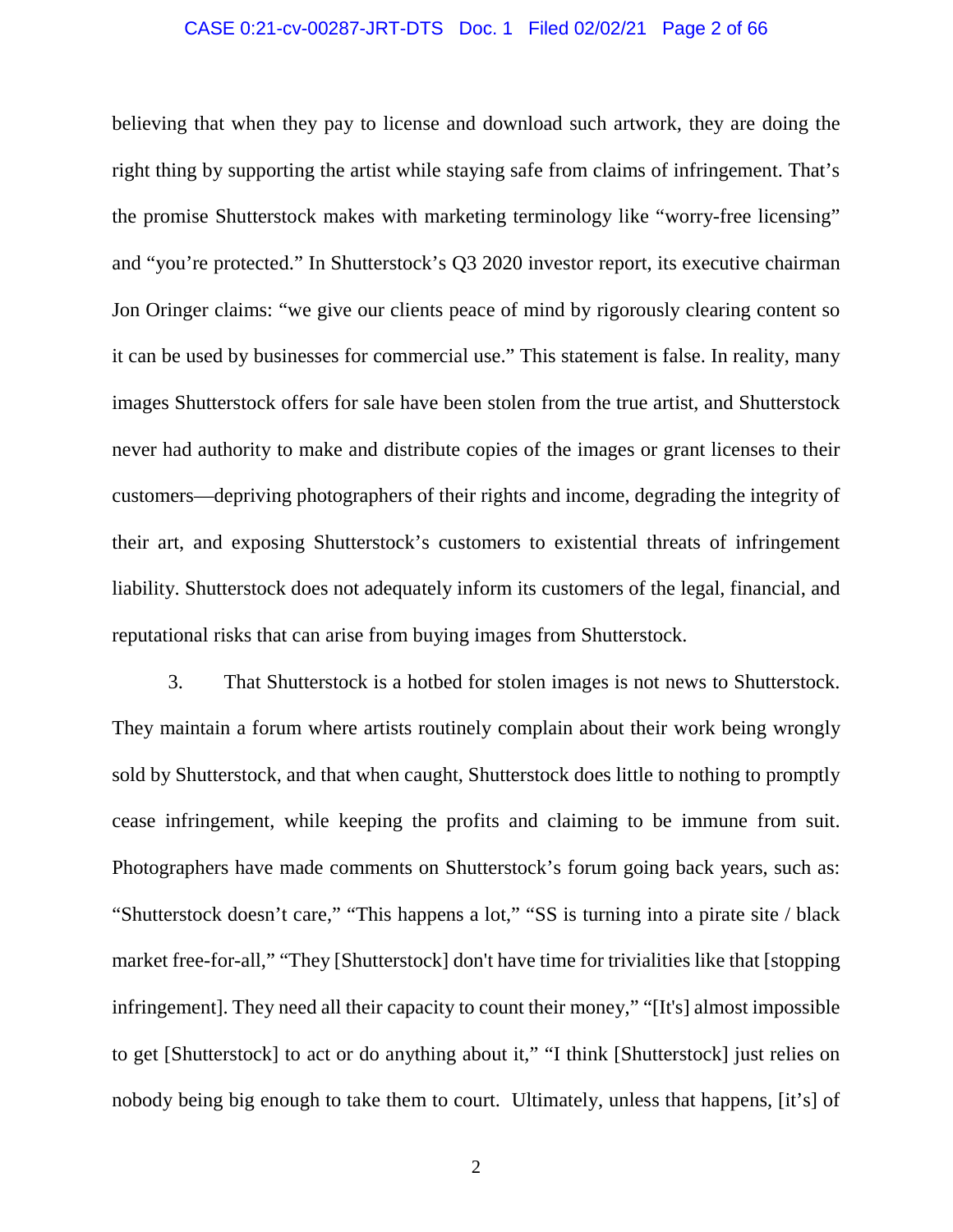believing that when they pay to license and download such artwork, they are doing the right thing by supporting the artist while staying safe from claims of infringement. That's the promise Shutterstock makes with marketing terminology like "worry-free licensing" and "you're protected." In Shutterstock's Q3 2020 investor report, its executive chairman Jon Oringer claims: "we give our clients peace of mind by rigorously clearing content so it can be used by businesses for commercial use." This statement is false. In reality, many images Shutterstock offers for sale have been stolen from the true artist, and Shutterstock never had authority to make and distribute copies of the images or grant licenses to their customers—depriving photographers of their rights and income, degrading the integrity of their art, and exposing Shutterstock's customers to existential threats of infringement liability. Shutterstock does not adequately inform its customers of the legal, financial, and reputational risks that can arise from buying images from Shutterstock.

3. That Shutterstock is a hotbed for stolen images is not news to Shutterstock. They maintain a forum where artists routinely complain about their work being wrongly sold by Shutterstock, and that when caught, Shutterstock does little to nothing to promptly cease infringement, while keeping the profits and claiming to be immune from suit. Photographers have made comments on Shutterstock's forum going back years, such as: "Shutterstock doesn't care," "This happens a lot," "SS is turning into a pirate site / black market free-for-all," "They [Shutterstock] don't have time for trivialities like that [stopping infringement]. They need all their capacity to count their money," "[It's] almost impossible to get [Shutterstock] to act or do anything about it," "I think [Shutterstock] just relies on nobody being big enough to take them to court. Ultimately, unless that happens, [it's] of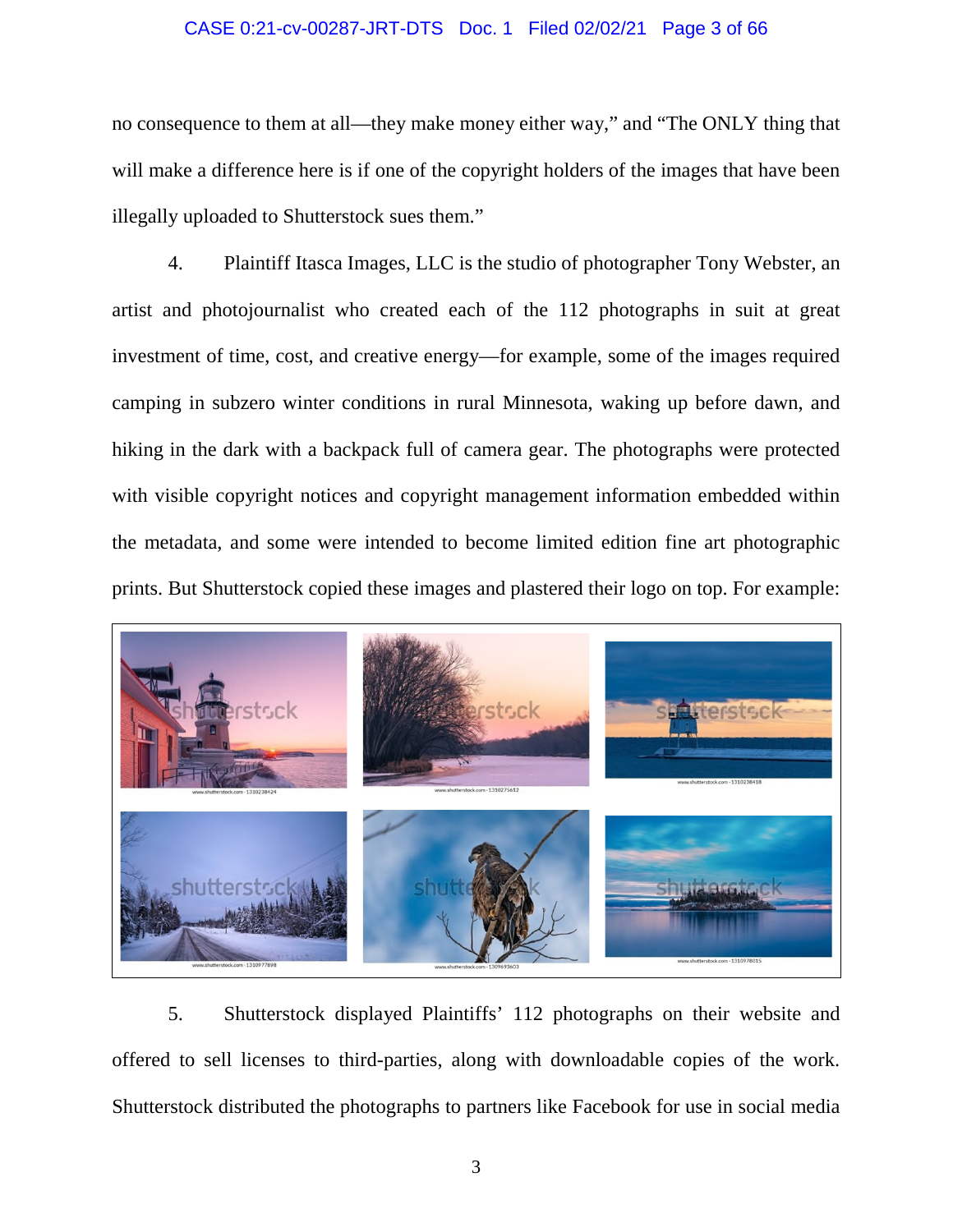no consequence to them at all—they make money either way," and "The ONLY thing that will make a difference here is if one of the copyright holders of the images that have been illegally uploaded to Shutterstock sues them."

4. Plaintiff Itasca Images, LLC is the studio of photographer Tony Webster, an artist and photojournalist who created each of the 112 photographs in suit at great investment of time, cost, and creative energy—for example, some of the images required camping in subzero winter conditions in rural Minnesota, waking up before dawn, and hiking in the dark with a backpack full of camera gear. The photographs were protected with visible copyright notices and copyright management information embedded within the metadata, and some were intended to become limited edition fine art photographic prints. But Shutterstock copied these images and plastered their logo on top. For example:

5. Shutterstock displayed Plaintiffs' 112 photographs on their website and offered to sell licenses to third-parties, along with downloadable copies of the work. Shutterstock distributed the photographs to partners like Facebook for use in social media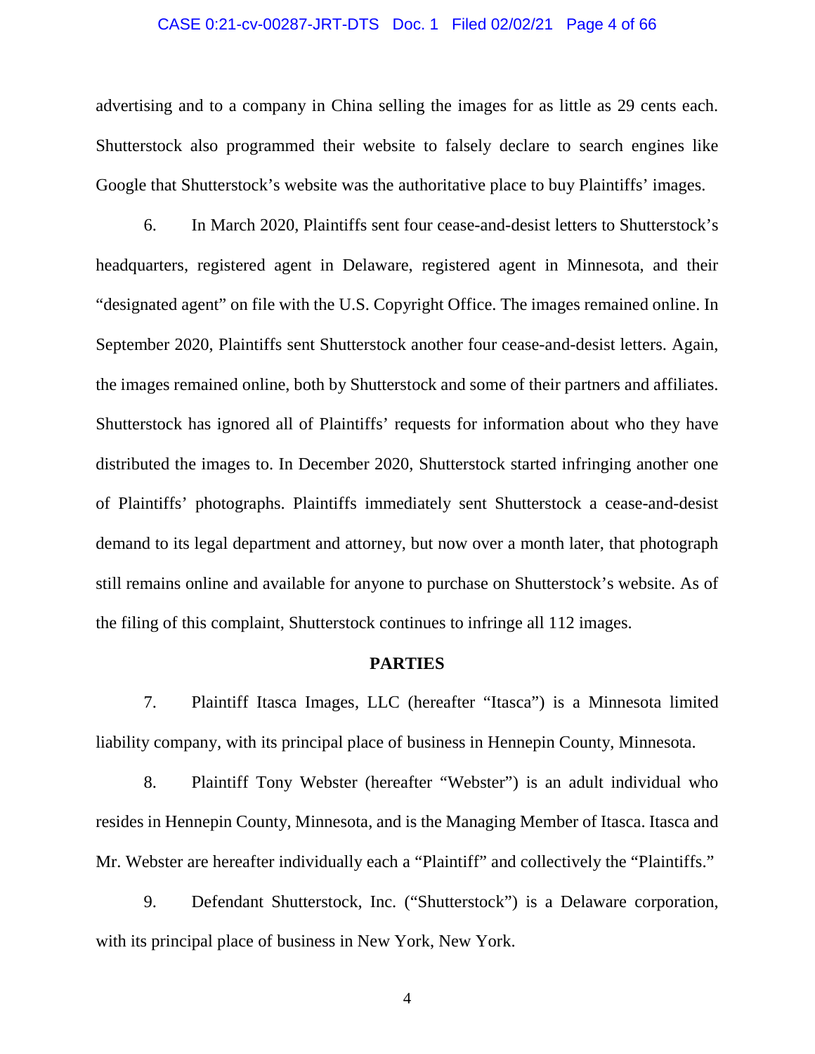advertising and to a company in China selling the images for as little as 29 cents each. Shutterstock also programmed their website to falsely declare to search engines like Google that Shutterstock's website was the authoritative place to buy Plaintiffs' images.

6. In March 2020, Plaintiffs sent four cease-and-desist letters to Shutterstock's headquarters, registered agent in Delaware, registered agent in Minnesota, and their "designated agent" on file with the U.S. Copyright Office. The images remained online. In September 2020, Plaintiffs sent Shutterstock another four cease-and-desist letters. Again, the images remained online, both by Shutterstock and some of their partners and affiliates. Shutterstock has ignored all of Plaintiffs' requests for information about who they have distributed the images to. In December 2020, Shutterstock started infringing another one of Plaintiffs' photographs. Plaintiffs immediately sent Shutterstock a cease-and-desist demand to its legal department and attorney, but now over a month later, that photograph still remains online and available for anyone to purchase on Shutterstock's website. As of the filing of this complaint, Shutterstock continues to infringe all 112 images.

## PARTIES

7. Plaintiff Itasca Images, LLC (hereafter "Itasca") is a Minnesota limited liability company, with its principal place of business in Hennepin County, Minnesota.

8. Plaintiff Tony Webster (hereafter "Webster") is an adult individual who resides in Hennepin County, Minnesota, and is the Managing Member of Itasca. Itasca and Mr. Webster are hereafter individually each a "Plaintiff" and collectively the "Plaintiffs."

9. Defendant Shutterstock, Inc. ("Shutterstock") is a Delaware corporation, with its principal place of business in New York, New York.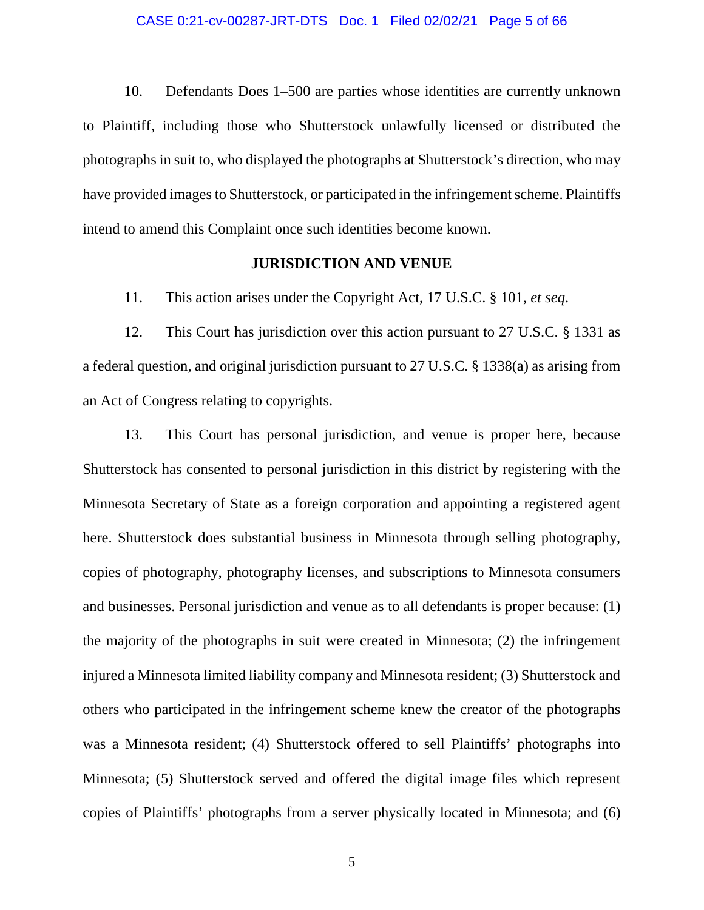10. Defendants Does 1–500 are parties whose identities are currently unknown to Plaintiff, including those who Shutterstock unlawfully licensed or distributed the photographs in suit to, who displayed the photographs at Shutterstock's direction, who may have provided images to Shutterstock, or participated in the infringement scheme. Plaintiffs intend to amend this Complaint once such identities become known.

## JURISDICTION AND VENUE

11. This action arises under the Copyright Act, 17 U.S.C. § 101, *et seq*.

12. This Court has jurisdiction over this action pursuant to 27 U.S.C. § 1331 as a federal question, and original jurisdiction pursuant to 27 U.S.C. § 1338(a) as arising from an Act of Congress relating to copyrights.

13. This Court has personal jurisdiction, and venue is proper here, because Shutterstock has consented to personal jurisdiction in this district by registering with the Minnesota Secretary of State as a foreign corporation and appointing a registered agent here. Shutterstock does substantial business in Minnesota through selling photography, copies of photography, photography licenses, and subscriptions to Minnesota consumers and businesses. Personal jurisdiction and venue as to all defendants is proper because: (1) the majority of the photographs in suit were created in Minnesota; (2) the infringement injured a Minnesota limited liability company and Minnesota resident; (3) Shutterstock and others who participated in the infringement scheme knew the creator of the photographs was a Minnesota resident; (4) Shutterstock offered to sell Plaintiffs' photographs into Minnesota; (5) Shutterstock served and offered the digital image files which represent copies of Plaintiffs' photographs from a server physically located in Minnesota; and (6)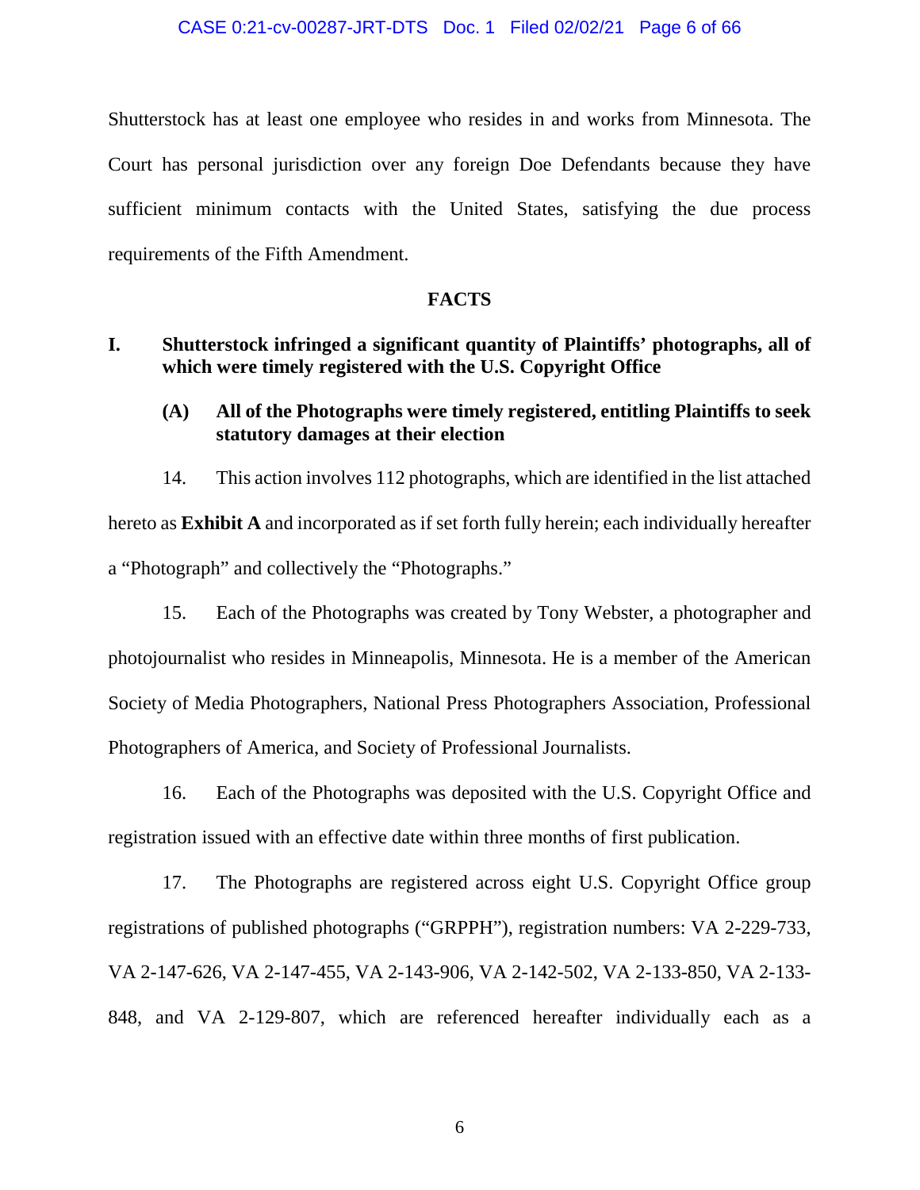Shutterstock has at least one employee who resides in and works from Minnesota. The Court has personal jurisdiction over any foreign Doe Defendants because they have sufficient minimum contacts with the United States, satisfying the due process requirements of the Fifth Amendment.

## FACTS

### I. Shutterstock infringed a significant quantity of Plaintiffs' photographs, all of which were timely registered with the U.S. Copyright Office

#### (A) All of the Photographs were timely registered, entitling Plaintiffs to seek statutory damages at their election

14. This action involves 112 photographs, which are identified in the list attached hereto as **Exhibit A** and incorporated as if set forth fully herein; each individually hereafter a "Photograph" and collectively the "Photographs."

15. Each of the Photographs was created by Tony Webster, a photographer and photojournalist who resides in Minneapolis, Minnesota. He is a member of the American Society of Media Photographers, National Press Photographers Association, Professional Photographers of America, and Society of Professional Journalists.

16. Each of the Photographs was deposited with the U.S. Copyright Office and registration issued with an effective date within three months of first publication.

17. The Photographs are registered across eight U.S. Copyright Office group registrations of published photographs ("GRPPH"), registration numbers: VA 2-229-733, VA 2-147-626, VA 2-147-455, VA 2-143-906, VA 2-142-502, VA 2-133-850, VA 2-133-848, and VA 2-129-807, which are referenced hereafter individually each as a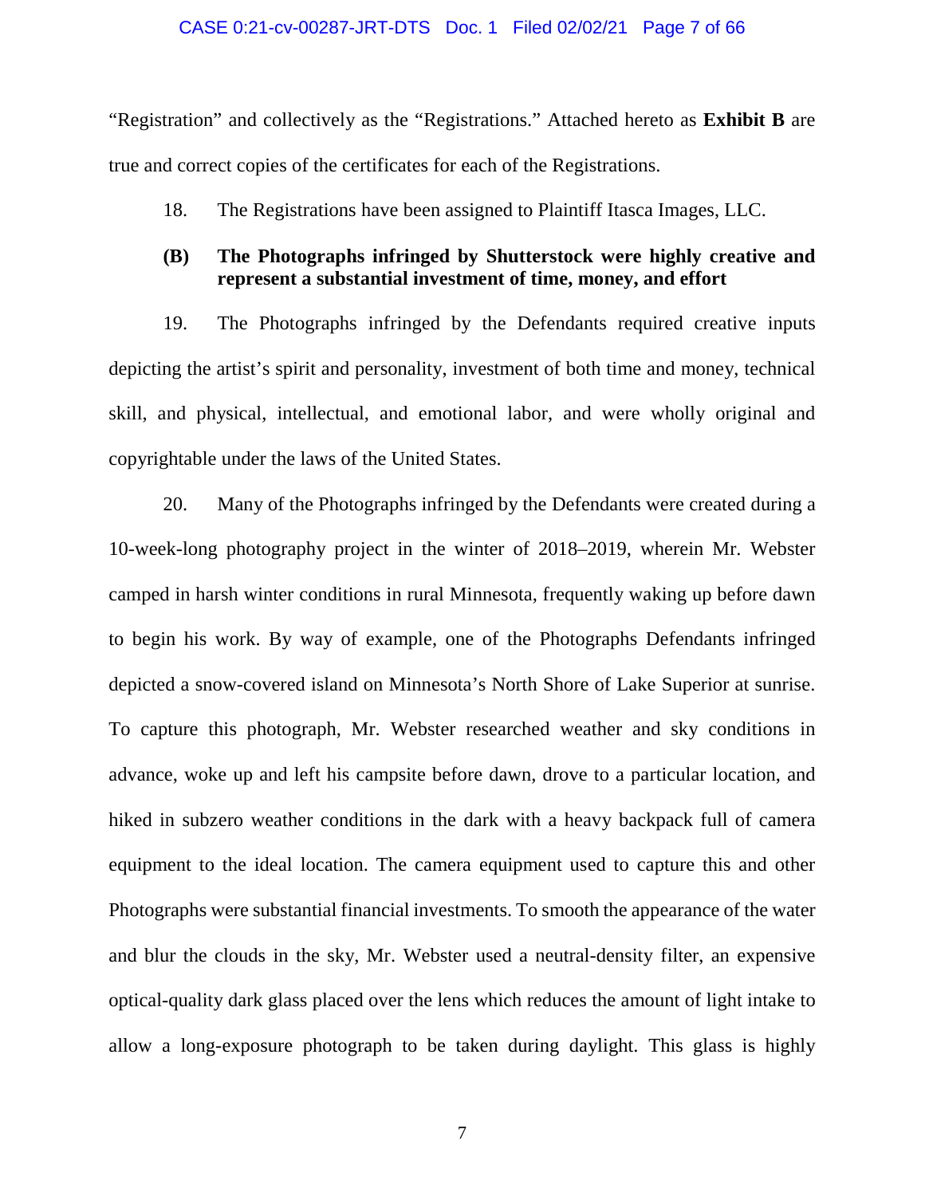"Registration" and collectively as the "Registrations." Attached hereto as **Exhibit B** are true and correct copies of the certificates for each of the Registrations.

18. The Registrations have been assigned to Plaintiff Itasca Images, LLC.

**(B) The Photographs infringed by Shutterstock were highly creative and represent a substantial investment of time, money, and effort**

19. The Photographs infringed by the Defendants required creative inputs depicting the artist's spirit and personality, investment of both time and money, technical skill, and physical, intellectual, and emotional labor, and were wholly original and copyrightable under the laws of the United States.

20. Many of the Photographs infringed by the Defendants were created during a 10-week-long photography project in the winter of 2018–2019, wherein Mr. Webster camped in harsh winter conditions in rural Minnesota, frequently waking up before dawn to begin his work. By way of example, one of the Photographs Defendants infringed depicted a snow-covered island on Minnesota's North Shore of Lake Superior at sunrise. To capture this photograph, Mr. Webster researched weather and sky conditions in advance, woke up and left his campsite before dawn, drove to a particular location, and hiked in subzero weather conditions in the dark with a heavy backpack full of camera equipment to the ideal location. The camera equipment used to capture this and other Photographs were substantial financial investments. To smooth the appearance of the water and blur the clouds in the sky, Mr. Webster used a neutral-density filter, an expensive optical-quality dark glass placed over the lens which reduces the amount of light intake to allow a long-exposure photograph to be taken during daylight. This glass is highly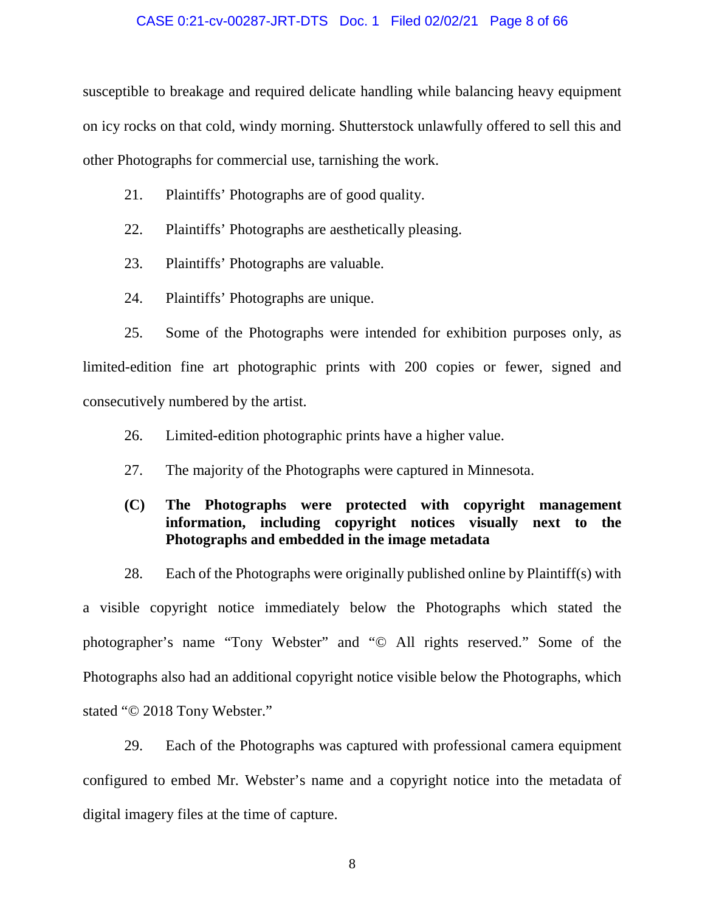susceptible to breakage and required delicate handling while balancing heavy equipment on icy rocks on that cold, windy morning. Shutterstock unlawfully offered to sell this and other Photographs for commercial use, tarnishing the work.

21. Plaintiffs' Photographs are of good quality.

22. Plaintiffs' Photographs are aesthetically pleasing.

23. Plaintiffs' Photographs are valuable.

24. Plaintiffs' Photographs are unique.

25. Some of the Photographs were intended for exhibition purposes only, as limited-edition fine art photographic prints with 200 copies or fewer, signed and consecutively numbered by the artist.

26. Limited-edition photographic prints have a higher value.

27. The majority of the Photographs were captured in Minnesota.

### (C) The Photographs were protected with copyright management information, including copyright notices visually next to the Photographs and embedded in the image metadata

28. Each of the Photographs were originally published online by Plaintiff(s) with a visible copyright notice immediately below the Photographs which stated the photographer's name "Tony Webster" and "© All rights reserved." Some of the Photographs also had an additional copyright notice visible below the Photographs, which stated "© 2018 Tony Webster."

29. Each of the Photographs was captured with professional camera equipment configured to embed Mr. Webster's name and a copyright notice into the metadata of digital imagery files at the time of capture.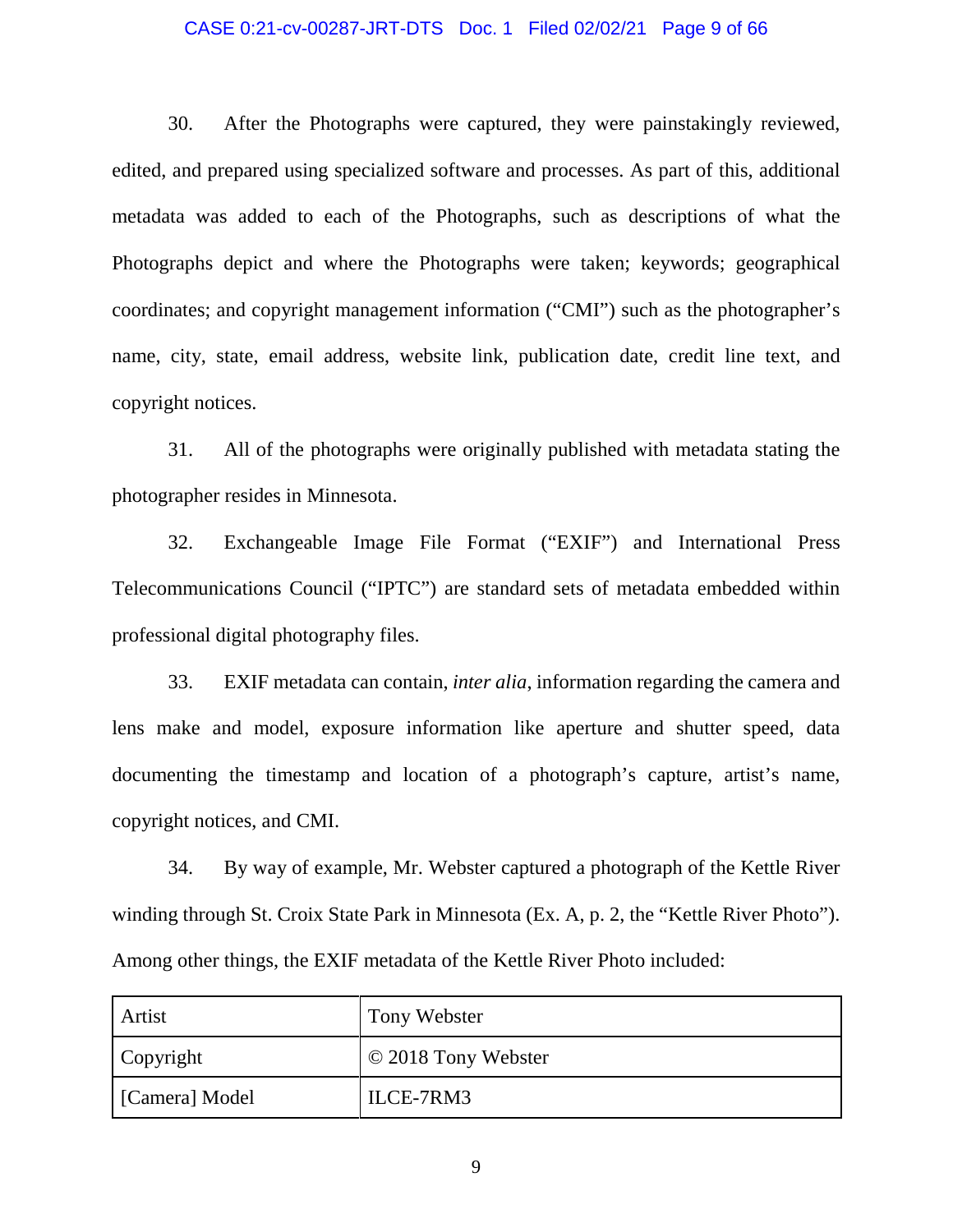30. After the Photographs were captured, they were painstakingly reviewed, edited, and prepared using specialized software and processes. As part of this, additional metadata was added to each of the Photographs, such as descriptions of what the Photographs depict and where the Photographs were taken; keywords; geographical coordinates; and copyright management information ("CMI") such as the photographer's name, city, state, email address, website link, publication date, credit line text, and copyright notices.

31. All of the photographs were originally published with metadata stating the photographer resides in Minnesota.

32. Exchangeable Image File Format ("EXIF") and International Press Telecommunications Council ("IPTC") are standard sets of metadata embedded within professional digital photography files.

33. EXIF metadata can contain, *inter alia*, information regarding the camera and lens make and model, exposure information like aperture and shutter speed, data documenting the timestamp and location of a photograph's capture, artist's name, copyright notices, and CMI.

34. By way of example, Mr. Webster captured a photograph of the Kettle River winding through St. Croix State Park in Minnesota (Ex. A, p. 2, the "Kettle River Photo"). Among other things, the EXIF metadata of the Kettle River Photo included:

| | |
|---|---|
| Artist | Tony Webster |
| Copyright | © 2018 Tony Webster |
| [Camera] Model | ILCE-7RM3 |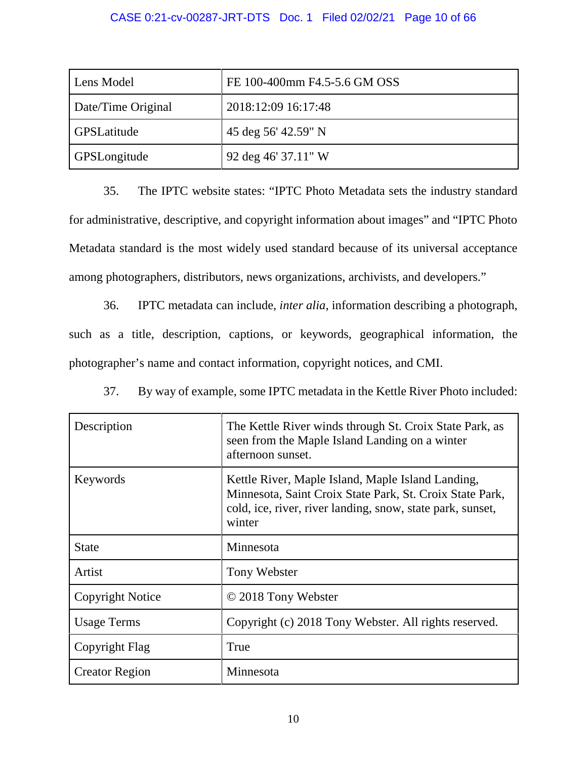| Lens Model | FE 100-400mm F4.5-5.6 GM OSS |
|---|---|
| Date/Time Original | 2018:12:09 16:17:48 |
| GPSLatitude | 45 deg 56' 42.59" N |
| GPSLongitude | 92 deg 46' 37.11" W |

35. The IPTC website states: "IPTC Photo Metadata sets the industry standard for administrative, descriptive, and copyright information about images" and "IPTC Photo Metadata standard is the most widely used standard because of its universal acceptance among photographers, distributors, news organizations, archivists, and developers."

36. IPTC metadata can include, *inter alia*, information describing a photograph, such as a title, description, captions, or keywords, geographical information, the photographer's name and contact information, copyright notices, and CMI.

37. By way of example, some IPTC metadata in the Kettle River Photo included:

| Description | The Kettle River winds through St. Croix State Park, as seen from the Maple Island Landing on a winter afternoon sunset. |
|---|---|
| Keywords | Kettle River, Maple Island, Maple Island Landing, Minnesota, Saint Croix State Park, St. Croix State Park, cold, ice, river, river landing, snow, state park, sunset, winter |
| State | Minnesota |
| Artist | Tony Webster |
| Copyright Notice | © 2018 Tony Webster |
| Usage Terms | Copyright (c) 2018 Tony Webster. All rights reserved. |
| Copyright Flag | True |
| Creator Region | Minnesota |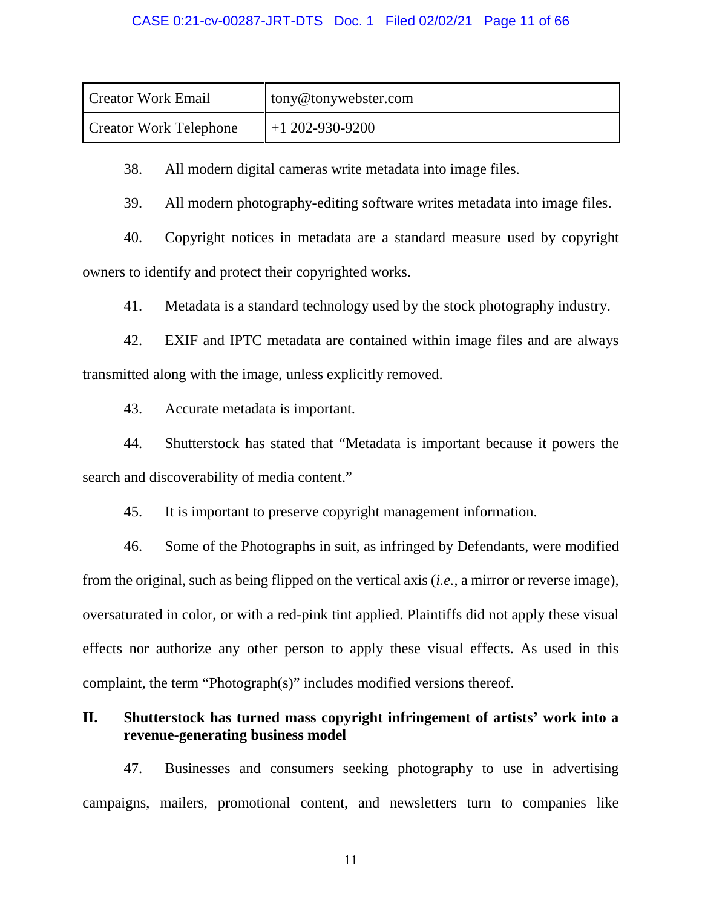| Creator Work Email | tony@tonywebster.com |
|---|---|
| Creator Work Telephone | +1 202-930-9200 |

38. All modern digital cameras write metadata into image files.

39. All modern photography-editing software writes metadata into image files.

40. Copyright notices in metadata are a standard measure used by copyright owners to identify and protect their copyrighted works.

41. Metadata is a standard technology used by the stock photography industry.

42. EXIF and IPTC metadata are contained within image files and are always transmitted along with the image, unless explicitly removed.

43. Accurate metadata is important.

44. Shutterstock has stated that "Metadata is important because it powers the search and discoverability of media content."

45. It is important to preserve copyright management information.

46. Some of the Photographs in suit, as infringed by Defendants, were modified from the original, such as being flipped on the vertical axis (*i.e.*, a mirror or reverse image), oversaturated in color, or with a red-pink tint applied. Plaintiffs did not apply these visual effects nor authorize any other person to apply these visual effects. As used in this complaint, the term "Photograph(s)" includes modified versions thereof.

## II. Shutterstock has turned mass copyright infringement of artists' work into a revenue-generating business model

47. Businesses and consumers seeking photography to use in advertising campaigns, mailers, promotional content, and newsletters turn to companies like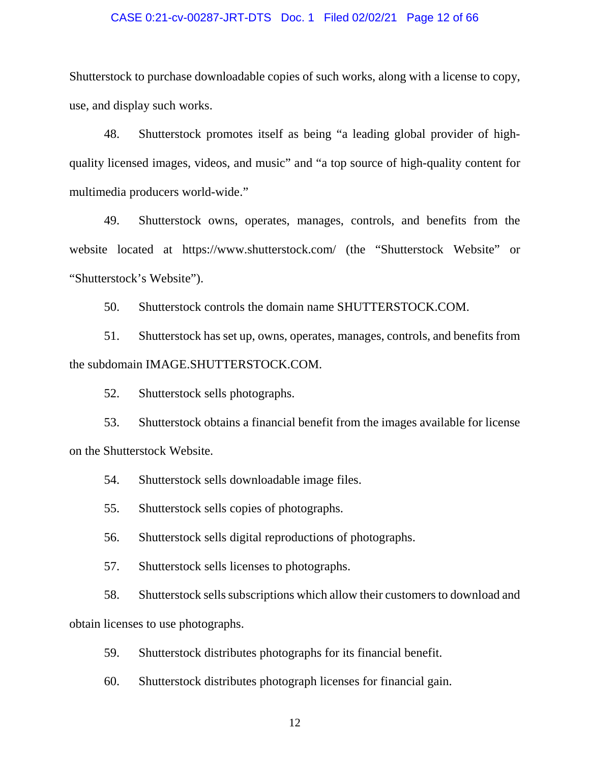Shutterstock to purchase downloadable copies of such works, along with a license to copy, use, and display such works.

48. Shutterstock promotes itself as being "a leading global provider of high-quality licensed images, videos, and music" and "a top source of high-quality content for multimedia producers world-wide."

49. Shutterstock owns, operates, manages, controls, and benefits from the website located at https://www.shutterstock.com/ (the "Shutterstock Website" or "Shutterstock's Website").

50. Shutterstock controls the domain name SHUTTERSTOCK.COM.

51. Shutterstock has set up, owns, operates, manages, controls, and benefits from the subdomain IMAGE.SHUTTERSTOCK.COM.

52. Shutterstock sells photographs.

53. Shutterstock obtains a financial benefit from the images available for license on the Shutterstock Website.

54. Shutterstock sells downloadable image files.

55. Shutterstock sells copies of photographs.

56. Shutterstock sells digital reproductions of photographs.

57. Shutterstock sells licenses to photographs.

58. Shutterstock sells subscriptions which allow their customers to download and obtain licenses to use photographs.

59. Shutterstock distributes photographs for its financial benefit.

60. Shutterstock distributes photograph licenses for financial gain.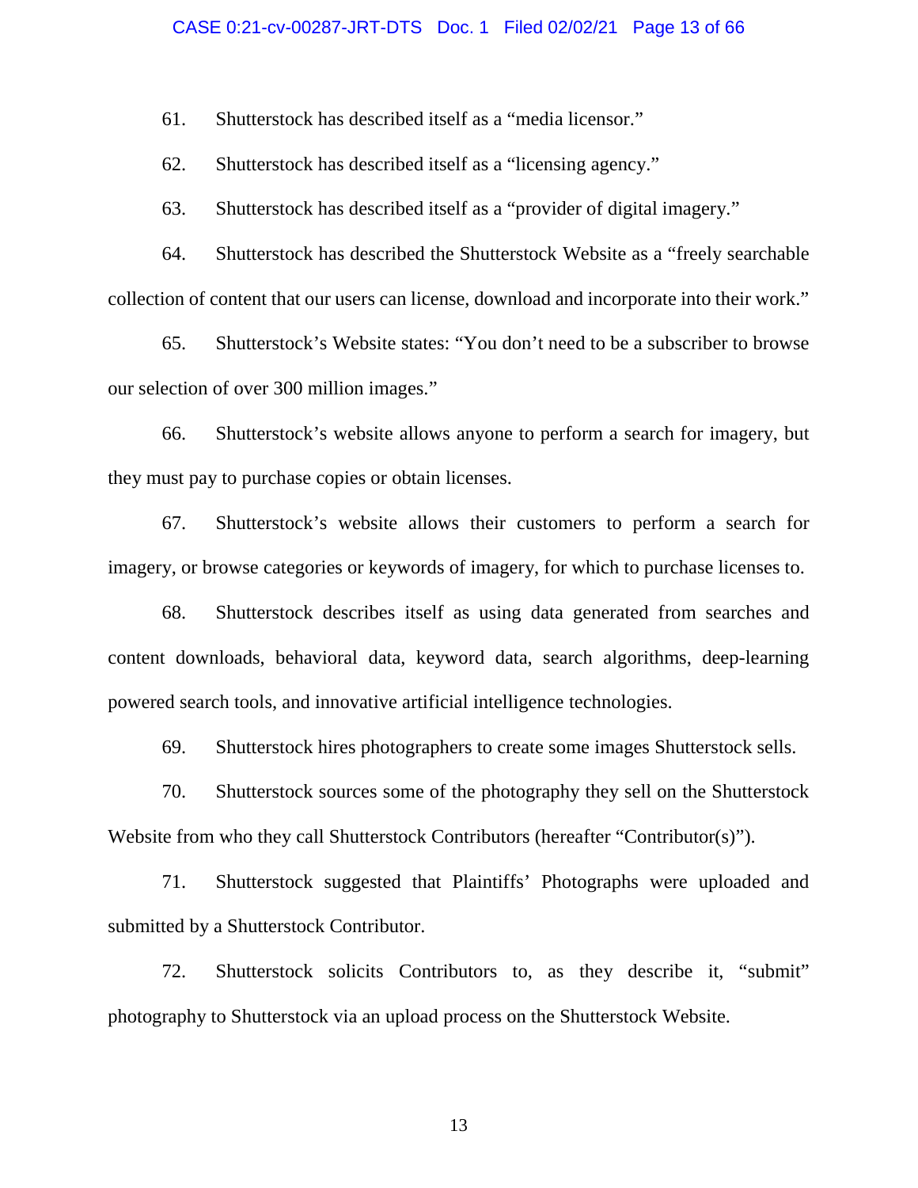61. Shutterstock has described itself as a "media licensor."

62. Shutterstock has described itself as a "licensing agency."

63. Shutterstock has described itself as a "provider of digital imagery."

64. Shutterstock has described the Shutterstock Website as a "freely searchable collection of content that our users can license, download and incorporate into their work."

65. Shutterstock's Website states: "You don't need to be a subscriber to browse our selection of over 300 million images."

66. Shutterstock's website allows anyone to perform a search for imagery, but they must pay to purchase copies or obtain licenses.

67. Shutterstock's website allows their customers to perform a search for imagery, or browse categories or keywords of imagery, for which to purchase licenses to.

68. Shutterstock describes itself as using data generated from searches and content downloads, behavioral data, keyword data, search algorithms, deep-learning powered search tools, and innovative artificial intelligence technologies.

69. Shutterstock hires photographers to create some images Shutterstock sells.

70. Shutterstock sources some of the photography they sell on the Shutterstock Website from who they call Shutterstock Contributors (hereafter "Contributor(s)").

71. Shutterstock suggested that Plaintiffs' Photographs were uploaded and submitted by a Shutterstock Contributor.

72. Shutterstock solicits Contributors to, as they describe it, "submit" photography to Shutterstock via an upload process on the Shutterstock Website.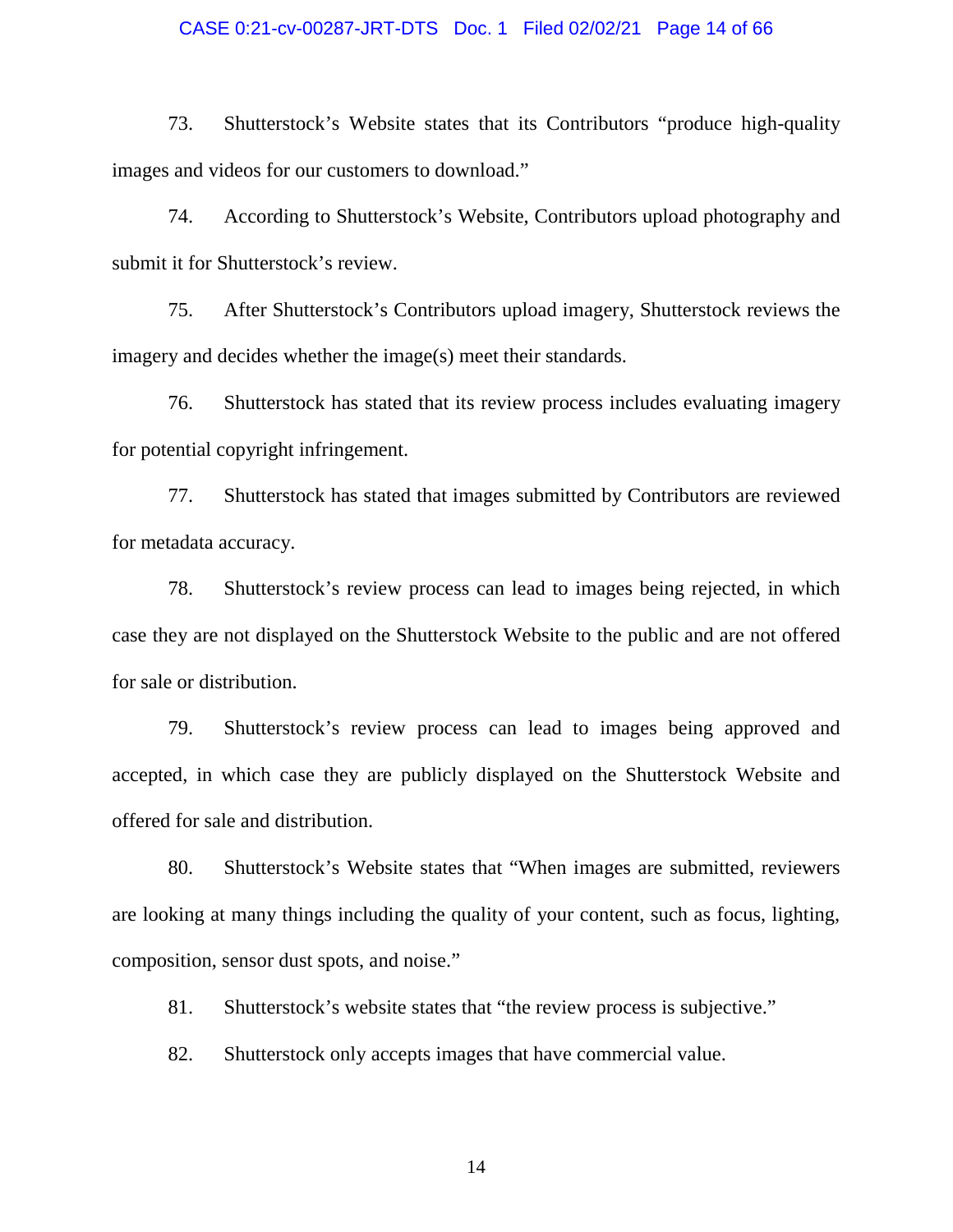73. Shutterstock's Website states that its Contributors "produce high-quality images and videos for our customers to download."

74. According to Shutterstock's Website, Contributors upload photography and submit it for Shutterstock's review.

75. After Shutterstock's Contributors upload imagery, Shutterstock reviews the imagery and decides whether the image(s) meet their standards.

76. Shutterstock has stated that its review process includes evaluating imagery for potential copyright infringement.

77. Shutterstock has stated that images submitted by Contributors are reviewed for metadata accuracy.

78. Shutterstock's review process can lead to images being rejected, in which case they are not displayed on the Shutterstock Website to the public and are not offered for sale or distribution.

79. Shutterstock's review process can lead to images being approved and accepted, in which case they are publicly displayed on the Shutterstock Website and offered for sale and distribution.

80. Shutterstock's Website states that "When images are submitted, reviewers are looking at many things including the quality of your content, such as focus, lighting, composition, sensor dust spots, and noise."

81. Shutterstock's website states that "the review process is subjective."

82. Shutterstock only accepts images that have commercial value.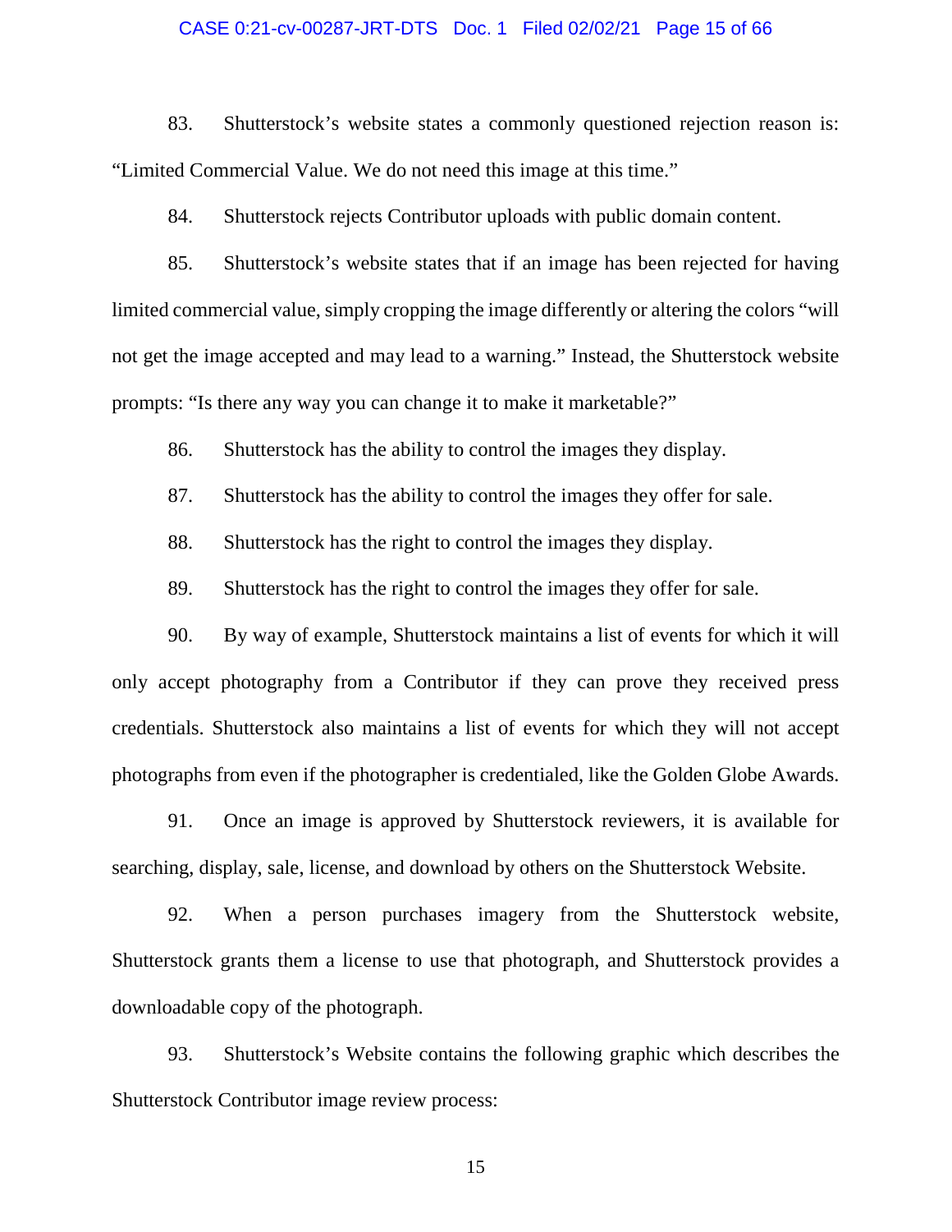83. Shutterstock's website states a commonly questioned rejection reason is: "Limited Commercial Value. We do not need this image at this time."

84. Shutterstock rejects Contributor uploads with public domain content.

85. Shutterstock's website states that if an image has been rejected for having limited commercial value, simply cropping the image differently or altering the colors "will not get the image accepted and may lead to a warning." Instead, the Shutterstock website prompts: "Is there any way you can change it to make it marketable?"

86. Shutterstock has the ability to control the images they display.

87. Shutterstock has the ability to control the images they offer for sale.

88. Shutterstock has the right to control the images they display.

89. Shutterstock has the right to control the images they offer for sale.

90. By way of example, Shutterstock maintains a list of events for which it will only accept photography from a Contributor if they can prove they received press credentials. Shutterstock also maintains a list of events for which they will not accept photographs from even if the photographer is credentialed, like the Golden Globe Awards.

91. Once an image is approved by Shutterstock reviewers, it is available for searching, display, sale, license, and download by others on the Shutterstock Website.

92. When a person purchases imagery from the Shutterstock website, Shutterstock grants them a license to use that photograph, and Shutterstock provides a downloadable copy of the photograph.

93. Shutterstock's Website contains the following graphic which describes the Shutterstock Contributor image review process: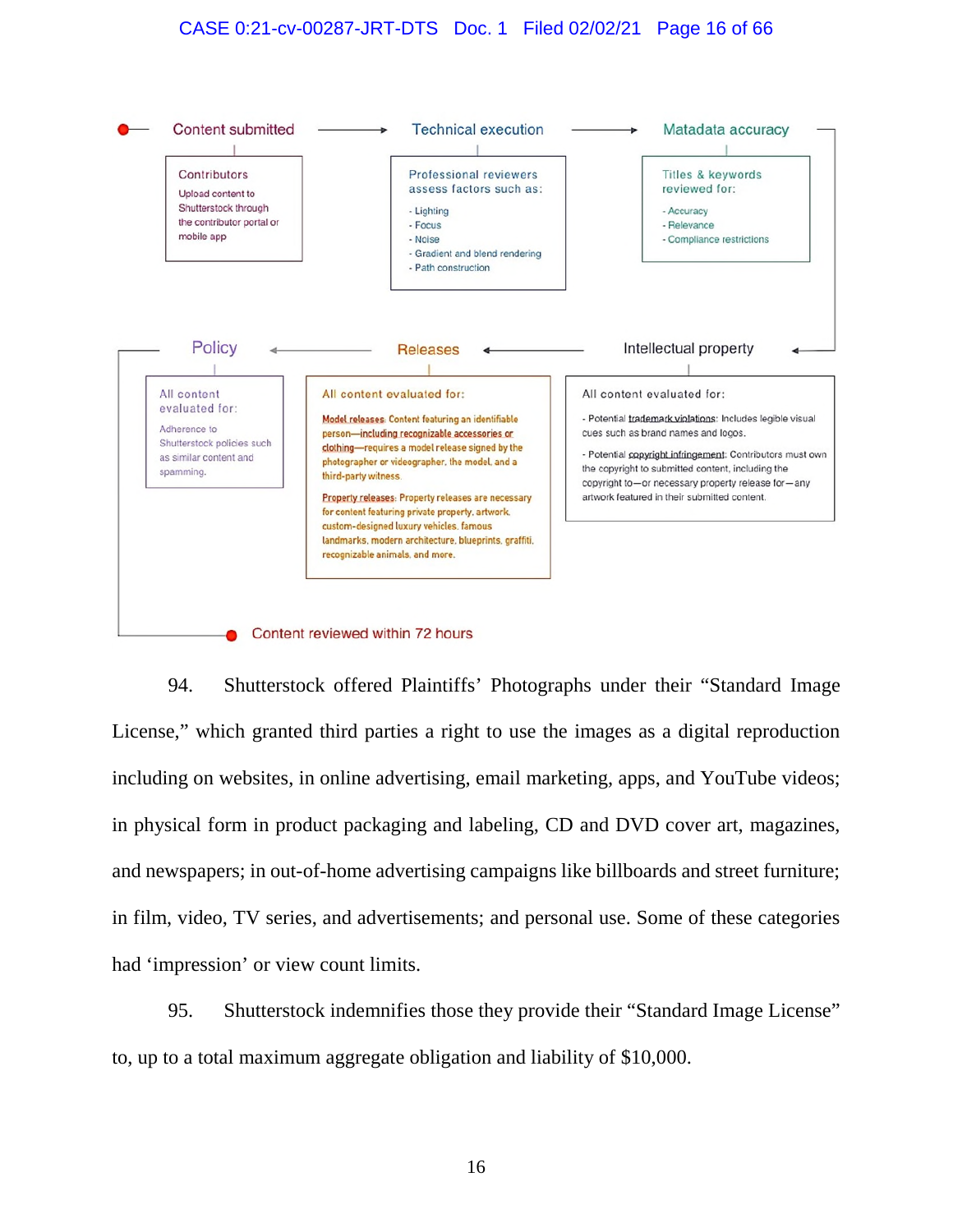Content submitted → Technical execution → Matadata accuracy

**Contributors**
Upload content to Shutterstock through the contributor portal or mobile app

**Professional reviewers assess factors such as:**
- Lighting
- Focus
- Noise
- Gradient and blend rendering
- Path construction

**Titles & keywords reviewed for:**
- Accuracy
- Relevance
- Compliance restrictions

Policy ← Releases ← Intellectual property

**All content evaluated for:**
Adherence to Shutterstock policies such as similar content and spamming.

**All content evaluated for:**

Model releases: Content featuring an identifiable person—including recognizable accessories or clothing—requires a model release signed by the photographer or videographer, the model, and a third-party witness.

Property releases: Property releases are necessary for content featuring private property, artwork, custom-designed luxury vehicles, famous landmarks, modern architecture, blueprints, graffiti, recognizable animals, and more.

**All content evaluated for:**
- Potential trademark violations: Includes legible visual cues such as brand names and logos.
- Potential copyright infringement: Contributors must own the copyright to submitted content, including the copyright to—or necessary property release for—any artwork featured in their submitted content.

Content reviewed within 72 hours

94. Shutterstock offered Plaintiffs' Photographs under their "Standard Image License," which granted third parties a right to use the images as a digital reproduction including on websites, in online advertising, email marketing, apps, and YouTube videos; in physical form in product packaging and labeling, CD and DVD cover art, magazines, and newspapers; in out-of-home advertising campaigns like billboards and street furniture; in film, video, TV series, and advertisements; and personal use. Some of these categories had 'impression' or view count limits.

95. Shutterstock indemnifies those they provide their "Standard Image License" to, up to a total maximum aggregate obligation and liability of $10,000.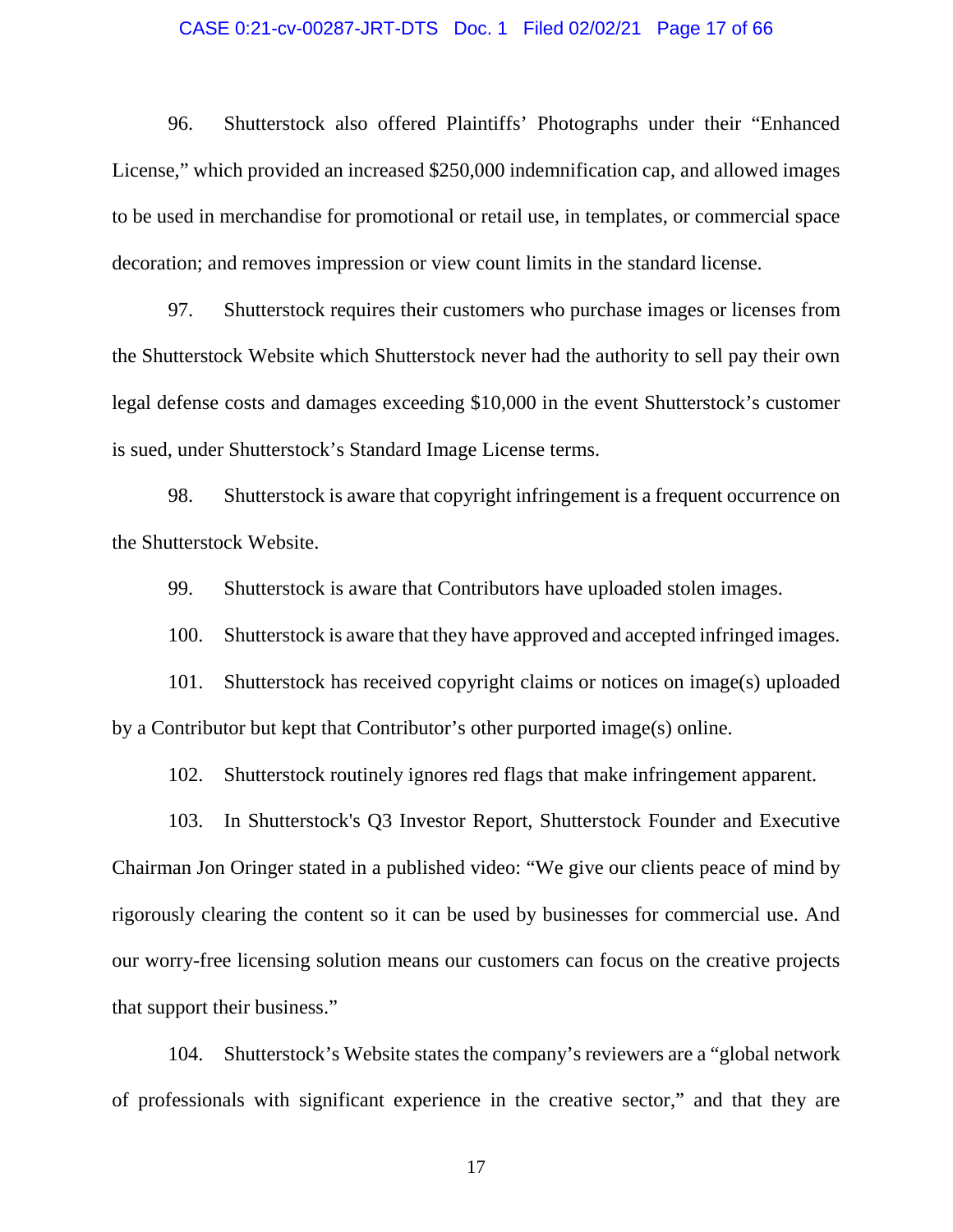96. Shutterstock also offered Plaintiffs' Photographs under their "Enhanced License," which provided an increased $250,000 indemnification cap, and allowed images to be used in merchandise for promotional or retail use, in templates, or commercial space decoration; and removes impression or view count limits in the standard license.

97. Shutterstock requires their customers who purchase images or licenses from the Shutterstock Website which Shutterstock never had the authority to sell pay their own legal defense costs and damages exceeding $10,000 in the event Shutterstock's customer is sued, under Shutterstock's Standard Image License terms.

98. Shutterstock is aware that copyright infringement is a frequent occurrence on the Shutterstock Website.

99. Shutterstock is aware that Contributors have uploaded stolen images.

100. Shutterstock is aware that they have approved and accepted infringed images.

101. Shutterstock has received copyright claims or notices on image(s) uploaded by a Contributor but kept that Contributor's other purported image(s) online.

102. Shutterstock routinely ignores red flags that make infringement apparent.

103. In Shutterstock's Q3 Investor Report, Shutterstock Founder and Executive Chairman Jon Oringer stated in a published video: "We give our clients peace of mind by rigorously clearing the content so it can be used by businesses for commercial use. And our worry-free licensing solution means our customers can focus on the creative projects that support their business."

104. Shutterstock's Website states the company's reviewers are a "global network of professionals with significant experience in the creative sector," and that they are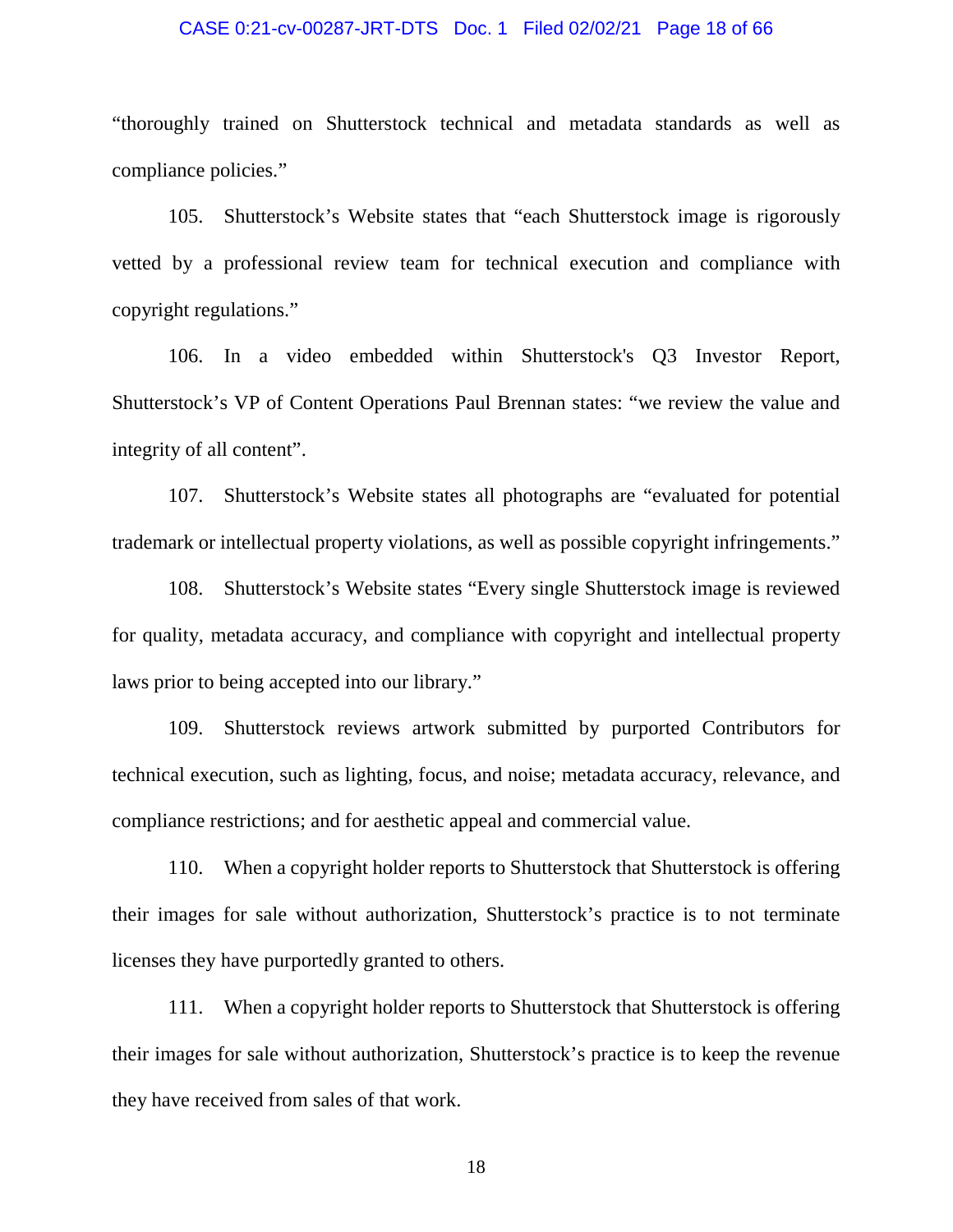"thoroughly trained on Shutterstock technical and metadata standards as well as compliance policies."

105. Shutterstock's Website states that "each Shutterstock image is rigorously vetted by a professional review team for technical execution and compliance with copyright regulations."

106. In a video embedded within Shutterstock's Q3 Investor Report, Shutterstock's VP of Content Operations Paul Brennan states: "we review the value and integrity of all content".

107. Shutterstock's Website states all photographs are "evaluated for potential trademark or intellectual property violations, as well as possible copyright infringements."

108. Shutterstock's Website states "Every single Shutterstock image is reviewed for quality, metadata accuracy, and compliance with copyright and intellectual property laws prior to being accepted into our library."

109. Shutterstock reviews artwork submitted by purported Contributors for technical execution, such as lighting, focus, and noise; metadata accuracy, relevance, and compliance restrictions; and for aesthetic appeal and commercial value.

110. When a copyright holder reports to Shutterstock that Shutterstock is offering their images for sale without authorization, Shutterstock's practice is to not terminate licenses they have purportedly granted to others.

111. When a copyright holder reports to Shutterstock that Shutterstock is offering their images for sale without authorization, Shutterstock's practice is to keep the revenue they have received from sales of that work.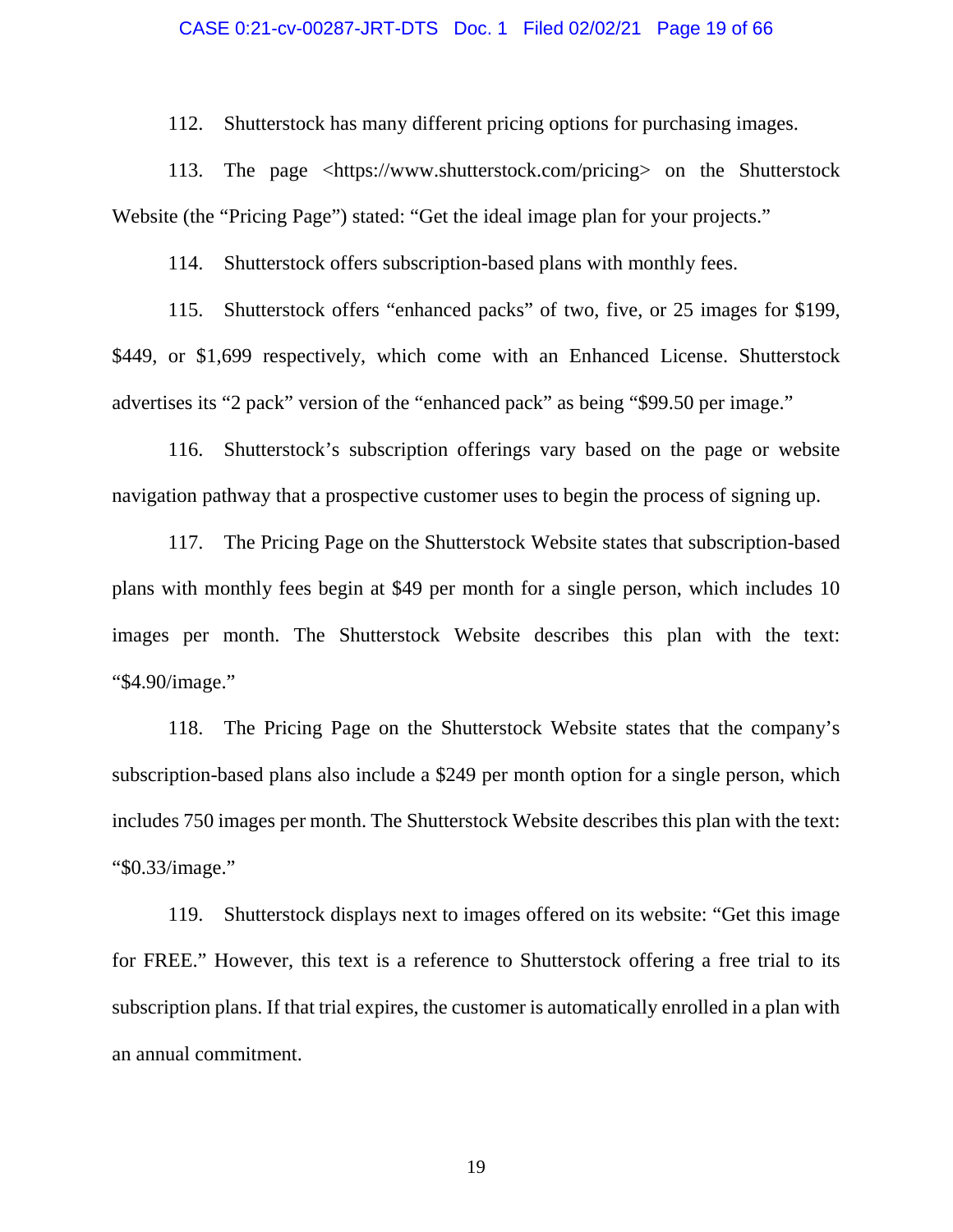112. Shutterstock has many different pricing options for purchasing images.

113. The page <https://www.shutterstock.com/pricing> on the Shutterstock Website (the "Pricing Page") stated: "Get the ideal image plan for your projects."

114. Shutterstock offers subscription-based plans with monthly fees.

115. Shutterstock offers "enhanced packs" of two, five, or 25 images for $199, $449, or $1,699 respectively, which come with an Enhanced License. Shutterstock advertises its "2 pack" version of the "enhanced pack" as being "$99.50 per image."

116. Shutterstock's subscription offerings vary based on the page or website navigation pathway that a prospective customer uses to begin the process of signing up.

117. The Pricing Page on the Shutterstock Website states that subscription-based plans with monthly fees begin at $49 per month for a single person, which includes 10 images per month. The Shutterstock Website describes this plan with the text: "$4.90/image."

118. The Pricing Page on the Shutterstock Website states that the company's subscription-based plans also include a $249 per month option for a single person, which includes 750 images per month. The Shutterstock Website describes this plan with the text: "$0.33/image."

119. Shutterstock displays next to images offered on its website: "Get this image for FREE." However, this text is a reference to Shutterstock offering a free trial to its subscription plans. If that trial expires, the customer is automatically enrolled in a plan with an annual commitment.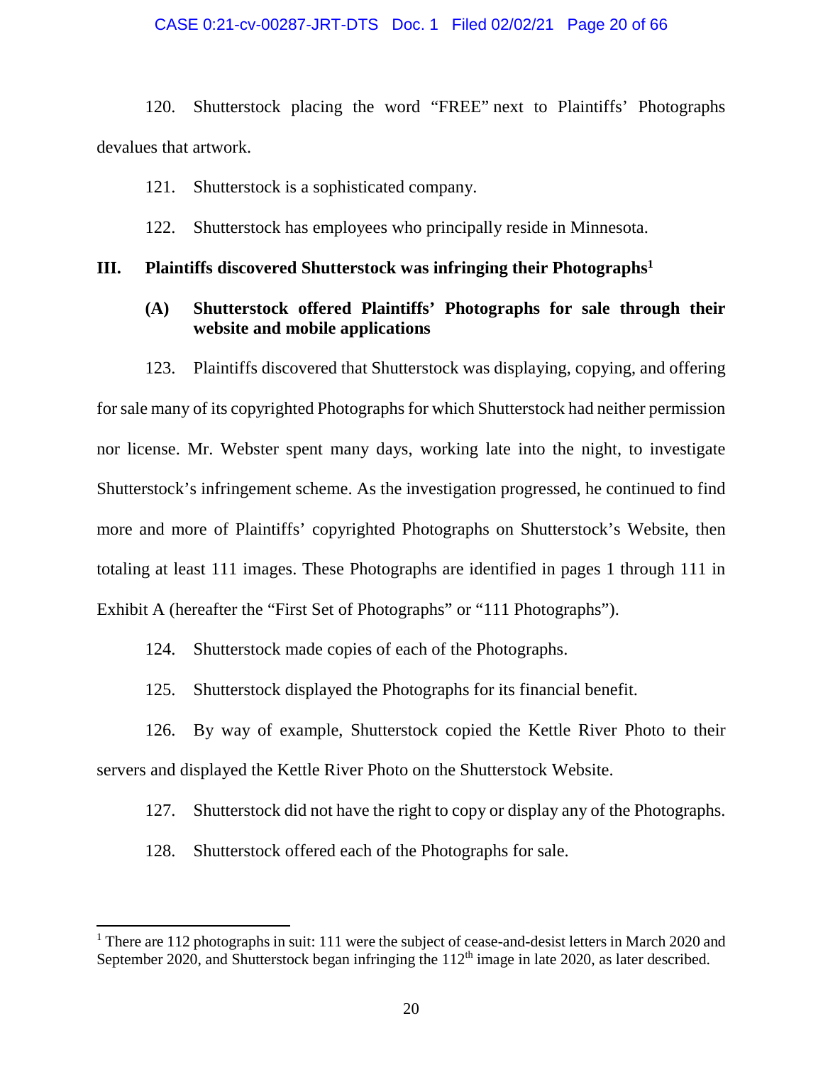120. Shutterstock placing the word "FREE" next to Plaintiffs' Photographs devalues that artwork.

121. Shutterstock is a sophisticated company.

122. Shutterstock has employees who principally reside in Minnesota.

## III. Plaintiffs discovered Shutterstock was infringing their Photographs[1]

### (A) Shutterstock offered Plaintiffs' Photographs for sale through their website and mobile applications

123. Plaintiffs discovered that Shutterstock was displaying, copying, and offering for sale many of its copyrighted Photographs for which Shutterstock had neither permission nor license. Mr. Webster spent many days, working late into the night, to investigate Shutterstock's infringement scheme. As the investigation progressed, he continued to find more and more of Plaintiffs' copyrighted Photographs on Shutterstock's Website, then totaling at least 111 images. These Photographs are identified in pages 1 through 111 in Exhibit A (hereafter the "First Set of Photographs" or "111 Photographs").

124. Shutterstock made copies of each of the Photographs.

125. Shutterstock displayed the Photographs for its financial benefit.

126. By way of example, Shutterstock copied the Kettle River Photo to their servers and displayed the Kettle River Photo on the Shutterstock Website.

127. Shutterstock did not have the right to copy or display any of the Photographs.

128. Shutterstock offered each of the Photographs for sale.

---

[1] There are 112 photographs in suit: 111 were the subject of cease-and-desist letters in March 2020 and September 2020, and Shutterstock began infringing the 112th image in late 2020, as later described.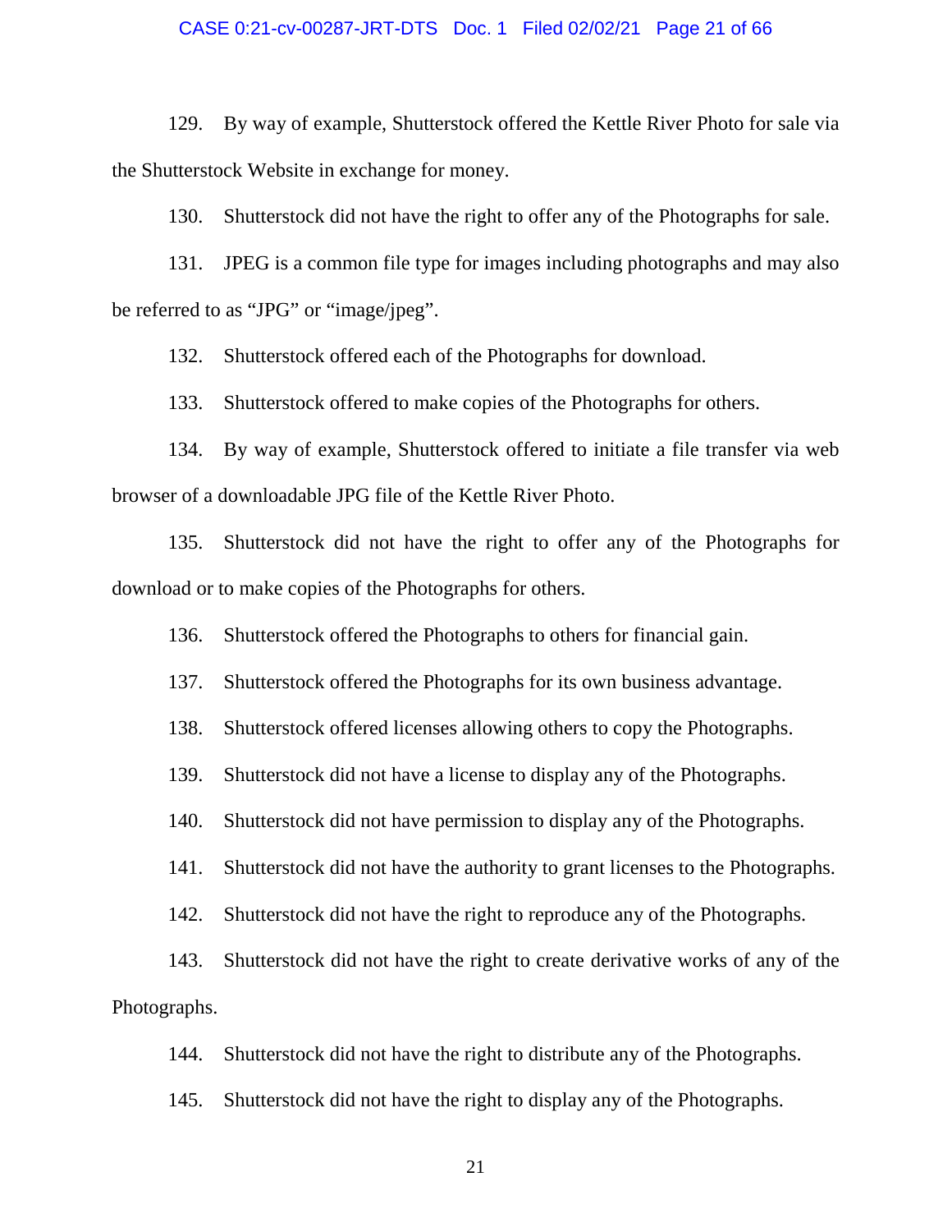129. By way of example, Shutterstock offered the Kettle River Photo for sale via the Shutterstock Website in exchange for money.

130. Shutterstock did not have the right to offer any of the Photographs for sale.

131. JPEG is a common file type for images including photographs and may also be referred to as "JPG" or "image/jpeg".

132. Shutterstock offered each of the Photographs for download.

133. Shutterstock offered to make copies of the Photographs for others.

134. By way of example, Shutterstock offered to initiate a file transfer via web browser of a downloadable JPG file of the Kettle River Photo.

135. Shutterstock did not have the right to offer any of the Photographs for download or to make copies of the Photographs for others.

136. Shutterstock offered the Photographs to others for financial gain.

137. Shutterstock offered the Photographs for its own business advantage.

138. Shutterstock offered licenses allowing others to copy the Photographs.

139. Shutterstock did not have a license to display any of the Photographs.

140. Shutterstock did not have permission to display any of the Photographs.

141. Shutterstock did not have the authority to grant licenses to the Photographs.

142. Shutterstock did not have the right to reproduce any of the Photographs.

143. Shutterstock did not have the right to create derivative works of any of the Photographs.

144. Shutterstock did not have the right to distribute any of the Photographs.

145. Shutterstock did not have the right to display any of the Photographs.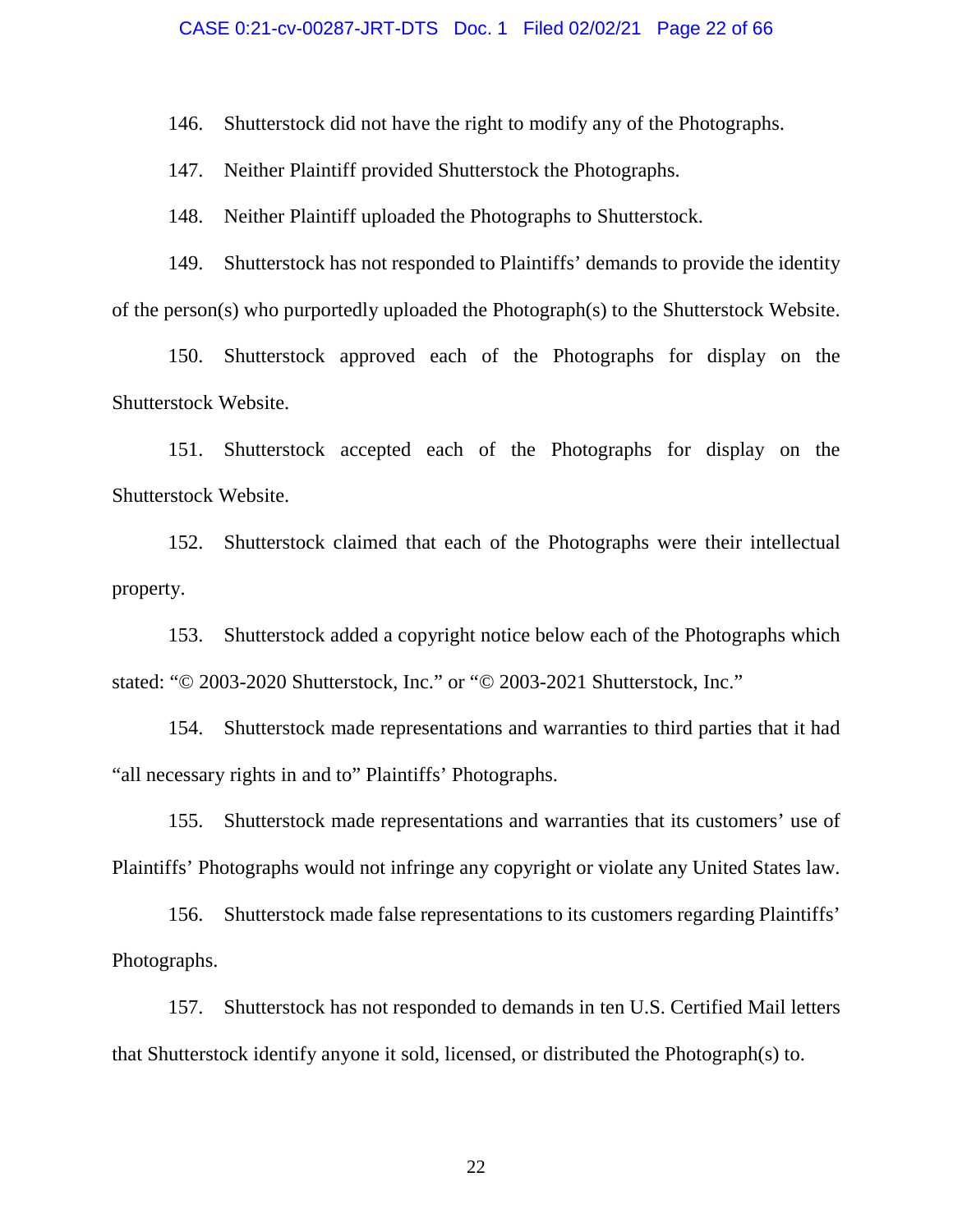146. Shutterstock did not have the right to modify any of the Photographs.

147. Neither Plaintiff provided Shutterstock the Photographs.

148. Neither Plaintiff uploaded the Photographs to Shutterstock.

149. Shutterstock has not responded to Plaintiffs' demands to provide the identity of the person(s) who purportedly uploaded the Photograph(s) to the Shutterstock Website.

150. Shutterstock approved each of the Photographs for display on the Shutterstock Website.

151. Shutterstock accepted each of the Photographs for display on the Shutterstock Website.

152. Shutterstock claimed that each of the Photographs were their intellectual property.

153. Shutterstock added a copyright notice below each of the Photographs which stated: "© 2003-2020 Shutterstock, Inc." or "© 2003-2021 Shutterstock, Inc."

154. Shutterstock made representations and warranties to third parties that it had "all necessary rights in and to" Plaintiffs' Photographs.

155. Shutterstock made representations and warranties that its customers' use of Plaintiffs' Photographs would not infringe any copyright or violate any United States law.

156. Shutterstock made false representations to its customers regarding Plaintiffs' Photographs.

157. Shutterstock has not responded to demands in ten U.S. Certified Mail letters that Shutterstock identify anyone it sold, licensed, or distributed the Photograph(s) to.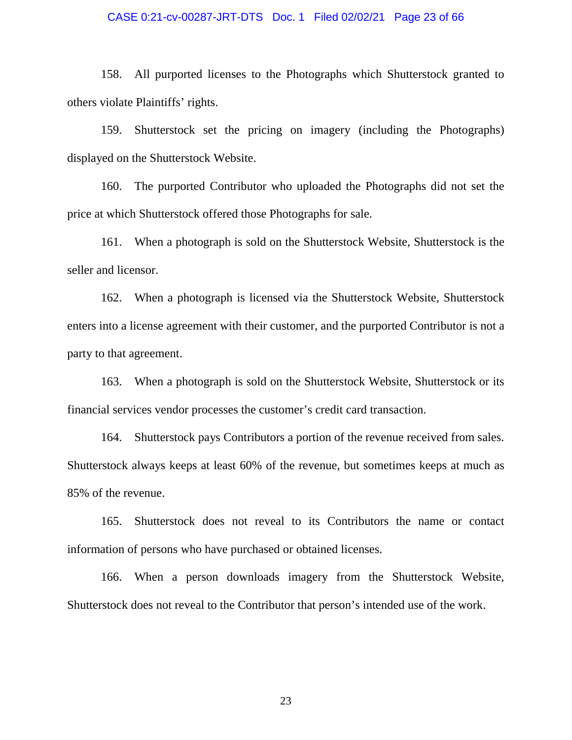158. All purported licenses to the Photographs which Shutterstock granted to others violate Plaintiffs' rights.

159. Shutterstock set the pricing on imagery (including the Photographs) displayed on the Shutterstock Website.

160. The purported Contributor who uploaded the Photographs did not set the price at which Shutterstock offered those Photographs for sale.

161. When a photograph is sold on the Shutterstock Website, Shutterstock is the seller and licensor.

162. When a photograph is licensed via the Shutterstock Website, Shutterstock enters into a license agreement with their customer, and the purported Contributor is not a party to that agreement.

163. When a photograph is sold on the Shutterstock Website, Shutterstock or its financial services vendor processes the customer's credit card transaction.

164. Shutterstock pays Contributors a portion of the revenue received from sales. Shutterstock always keeps at least 60% of the revenue, but sometimes keeps at much as 85% of the revenue.

165. Shutterstock does not reveal to its Contributors the name or contact information of persons who have purchased or obtained licenses.

166. When a person downloads imagery from the Shutterstock Website, Shutterstock does not reveal to the Contributor that person's intended use of the work.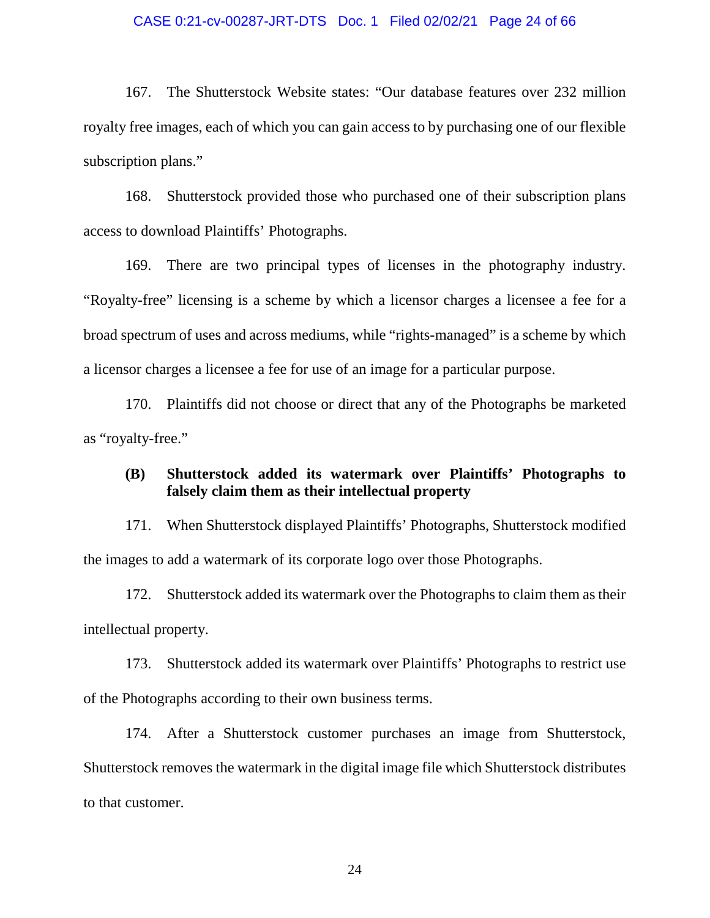167. The Shutterstock Website states: "Our database features over 232 million royalty free images, each of which you can gain access to by purchasing one of our flexible subscription plans."

168. Shutterstock provided those who purchased one of their subscription plans access to download Plaintiffs' Photographs.

169. There are two principal types of licenses in the photography industry. "Royalty-free" licensing is a scheme by which a licensor charges a licensee a fee for a broad spectrum of uses and across mediums, while "rights-managed" is a scheme by which a licensor charges a licensee a fee for use of an image for a particular purpose.

170. Plaintiffs did not choose or direct that any of the Photographs be marketed as "royalty-free."

### (B) Shutterstock added its watermark over Plaintiffs' Photographs to falsely claim them as their intellectual property

171. When Shutterstock displayed Plaintiffs' Photographs, Shutterstock modified the images to add a watermark of its corporate logo over those Photographs.

172. Shutterstock added its watermark over the Photographs to claim them as their intellectual property.

173. Shutterstock added its watermark over Plaintiffs' Photographs to restrict use of the Photographs according to their own business terms.

174. After a Shutterstock customer purchases an image from Shutterstock, Shutterstock removes the watermark in the digital image file which Shutterstock distributes to that customer.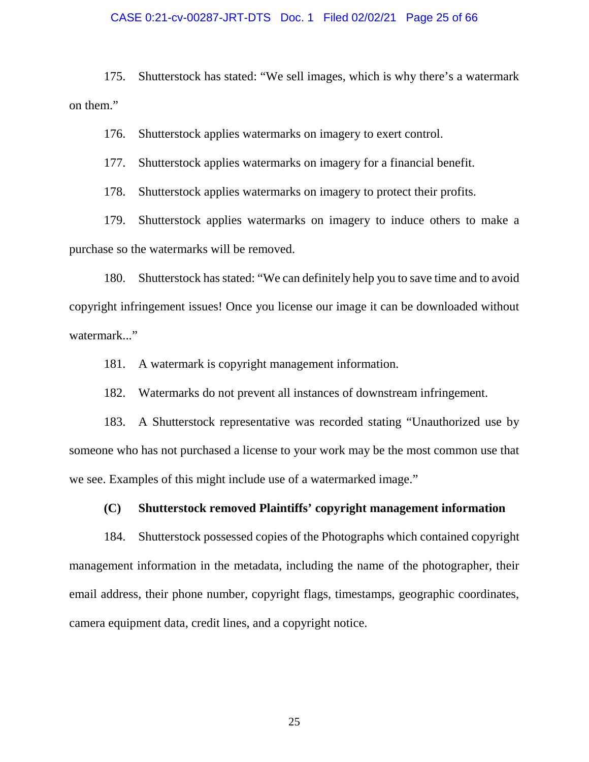175. Shutterstock has stated: "We sell images, which is why there's a watermark on them."

176. Shutterstock applies watermarks on imagery to exert control.

177. Shutterstock applies watermarks on imagery for a financial benefit.

178. Shutterstock applies watermarks on imagery to protect their profits.

179. Shutterstock applies watermarks on imagery to induce others to make a purchase so the watermarks will be removed.

180. Shutterstock has stated: "We can definitely help you to save time and to avoid copyright infringement issues! Once you license our image it can be downloaded without watermark..."

181. A watermark is copyright management information.

182. Watermarks do not prevent all instances of downstream infringement.

183. A Shutterstock representative was recorded stating "Unauthorized use by someone who has not purchased a license to your work may be the most common use that we see. Examples of this might include use of a watermarked image."

**(C) Shutterstock removed Plaintiffs' copyright management information**

184. Shutterstock possessed copies of the Photographs which contained copyright management information in the metadata, including the name of the photographer, their email address, their phone number, copyright flags, timestamps, geographic coordinates, camera equipment data, credit lines, and a copyright notice.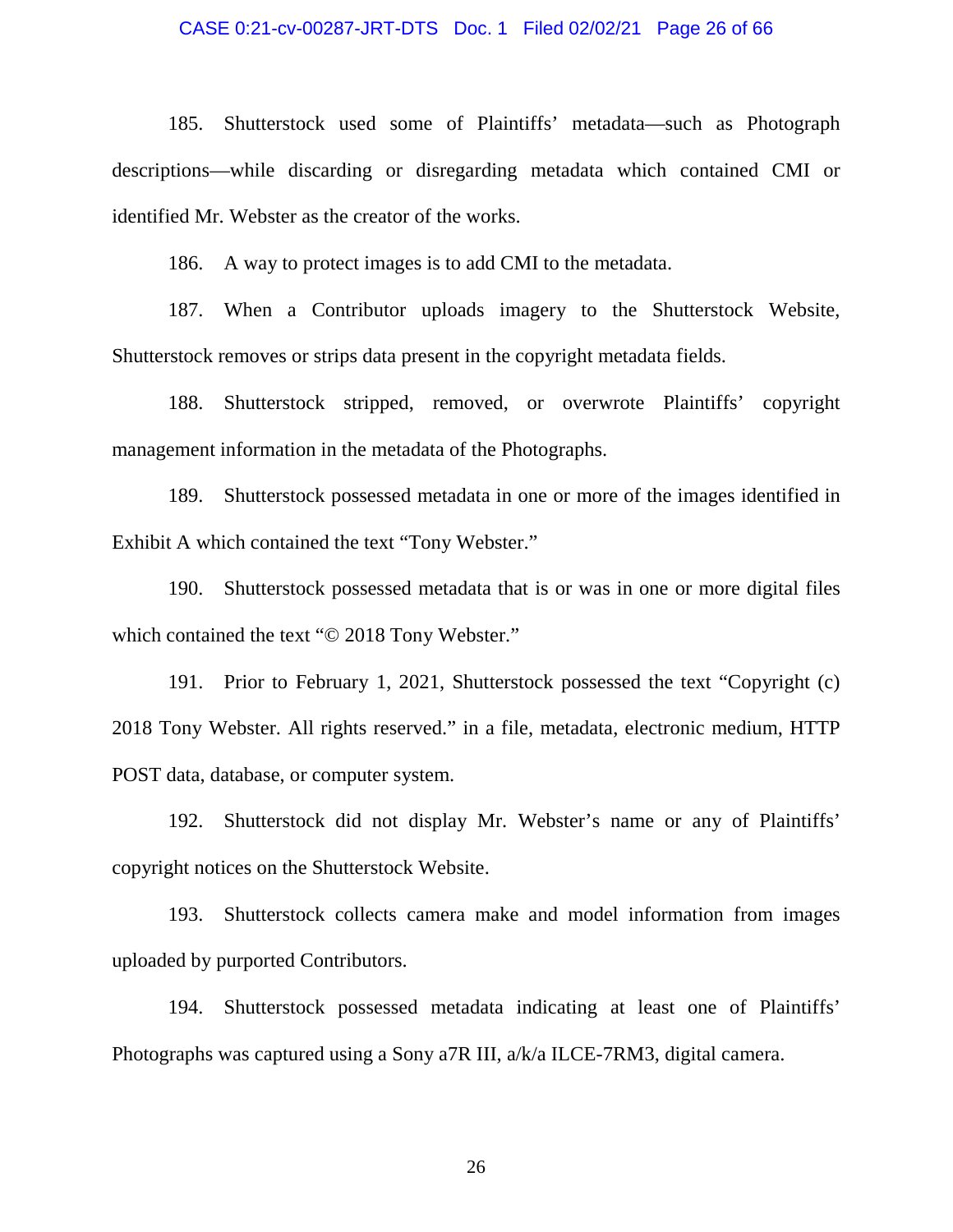185. Shutterstock used some of Plaintiffs' metadata—such as Photograph descriptions—while discarding or disregarding metadata which contained CMI or identified Mr. Webster as the creator of the works.

186. A way to protect images is to add CMI to the metadata.

187. When a Contributor uploads imagery to the Shutterstock Website, Shutterstock removes or strips data present in the copyright metadata fields.

188. Shutterstock stripped, removed, or overwrote Plaintiffs' copyright management information in the metadata of the Photographs.

189. Shutterstock possessed metadata in one or more of the images identified in Exhibit A which contained the text "Tony Webster."

190. Shutterstock possessed metadata that is or was in one or more digital files which contained the text "© 2018 Tony Webster."

191. Prior to February 1, 2021, Shutterstock possessed the text "Copyright (c) 2018 Tony Webster. All rights reserved." in a file, metadata, electronic medium, HTTP POST data, database, or computer system.

192. Shutterstock did not display Mr. Webster's name or any of Plaintiffs' copyright notices on the Shutterstock Website.

193. Shutterstock collects camera make and model information from images uploaded by purported Contributors.

194. Shutterstock possessed metadata indicating at least one of Plaintiffs' Photographs was captured using a Sony a7R III, a/k/a ILCE-7RM3, digital camera.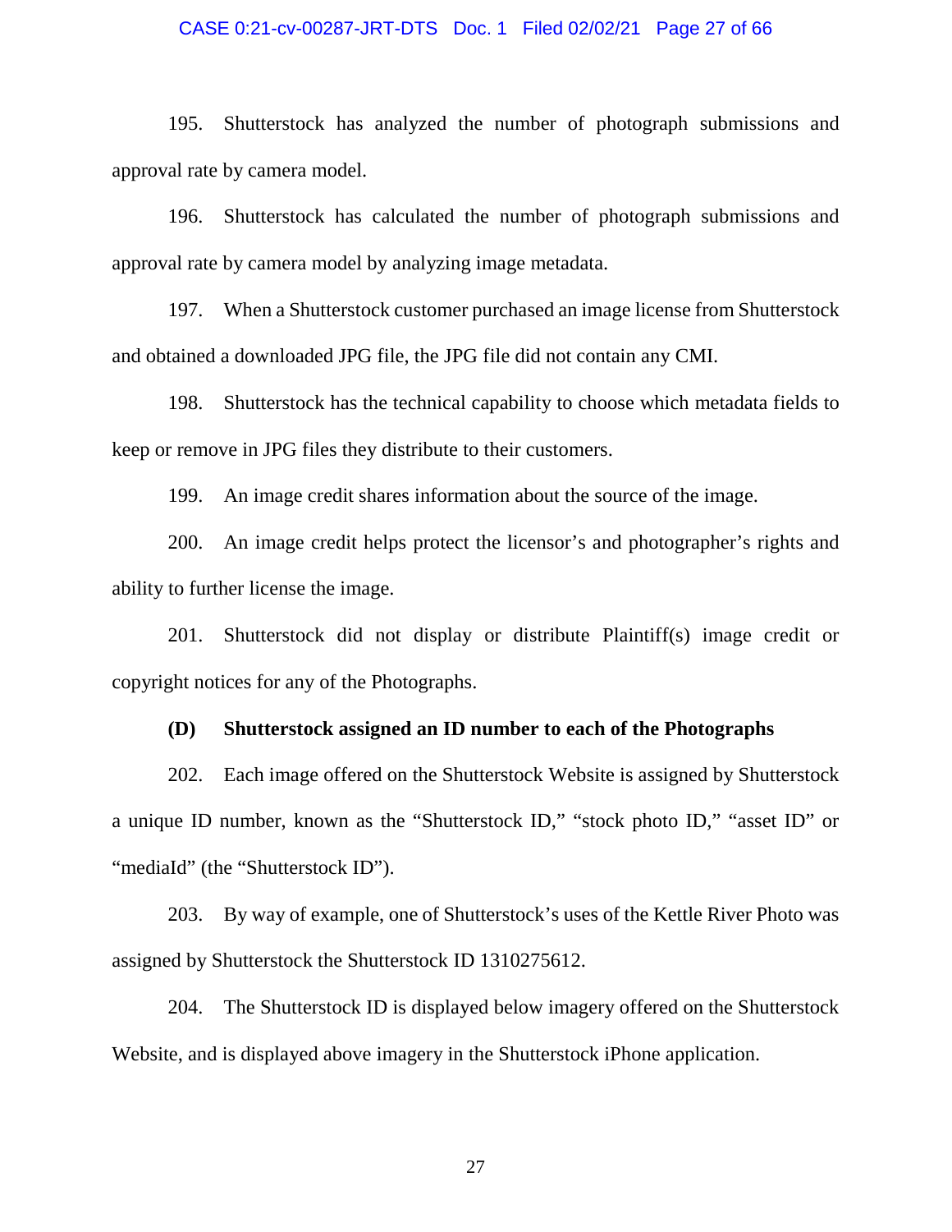195. Shutterstock has analyzed the number of photograph submissions and approval rate by camera model.

196. Shutterstock has calculated the number of photograph submissions and approval rate by camera model by analyzing image metadata.

197. When a Shutterstock customer purchased an image license from Shutterstock and obtained a downloaded JPG file, the JPG file did not contain any CMI.

198. Shutterstock has the technical capability to choose which metadata fields to keep or remove in JPG files they distribute to their customers.

199. An image credit shares information about the source of the image.

200. An image credit helps protect the licensor's and photographer's rights and ability to further license the image.

201. Shutterstock did not display or distribute Plaintiff(s) image credit or copyright notices for any of the Photographs.

**(D) Shutterstock assigned an ID number to each of the Photographs**

202. Each image offered on the Shutterstock Website is assigned by Shutterstock a unique ID number, known as the "Shutterstock ID," "stock photo ID," "asset ID" or "mediaId" (the "Shutterstock ID").

203. By way of example, one of Shutterstock's uses of the Kettle River Photo was assigned by Shutterstock the Shutterstock ID 1310275612.

204. The Shutterstock ID is displayed below imagery offered on the Shutterstock Website, and is displayed above imagery in the Shutterstock iPhone application.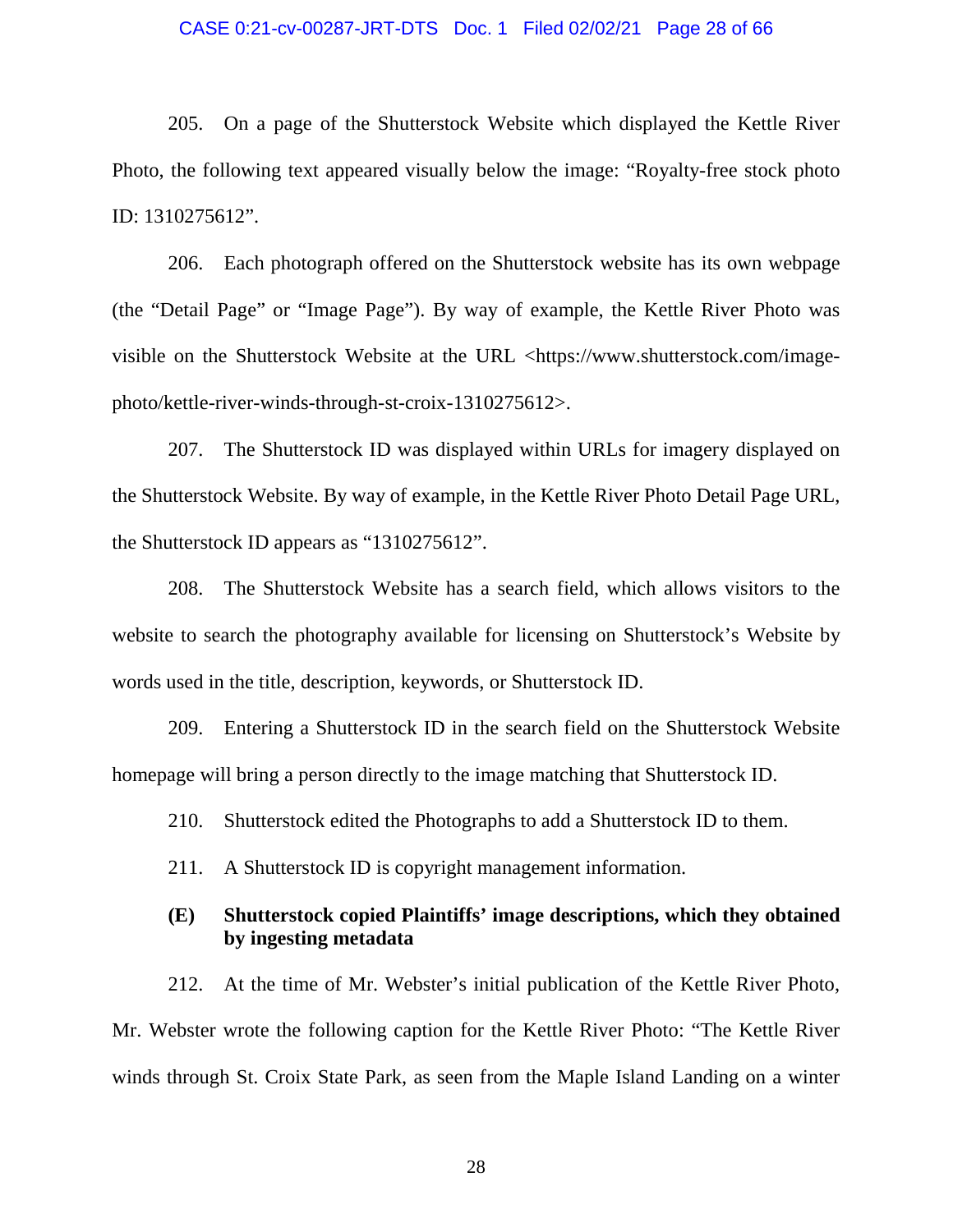205. On a page of the Shutterstock Website which displayed the Kettle River Photo, the following text appeared visually below the image: “Royalty-free stock photo ID: 1310275612”.

206. Each photograph offered on the Shutterstock website has its own webpage (the “Detail Page” or “Image Page”). By way of example, the Kettle River Photo was visible on the Shutterstock Website at the URL <https://www.shutterstock.com/image-photo/kettle-river-winds-through-st-croix-1310275612>.

207. The Shutterstock ID was displayed within URLs for imagery displayed on the Shutterstock Website. By way of example, in the Kettle River Photo Detail Page URL, the Shutterstock ID appears as “1310275612”.

208. The Shutterstock Website has a search field, which allows visitors to the website to search the photography available for licensing on Shutterstock’s Website by words used in the title, description, keywords, or Shutterstock ID.

209. Entering a Shutterstock ID in the search field on the Shutterstock Website homepage will bring a person directly to the image matching that Shutterstock ID.

210. Shutterstock edited the Photographs to add a Shutterstock ID to them.

211. A Shutterstock ID is copyright management information.

### (E) Shutterstock copied Plaintiffs’ image descriptions, which they obtained by ingesting metadata

212. At the time of Mr. Webster’s initial publication of the Kettle River Photo, Mr. Webster wrote the following caption for the Kettle River Photo: “The Kettle River winds through St. Croix State Park, as seen from the Maple Island Landing on a winter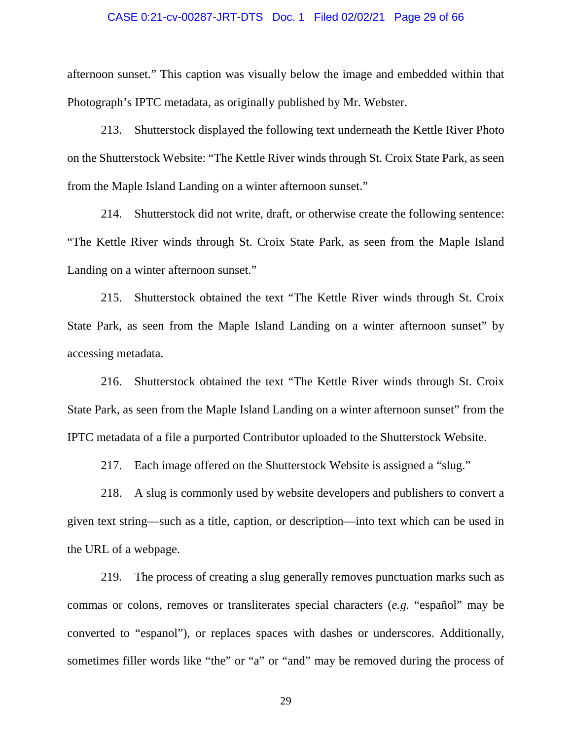afternoon sunset." This caption was visually below the image and embedded within that Photograph's IPTC metadata, as originally published by Mr. Webster.

213. Shutterstock displayed the following text underneath the Kettle River Photo on the Shutterstock Website: "The Kettle River winds through St. Croix State Park, as seen from the Maple Island Landing on a winter afternoon sunset."

214. Shutterstock did not write, draft, or otherwise create the following sentence: "The Kettle River winds through St. Croix State Park, as seen from the Maple Island Landing on a winter afternoon sunset."

215. Shutterstock obtained the text "The Kettle River winds through St. Croix State Park, as seen from the Maple Island Landing on a winter afternoon sunset" by accessing metadata.

216. Shutterstock obtained the text "The Kettle River winds through St. Croix State Park, as seen from the Maple Island Landing on a winter afternoon sunset" from the IPTC metadata of a file a purported Contributor uploaded to the Shutterstock Website.

217. Each image offered on the Shutterstock Website is assigned a "slug."

218. A slug is commonly used by website developers and publishers to convert a given text string—such as a title, caption, or description—into text which can be used in the URL of a webpage.

219. The process of creating a slug generally removes punctuation marks such as commas or colons, removes or transliterates special characters (*e.g.* "español" may be converted to "espanol"), or replaces spaces with dashes or underscores. Additionally, sometimes filler words like "the" or "a" or "and" may be removed during the process of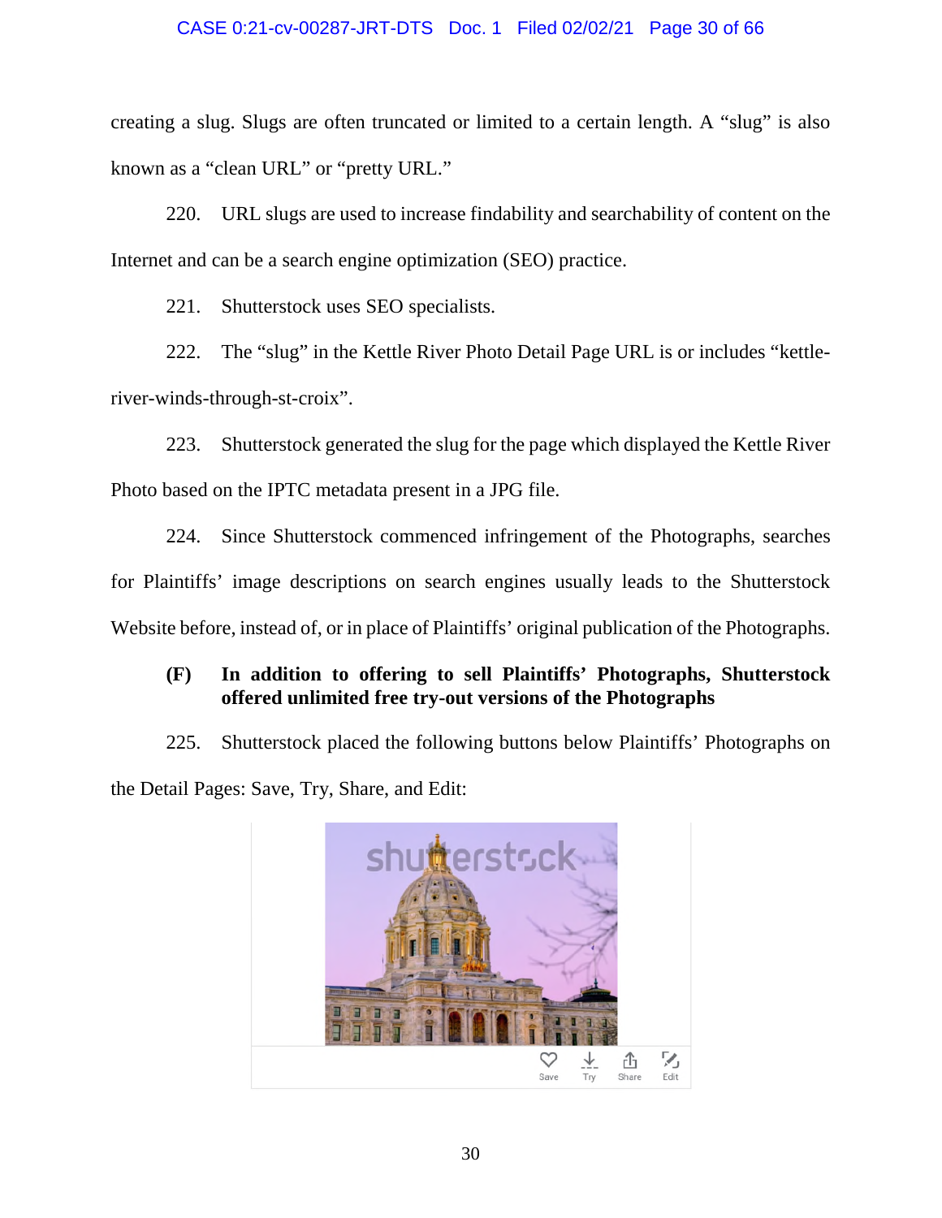creating a slug. Slugs are often truncated or limited to a certain length. A "slug" is also known as a "clean URL" or "pretty URL."

220. URL slugs are used to increase findability and searchability of content on the Internet and can be a search engine optimization (SEO) practice.

221. Shutterstock uses SEO specialists.

222. The "slug" in the Kettle River Photo Detail Page URL is or includes "kettle-river-winds-through-st-croix".

223. Shutterstock generated the slug for the page which displayed the Kettle River Photo based on the IPTC metadata present in a JPG file.

224. Since Shutterstock commenced infringement of the Photographs, searches for Plaintiffs' image descriptions on search engines usually leads to the Shutterstock Website before, instead of, or in place of Plaintiffs' original publication of the Photographs.

**(F) In addition to offering to sell Plaintiffs' Photographs, Shutterstock offered unlimited free try-out versions of the Photographs**

225. Shutterstock placed the following buttons below Plaintiffs' Photographs on the Detail Pages: Save, Try, Share, and Edit: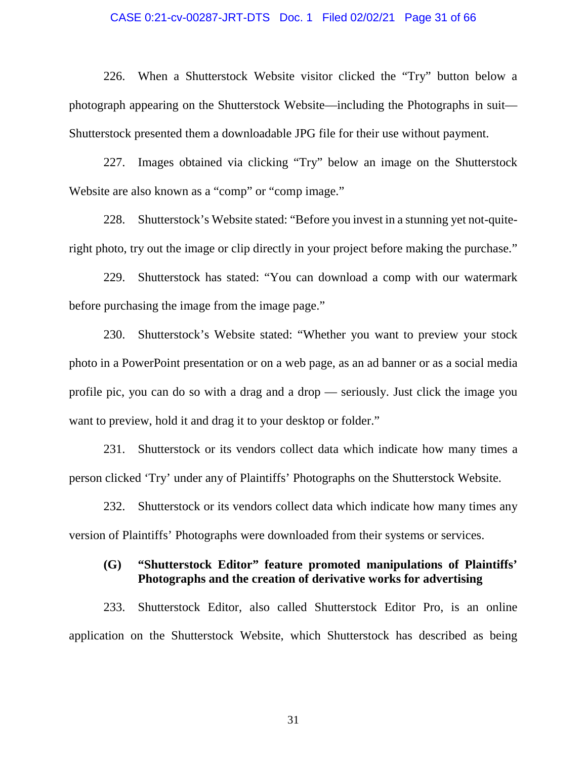226. When a Shutterstock Website visitor clicked the "Try" button below a photograph appearing on the Shutterstock Website—including the Photographs in suit—Shutterstock presented them a downloadable JPG file for their use without payment.

227. Images obtained via clicking "Try" below an image on the Shutterstock Website are also known as a "comp" or "comp image."

228. Shutterstock's Website stated: "Before you invest in a stunning yet not-quite-right photo, try out the image or clip directly in your project before making the purchase."

229. Shutterstock has stated: "You can download a comp with our watermark before purchasing the image from the image page."

230. Shutterstock's Website stated: "Whether you want to preview your stock photo in a PowerPoint presentation or on a web page, as an ad banner or as a social media profile pic, you can do so with a drag and a drop — seriously. Just click the image you want to preview, hold it and drag it to your desktop or folder."

231. Shutterstock or its vendors collect data which indicate how many times a person clicked 'Try' under any of Plaintiffs' Photographs on the Shutterstock Website.

232. Shutterstock or its vendors collect data which indicate how many times any version of Plaintiffs' Photographs were downloaded from their systems or services.

### (G) "Shutterstock Editor" feature promoted manipulations of Plaintiffs' Photographs and the creation of derivative works for advertising

233. Shutterstock Editor, also called Shutterstock Editor Pro, is an online application on the Shutterstock Website, which Shutterstock has described as being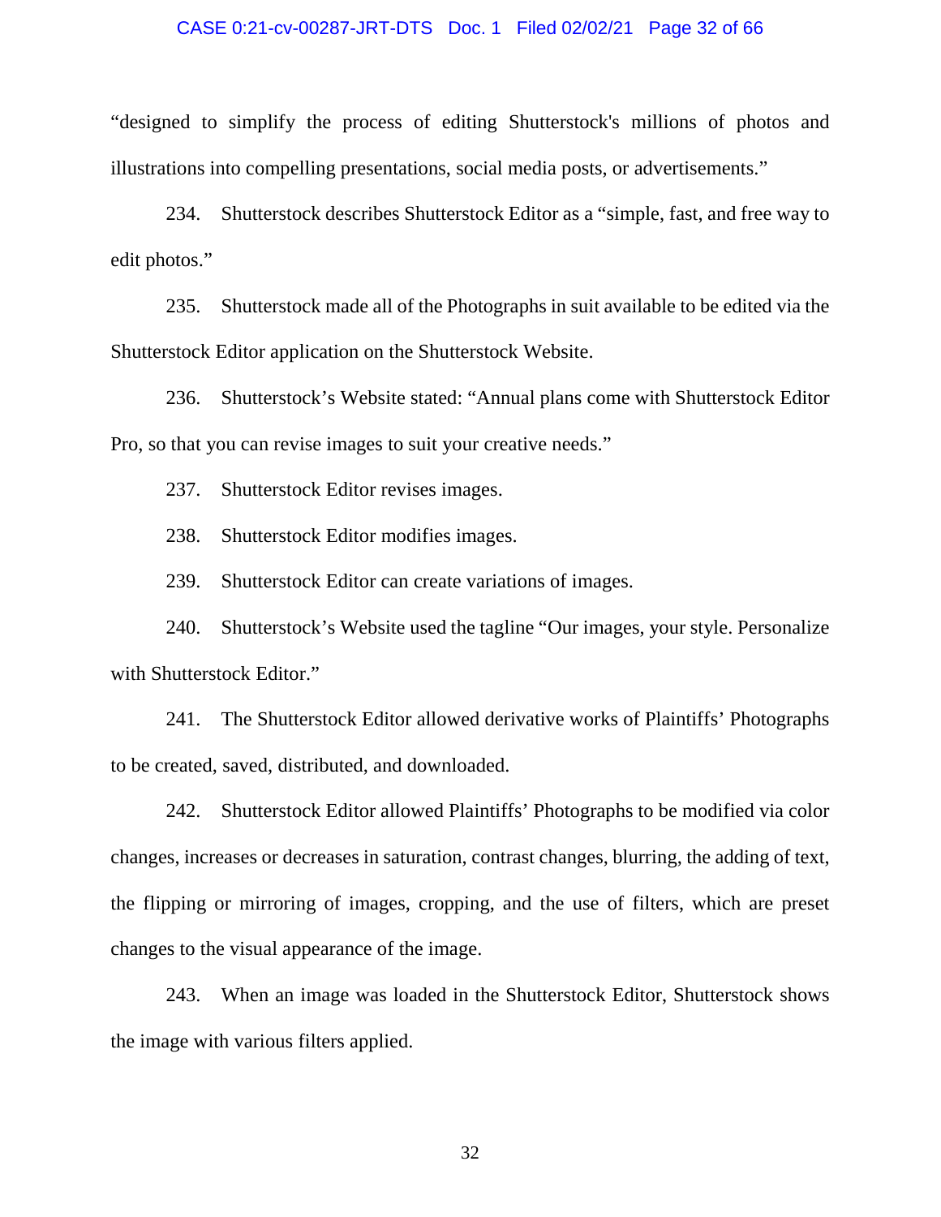"designed to simplify the process of editing Shutterstock's millions of photos and illustrations into compelling presentations, social media posts, or advertisements."

234. Shutterstock describes Shutterstock Editor as a "simple, fast, and free way to edit photos."

235. Shutterstock made all of the Photographs in suit available to be edited via the Shutterstock Editor application on the Shutterstock Website.

236. Shutterstock's Website stated: "Annual plans come with Shutterstock Editor Pro, so that you can revise images to suit your creative needs."

237. Shutterstock Editor revises images.

238. Shutterstock Editor modifies images.

239. Shutterstock Editor can create variations of images.

240. Shutterstock's Website used the tagline "Our images, your style. Personalize with Shutterstock Editor."

241. The Shutterstock Editor allowed derivative works of Plaintiffs' Photographs to be created, saved, distributed, and downloaded.

242. Shutterstock Editor allowed Plaintiffs' Photographs to be modified via color changes, increases or decreases in saturation, contrast changes, blurring, the adding of text, the flipping or mirroring of images, cropping, and the use of filters, which are preset changes to the visual appearance of the image.

243. When an image was loaded in the Shutterstock Editor, Shutterstock shows the image with various filters applied.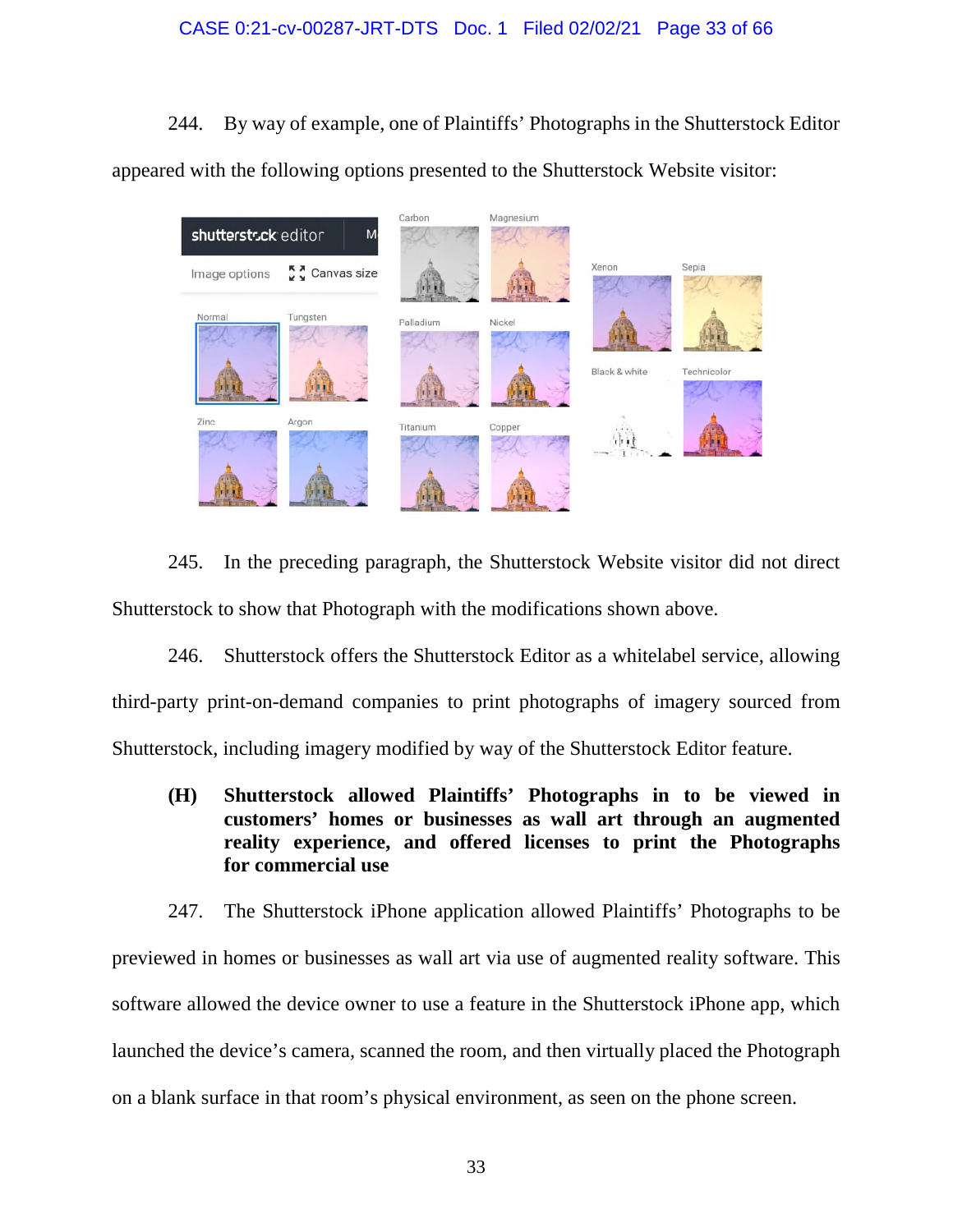244. By way of example, one of Plaintiffs' Photographs in the Shutterstock Editor appeared with the following options presented to the Shutterstock Website visitor:

245. In the preceding paragraph, the Shutterstock Website visitor did not direct Shutterstock to show that Photograph with the modifications shown above.

246. Shutterstock offers the Shutterstock Editor as a whitelabel service, allowing third-party print-on-demand companies to print photographs of imagery sourced from Shutterstock, including imagery modified by way of the Shutterstock Editor feature.

**(H) Shutterstock allowed Plaintiffs' Photographs in to be viewed in customers' homes or businesses as wall art through an augmented reality experience, and offered licenses to print the Photographs for commercial use**

247. The Shutterstock iPhone application allowed Plaintiffs' Photographs to be previewed in homes or businesses as wall art via use of augmented reality software. This software allowed the device owner to use a feature in the Shutterstock iPhone app, which launched the device's camera, scanned the room, and then virtually placed the Photograph on a blank surface in that room's physical environment, as seen on the phone screen.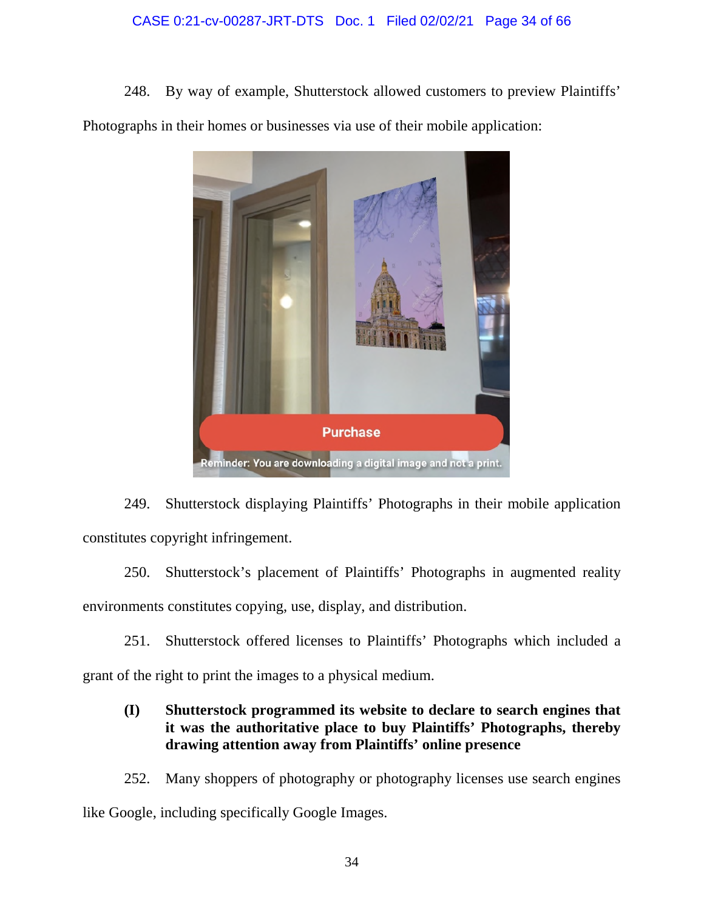248. By way of example, Shutterstock allowed customers to preview Plaintiffs' Photographs in their homes or businesses via use of their mobile application:

249. Shutterstock displaying Plaintiffs' Photographs in their mobile application constitutes copyright infringement.

250. Shutterstock's placement of Plaintiffs' Photographs in augmented reality environments constitutes copying, use, display, and distribution.

251. Shutterstock offered licenses to Plaintiffs' Photographs which included a grant of the right to print the images to a physical medium.

**(I) Shutterstock programmed its website to declare to search engines that it was the authoritative place to buy Plaintiffs' Photographs, thereby drawing attention away from Plaintiffs' online presence**

252. Many shoppers of photography or photography licenses use search engines like Google, including specifically Google Images.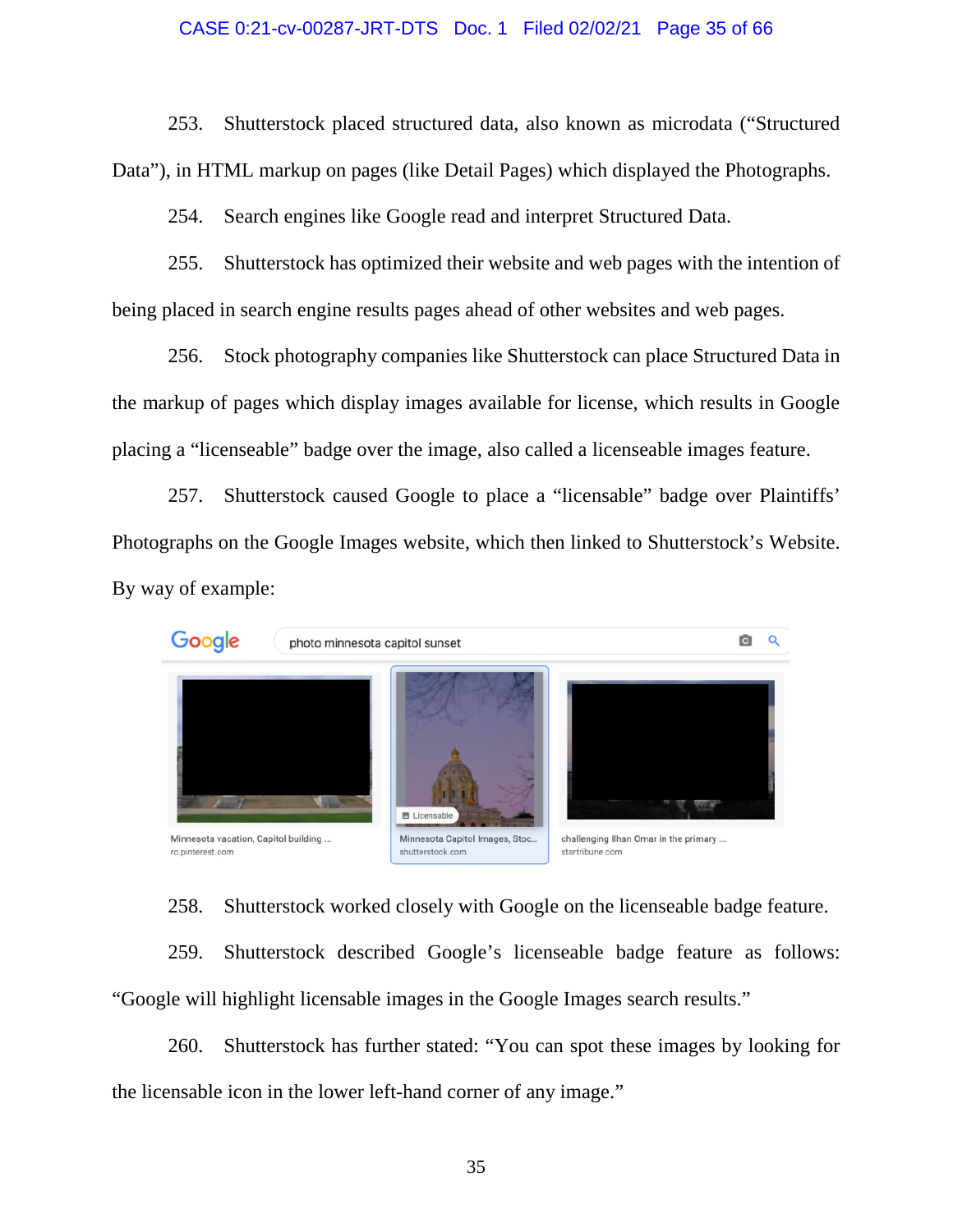253. Shutterstock placed structured data, also known as microdata ("Structured Data"), in HTML markup on pages (like Detail Pages) which displayed the Photographs.

254. Search engines like Google read and interpret Structured Data.

255. Shutterstock has optimized their website and web pages with the intention of being placed in search engine results pages ahead of other websites and web pages.

256. Stock photography companies like Shutterstock can place Structured Data in the markup of pages which display images available for license, which results in Google placing a "licenseable" badge over the image, also called a licenseable images feature.

257. Shutterstock caused Google to place a "licensable" badge over Plaintiffs' Photographs on the Google Images website, which then linked to Shutterstock's Website. By way of example:

258. Shutterstock worked closely with Google on the licenseable badge feature.

259. Shutterstock described Google's licenseable badge feature as follows: "Google will highlight licensable images in the Google Images search results."

260. Shutterstock has further stated: "You can spot these images by looking for the licensable icon in the lower left-hand corner of any image."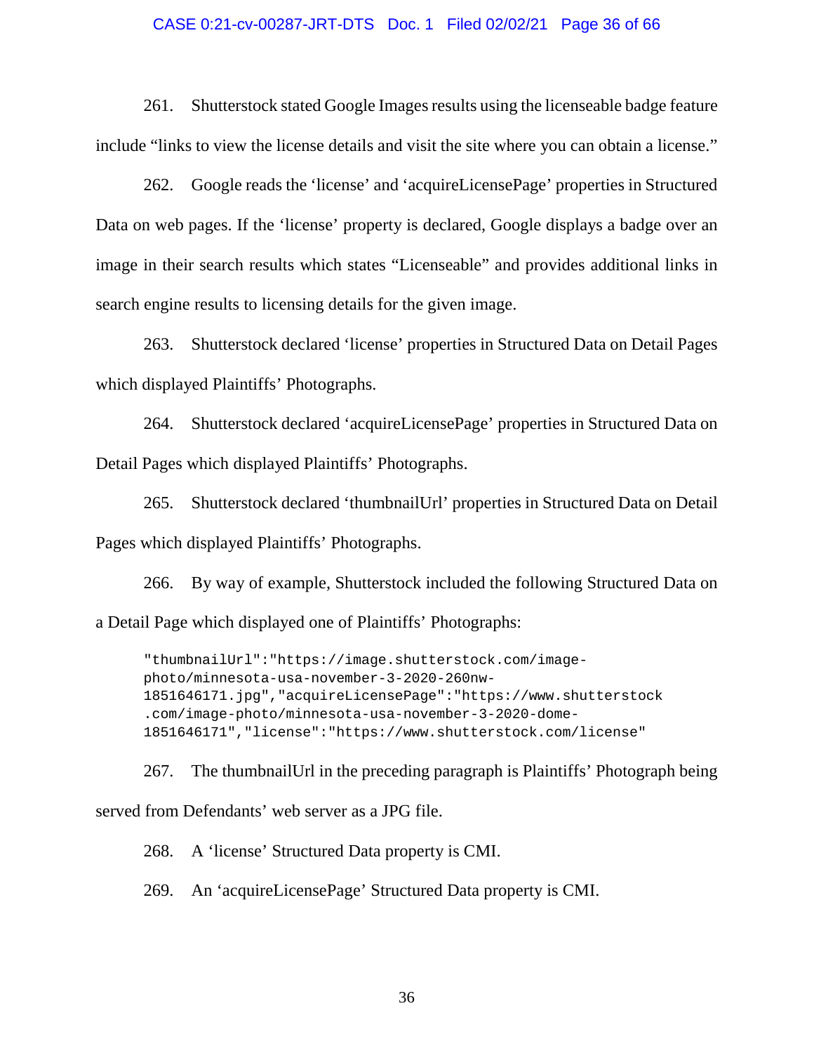261. Shutterstock stated Google Images results using the licenseable badge feature include "links to view the license details and visit the site where you can obtain a license."

262. Google reads the 'license' and 'acquireLicensePage' properties in Structured Data on web pages. If the 'license' property is declared, Google displays a badge over an image in their search results which states "Licenseable" and provides additional links in search engine results to licensing details for the given image.

263. Shutterstock declared 'license' properties in Structured Data on Detail Pages which displayed Plaintiffs' Photographs.

264. Shutterstock declared 'acquireLicensePage' properties in Structured Data on Detail Pages which displayed Plaintiffs' Photographs.

265. Shutterstock declared 'thumbnailUrl' properties in Structured Data on Detail Pages which displayed Plaintiffs' Photographs.

266. By way of example, Shutterstock included the following Structured Data on a Detail Page which displayed one of Plaintiffs' Photographs:

```
"thumbnailUrl":"https://image.shutterstock.com/image-
photo/minnesota-usa-november-3-2020-260nw-
1851646171.jpg","acquireLicensePage":"https://www.shutterstock
.com/image-photo/minnesota-usa-november-3-2020-dome-
1851646171","license":"https://www.shutterstock.com/license"
```

267. The thumbnailUrl in the preceding paragraph is Plaintiffs' Photograph being served from Defendants' web server as a JPG file.

268. A 'license' Structured Data property is CMI.

269. An 'acquireLicensePage' Structured Data property is CMI.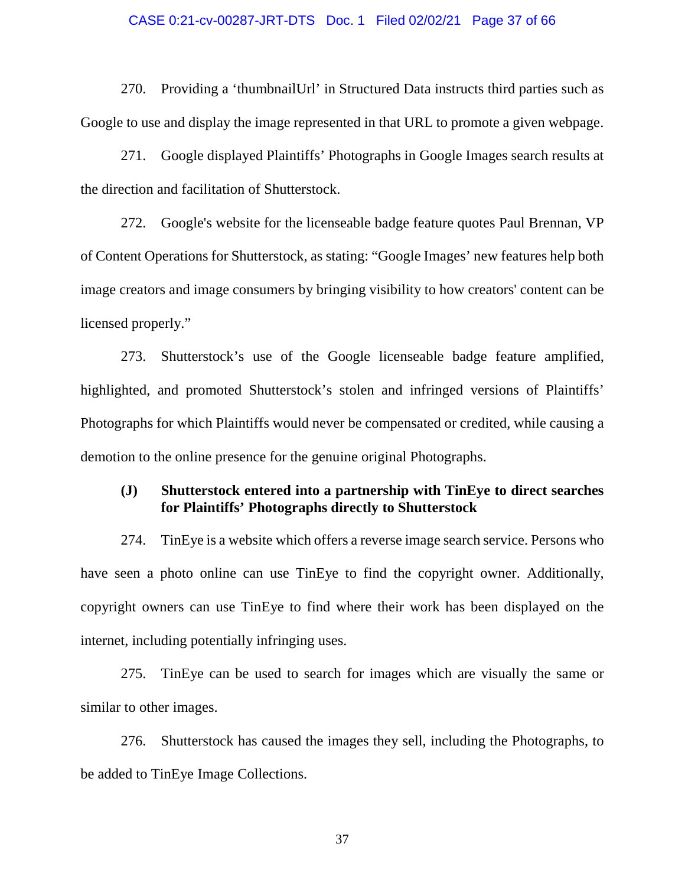270. Providing a ‘thumbnailUrl’ in Structured Data instructs third parties such as Google to use and display the image represented in that URL to promote a given webpage.

271. Google displayed Plaintiffs’ Photographs in Google Images search results at the direction and facilitation of Shutterstock.

272. Google's website for the licenseable badge feature quotes Paul Brennan, VP of Content Operations for Shutterstock, as stating: “Google Images’ new features help both image creators and image consumers by bringing visibility to how creators' content can be licensed properly.”

273. Shutterstock’s use of the Google licenseable badge feature amplified, highlighted, and promoted Shutterstock’s stolen and infringed versions of Plaintiffs’ Photographs for which Plaintiffs would never be compensated or credited, while causing a demotion to the online presence for the genuine original Photographs.

**(J) Shutterstock entered into a partnership with TinEye to direct searches for Plaintiffs’ Photographs directly to Shutterstock**

274. TinEye is a website which offers a reverse image search service. Persons who have seen a photo online can use TinEye to find the copyright owner. Additionally, copyright owners can use TinEye to find where their work has been displayed on the internet, including potentially infringing uses.

275. TinEye can be used to search for images which are visually the same or similar to other images.

276. Shutterstock has caused the images they sell, including the Photographs, to be added to TinEye Image Collections.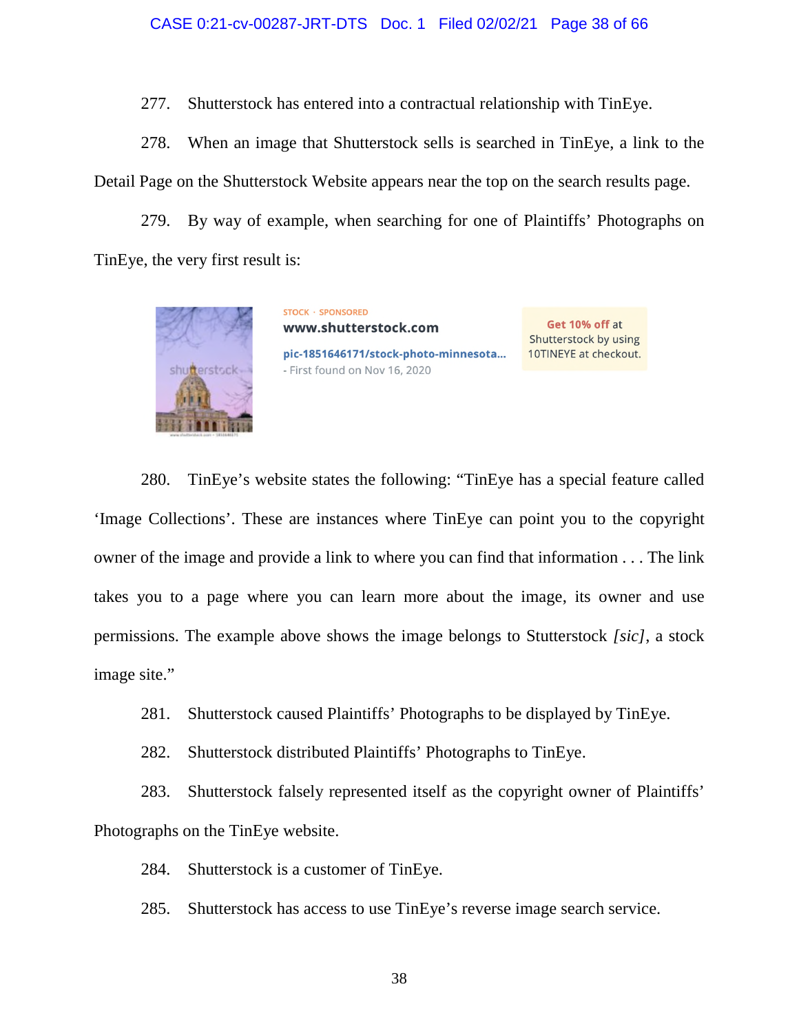277. Shutterstock has entered into a contractual relationship with TinEye.

278. When an image that Shutterstock sells is searched in TinEye, a link to the Detail Page on the Shutterstock Website appears near the top on the search results page.

279. By way of example, when searching for one of Plaintiffs' Photographs on TinEye, the very first result is:

STOCK · SPONSORED
**www.shutterstock.com**
pic-1851646171/stock-photo-minnesota...
- First found on Nov 16, 2020

**Get 10% off** at Shutterstock by using 10TINEYE at checkout.

280. TinEye's website states the following: "TinEye has a special feature called 'Image Collections'. These are instances where TinEye can point you to the copyright owner of the image and provide a link to where you can find that information . . . The link takes you to a page where you can learn more about the image, its owner and use permissions. The example above shows the image belongs to Stutterstock *[sic]*, a stock image site."

281. Shutterstock caused Plaintiffs' Photographs to be displayed by TinEye.

282. Shutterstock distributed Plaintiffs' Photographs to TinEye.

283. Shutterstock falsely represented itself as the copyright owner of Plaintiffs' Photographs on the TinEye website.

284. Shutterstock is a customer of TinEye.

285. Shutterstock has access to use TinEye's reverse image search service.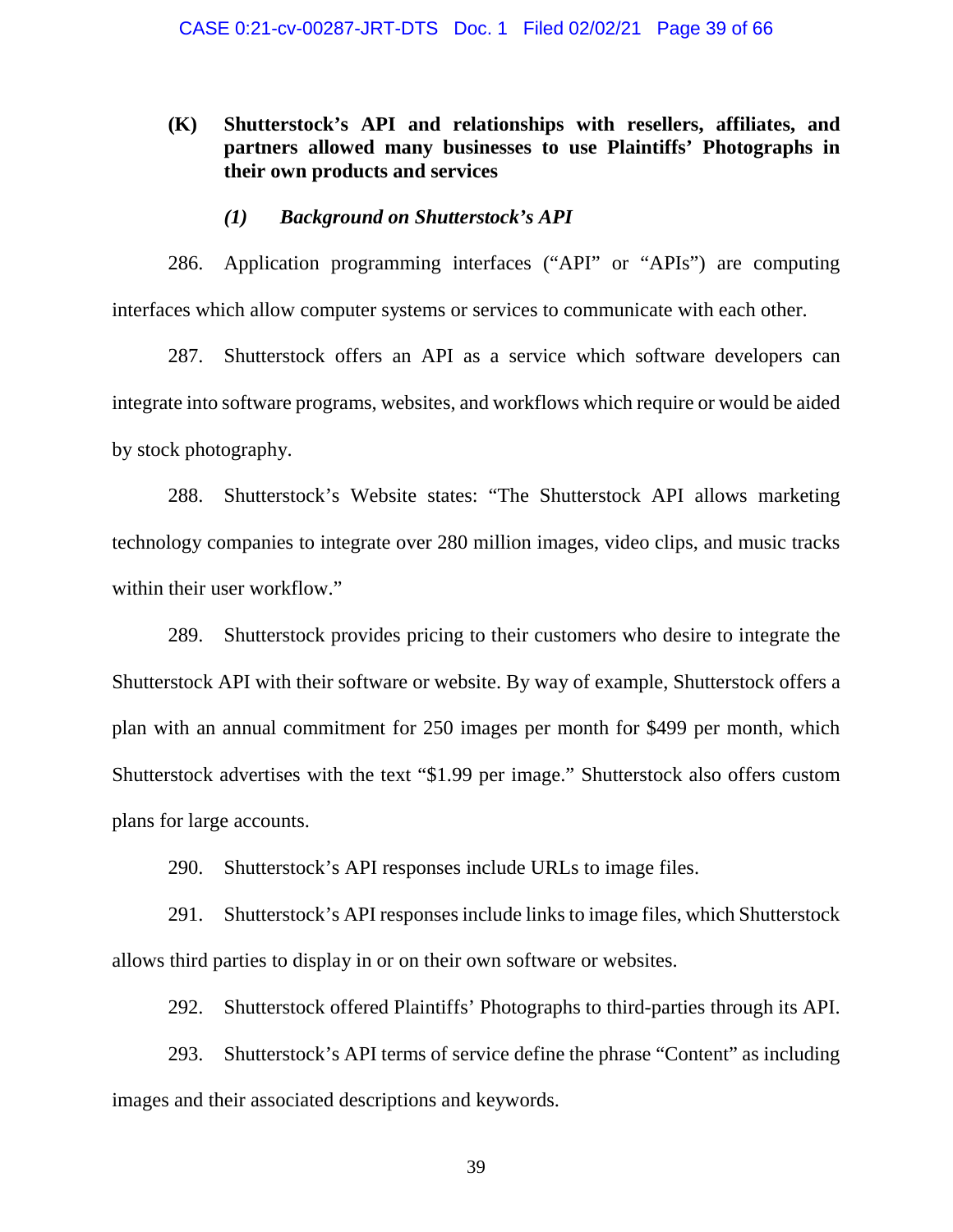### (K) Shutterstock's API and relationships with resellers, affiliates, and partners allowed many businesses to use Plaintiffs' Photographs in their own products and services

#### *(1) Background on Shutterstock's API*

286. Application programming interfaces ("API" or "APIs") are computing interfaces which allow computer systems or services to communicate with each other.

287. Shutterstock offers an API as a service which software developers can integrate into software programs, websites, and workflows which require or would be aided by stock photography.

288. Shutterstock's Website states: "The Shutterstock API allows marketing technology companies to integrate over 280 million images, video clips, and music tracks within their user workflow."

289. Shutterstock provides pricing to their customers who desire to integrate the Shutterstock API with their software or website. By way of example, Shutterstock offers a plan with an annual commitment for 250 images per month for $499 per month, which Shutterstock advertises with the text "$1.99 per image." Shutterstock also offers custom plans for large accounts.

290. Shutterstock's API responses include URLs to image files.

291. Shutterstock's API responses include links to image files, which Shutterstock allows third parties to display in or on their own software or websites.

292. Shutterstock offered Plaintiffs' Photographs to third-parties through its API.

293. Shutterstock's API terms of service define the phrase "Content" as including images and their associated descriptions and keywords.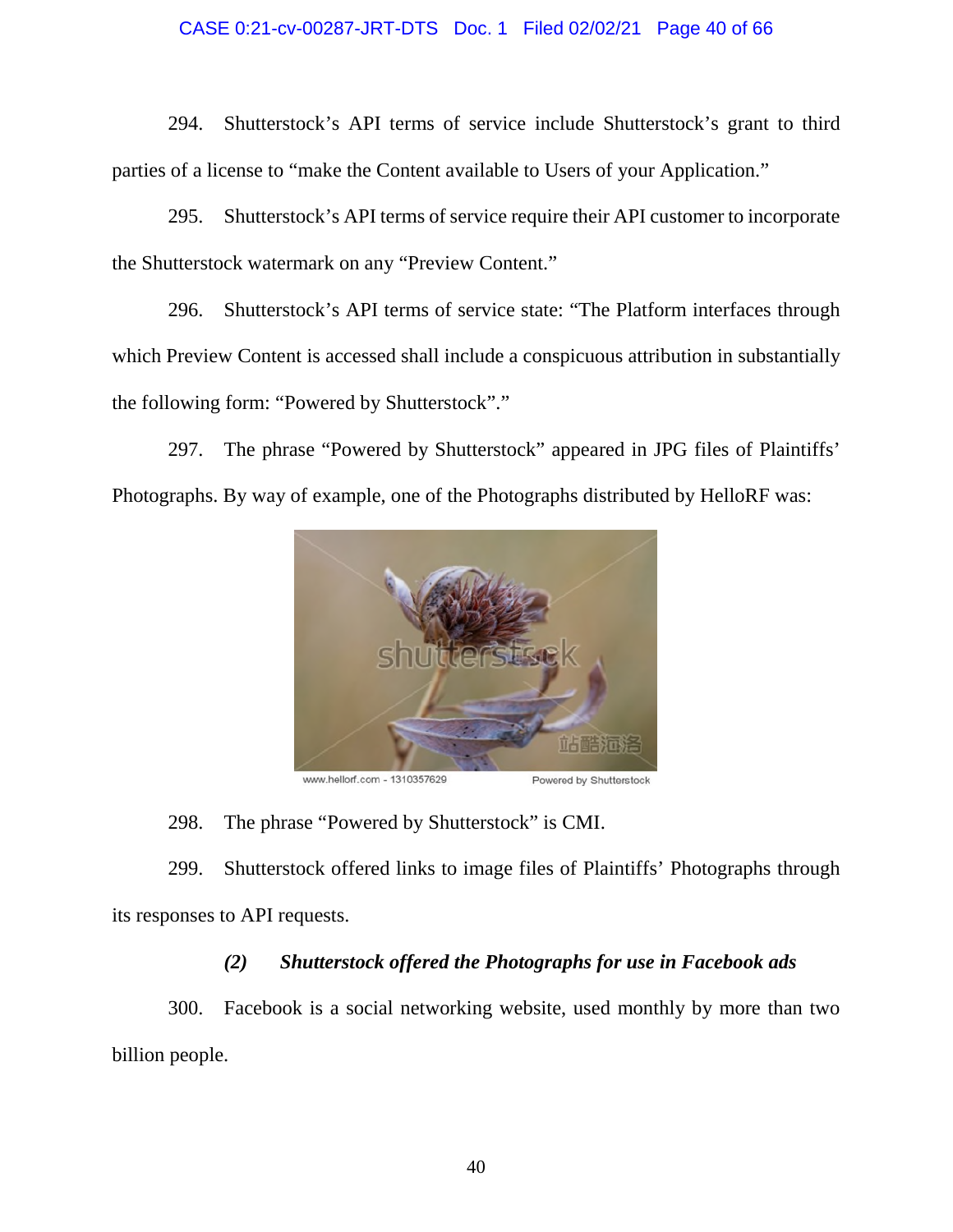294. Shutterstock's API terms of service include Shutterstock's grant to third parties of a license to "make the Content available to Users of your Application."

295. Shutterstock's API terms of service require their API customer to incorporate the Shutterstock watermark on any "Preview Content."

296. Shutterstock's API terms of service state: "The Platform interfaces through which Preview Content is accessed shall include a conspicuous attribution in substantially the following form: "Powered by Shutterstock"."

297. The phrase "Powered by Shutterstock" appeared in JPG files of Plaintiffs' Photographs. By way of example, one of the Photographs distributed by HelloRF was:

298. The phrase "Powered by Shutterstock" is CMI.

299. Shutterstock offered links to image files of Plaintiffs' Photographs through its responses to API requests.

***(2) Shutterstock offered the Photographs for use in Facebook ads***

300. Facebook is a social networking website, used monthly by more than two billion people.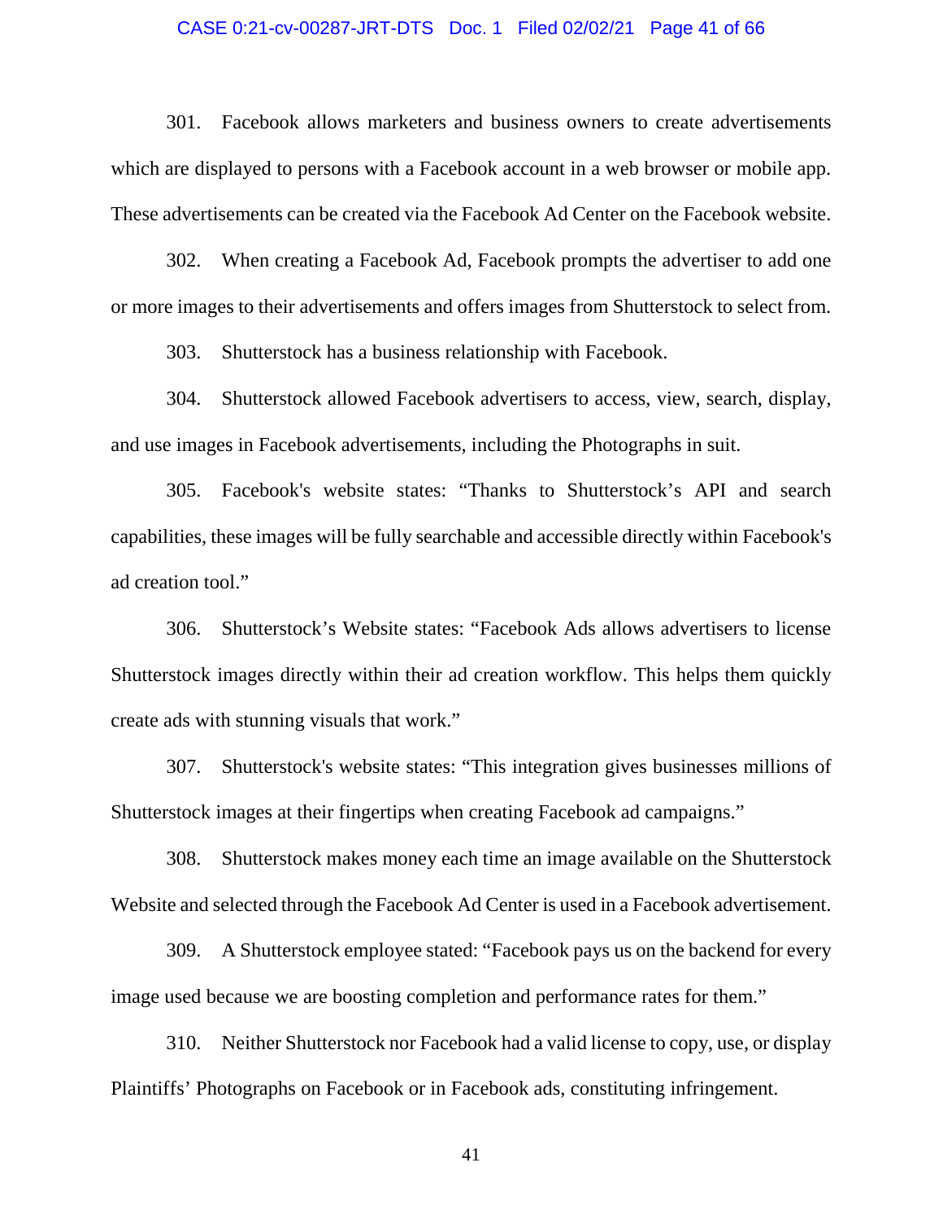301. Facebook allows marketers and business owners to create advertisements which are displayed to persons with a Facebook account in a web browser or mobile app. These advertisements can be created via the Facebook Ad Center on the Facebook website.

302. When creating a Facebook Ad, Facebook prompts the advertiser to add one or more images to their advertisements and offers images from Shutterstock to select from.

303. Shutterstock has a business relationship with Facebook.

304. Shutterstock allowed Facebook advertisers to access, view, search, display, and use images in Facebook advertisements, including the Photographs in suit.

305. Facebook's website states: "Thanks to Shutterstock's API and search capabilities, these images will be fully searchable and accessible directly within Facebook's ad creation tool."

306. Shutterstock's Website states: "Facebook Ads allows advertisers to license Shutterstock images directly within their ad creation workflow. This helps them quickly create ads with stunning visuals that work."

307. Shutterstock's website states: "This integration gives businesses millions of Shutterstock images at their fingertips when creating Facebook ad campaigns."

308. Shutterstock makes money each time an image available on the Shutterstock Website and selected through the Facebook Ad Center is used in a Facebook advertisement.

309. A Shutterstock employee stated: "Facebook pays us on the backend for every image used because we are boosting completion and performance rates for them."

310. Neither Shutterstock nor Facebook had a valid license to copy, use, or display Plaintiffs' Photographs on Facebook or in Facebook ads, constituting infringement.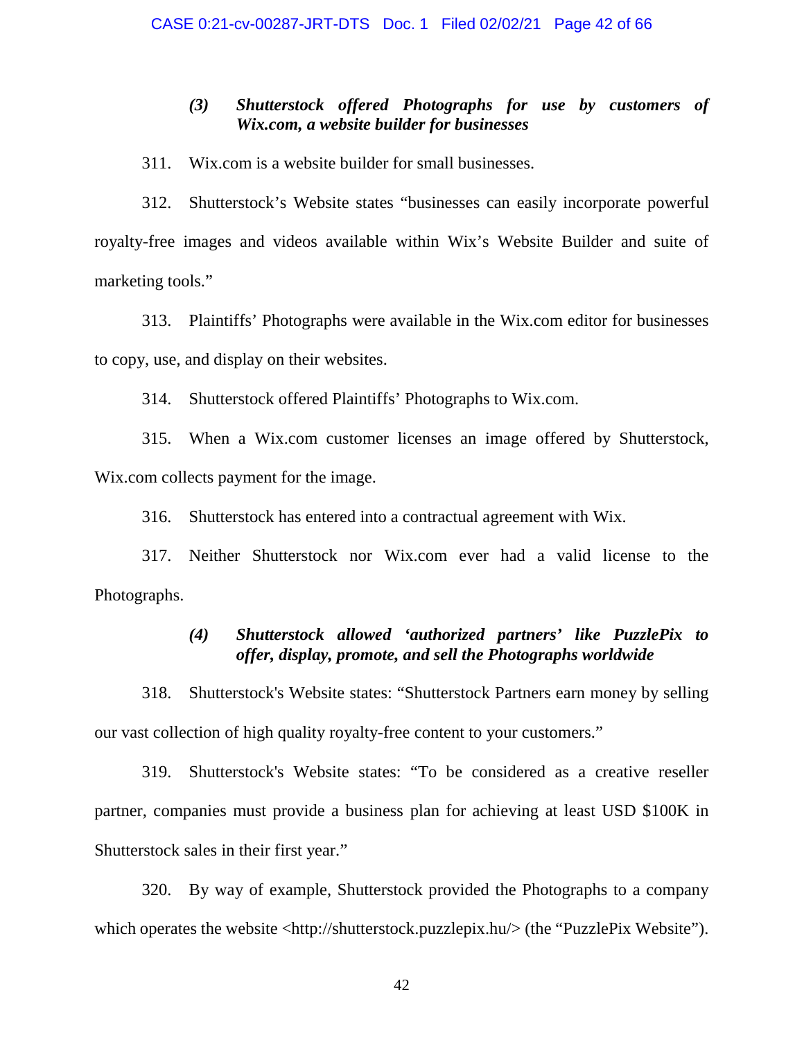#### *(3) Shutterstock offered Photographs for use by customers of Wix.com, a website builder for businesses*

311. Wix.com is a website builder for small businesses.

312. Shutterstock's Website states "businesses can easily incorporate powerful royalty-free images and videos available within Wix's Website Builder and suite of marketing tools."

313. Plaintiffs' Photographs were available in the Wix.com editor for businesses to copy, use, and display on their websites.

314. Shutterstock offered Plaintiffs' Photographs to Wix.com.

315. When a Wix.com customer licenses an image offered by Shutterstock, Wix.com collects payment for the image.

316. Shutterstock has entered into a contractual agreement with Wix.

317. Neither Shutterstock nor Wix.com ever had a valid license to the Photographs.

#### *(4) Shutterstock allowed 'authorized partners' like PuzzlePix to offer, display, promote, and sell the Photographs worldwide*

318. Shutterstock's Website states: "Shutterstock Partners earn money by selling our vast collection of high quality royalty-free content to your customers."

319. Shutterstock's Website states: "To be considered as a creative reseller partner, companies must provide a business plan for achieving at least USD $100K in Shutterstock sales in their first year."

320. By way of example, Shutterstock provided the Photographs to a company which operates the website <http://shutterstock.puzzlepix.hu/> (the "PuzzlePix Website").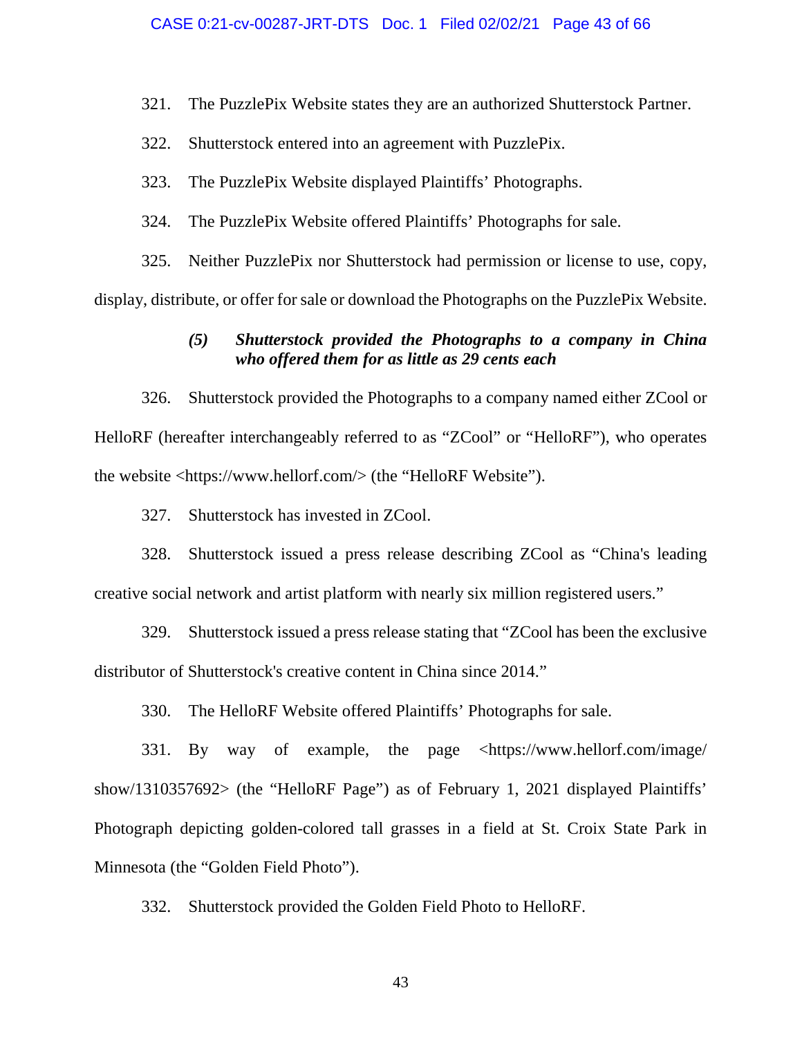321. The PuzzlePix Website states they are an authorized Shutterstock Partner.

322. Shutterstock entered into an agreement with PuzzlePix.

323. The PuzzlePix Website displayed Plaintiffs' Photographs.

324. The PuzzlePix Website offered Plaintiffs' Photographs for sale.

325. Neither PuzzlePix nor Shutterstock had permission or license to use, copy, display, distribute, or offer for sale or download the Photographs on the PuzzlePix Website.

#### *(5) Shutterstock provided the Photographs to a company in China who offered them for as little as 29 cents each*

326. Shutterstock provided the Photographs to a company named either ZCool or HelloRF (hereafter interchangeably referred to as "ZCool" or "HelloRF"), who operates the website <https://www.hellorf.com/> (the "HelloRF Website").

327. Shutterstock has invested in ZCool.

328. Shutterstock issued a press release describing ZCool as "China's leading creative social network and artist platform with nearly six million registered users."

329. Shutterstock issued a press release stating that "ZCool has been the exclusive distributor of Shutterstock's creative content in China since 2014."

330. The HelloRF Website offered Plaintiffs' Photographs for sale.

331. By way of example, the page <https://www.hellorf.com/image/show/1310357692> (the "HelloRF Page") as of February 1, 2021 displayed Plaintiffs' Photograph depicting golden-colored tall grasses in a field at St. Croix State Park in Minnesota (the "Golden Field Photo").

332. Shutterstock provided the Golden Field Photo to HelloRF.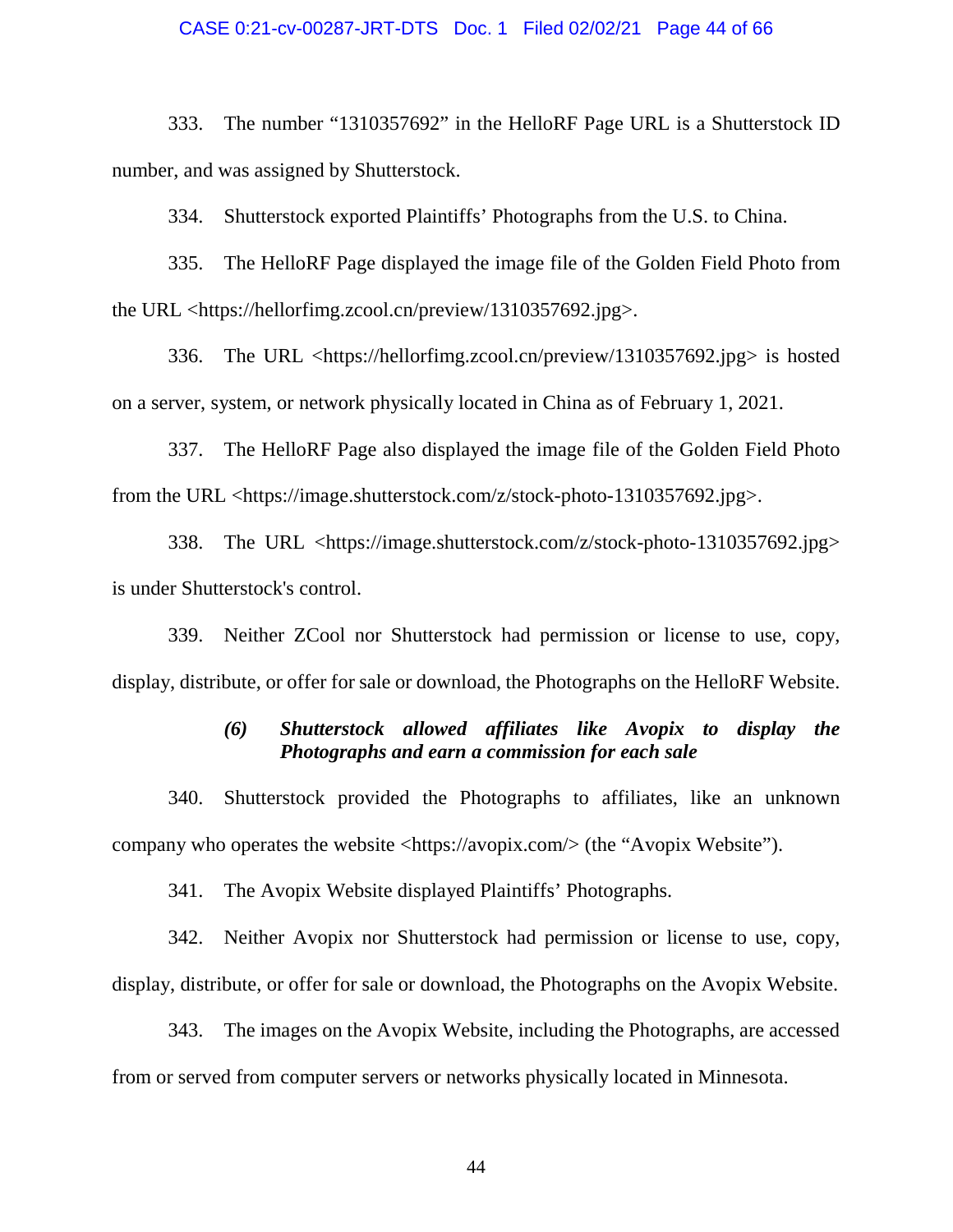333. The number "1310357692" in the HelloRF Page URL is a Shutterstock ID number, and was assigned by Shutterstock.

334. Shutterstock exported Plaintiffs' Photographs from the U.S. to China.

335. The HelloRF Page displayed the image file of the Golden Field Photo from the URL <https://hellorfimg.zcool.cn/preview/1310357692.jpg>.

336. The URL <https://hellorfimg.zcool.cn/preview/1310357692.jpg> is hosted on a server, system, or network physically located in China as of February 1, 2021.

337. The HelloRF Page also displayed the image file of the Golden Field Photo from the URL <https://image.shutterstock.com/z/stock-photo-1310357692.jpg>.

338. The URL <https://image.shutterstock.com/z/stock-photo-1310357692.jpg> is under Shutterstock's control.

339. Neither ZCool nor Shutterstock had permission or license to use, copy, display, distribute, or offer for sale or download, the Photographs on the HelloRF Website.

#### ***(6) Shutterstock allowed affiliates like Avopix to display the Photographs and earn a commission for each sale***

340. Shutterstock provided the Photographs to affiliates, like an unknown company who operates the website <https://avopix.com/> (the "Avopix Website").

341. The Avopix Website displayed Plaintiffs' Photographs.

342. Neither Avopix nor Shutterstock had permission or license to use, copy, display, distribute, or offer for sale or download, the Photographs on the Avopix Website.

343. The images on the Avopix Website, including the Photographs, are accessed from or served from computer servers or networks physically located in Minnesota.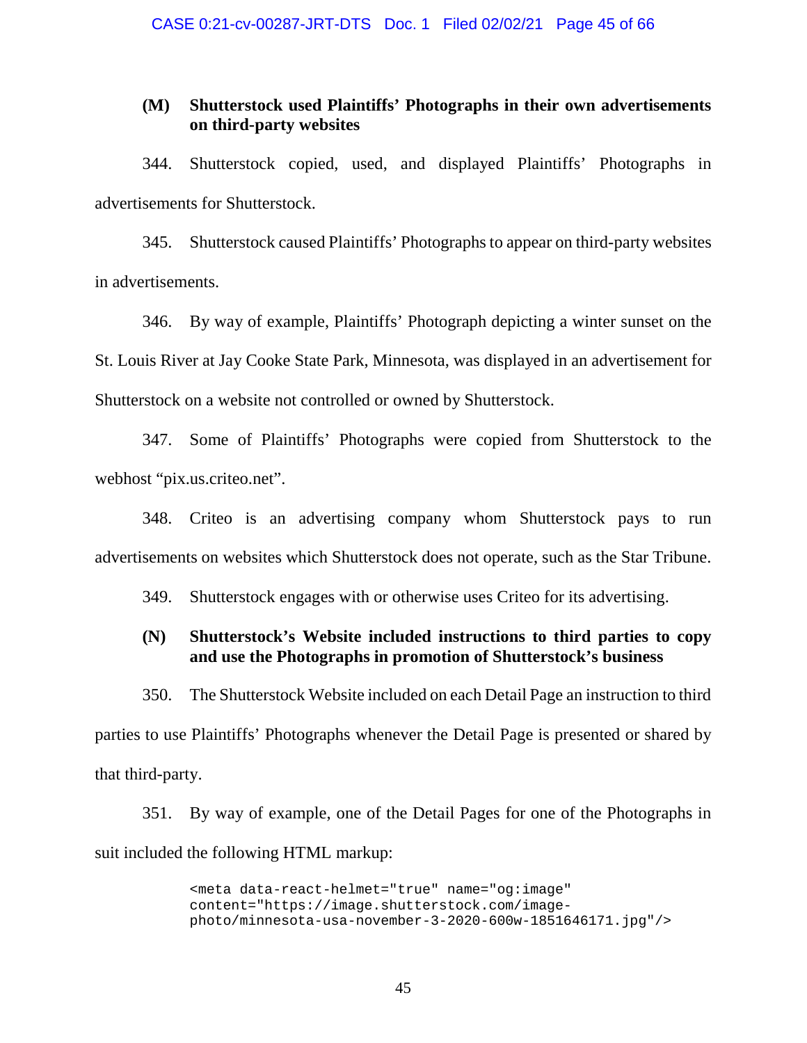### (M) Shutterstock used Plaintiffs' Photographs in their own advertisements on third-party websites

344. Shutterstock copied, used, and displayed Plaintiffs' Photographs in advertisements for Shutterstock.

345. Shutterstock caused Plaintiffs' Photographs to appear on third-party websites in advertisements.

346. By way of example, Plaintiffs' Photograph depicting a winter sunset on the St. Louis River at Jay Cooke State Park, Minnesota, was displayed in an advertisement for Shutterstock on a website not controlled or owned by Shutterstock.

347. Some of Plaintiffs' Photographs were copied from Shutterstock to the webhost "pix.us.criteo.net".

348. Criteo is an advertising company whom Shutterstock pays to run advertisements on websites which Shutterstock does not operate, such as the Star Tribune.

349. Shutterstock engages with or otherwise uses Criteo for its advertising.

### (N) Shutterstock's Website included instructions to third parties to copy and use the Photographs in promotion of Shutterstock's business

350. The Shutterstock Website included on each Detail Page an instruction to third parties to use Plaintiffs' Photographs whenever the Detail Page is presented or shared by that third-party.

351. By way of example, one of the Detail Pages for one of the Photographs in suit included the following HTML markup:

```
<meta data-react-helmet="true" name="og:image"
content="https://image.shutterstock.com/image-
photo/minnesota-usa-november-3-2020-600w-1851646171.jpg"/>
```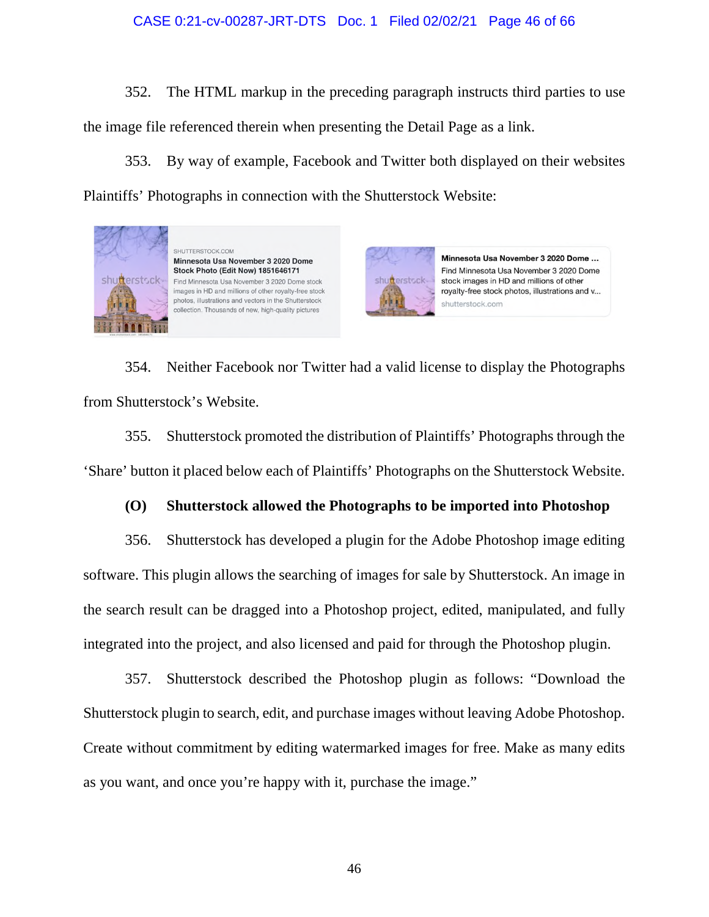352. The HTML markup in the preceding paragraph instructs third parties to use the image file referenced therein when presenting the Detail Page as a link.

353. By way of example, Facebook and Twitter both displayed on their websites Plaintiffs' Photographs in connection with the Shutterstock Website:

SHUTTERSTOCK.COM
**Minnesota Usa November 3 2020 Dome Stock Photo (Edit Now) 1851646171**
Find Minnesota Usa November 3 2020 Dome stock images in HD and millions of other royalty-free stock photos, illustrations and vectors in the Shutterstock collection. Thousands of new, high-quality pictures

**Minnesota Usa November 3 2020 Dome ...**
Find Minnesota Usa November 3 2020 Dome stock images in HD and millions of other royalty-free stock photos, illustrations and v...
shutterstock.com

354. Neither Facebook nor Twitter had a valid license to display the Photographs from Shutterstock's Website.

355. Shutterstock promoted the distribution of Plaintiffs' Photographs through the 'Share' button it placed below each of Plaintiffs' Photographs on the Shutterstock Website.

**(O) Shutterstock allowed the Photographs to be imported into Photoshop**

356. Shutterstock has developed a plugin for the Adobe Photoshop image editing software. This plugin allows the searching of images for sale by Shutterstock. An image in the search result can be dragged into a Photoshop project, edited, manipulated, and fully integrated into the project, and also licensed and paid for through the Photoshop plugin.

357. Shutterstock described the Photoshop plugin as follows: "Download the Shutterstock plugin to search, edit, and purchase images without leaving Adobe Photoshop. Create without commitment by editing watermarked images for free. Make as many edits as you want, and once you're happy with it, purchase the image."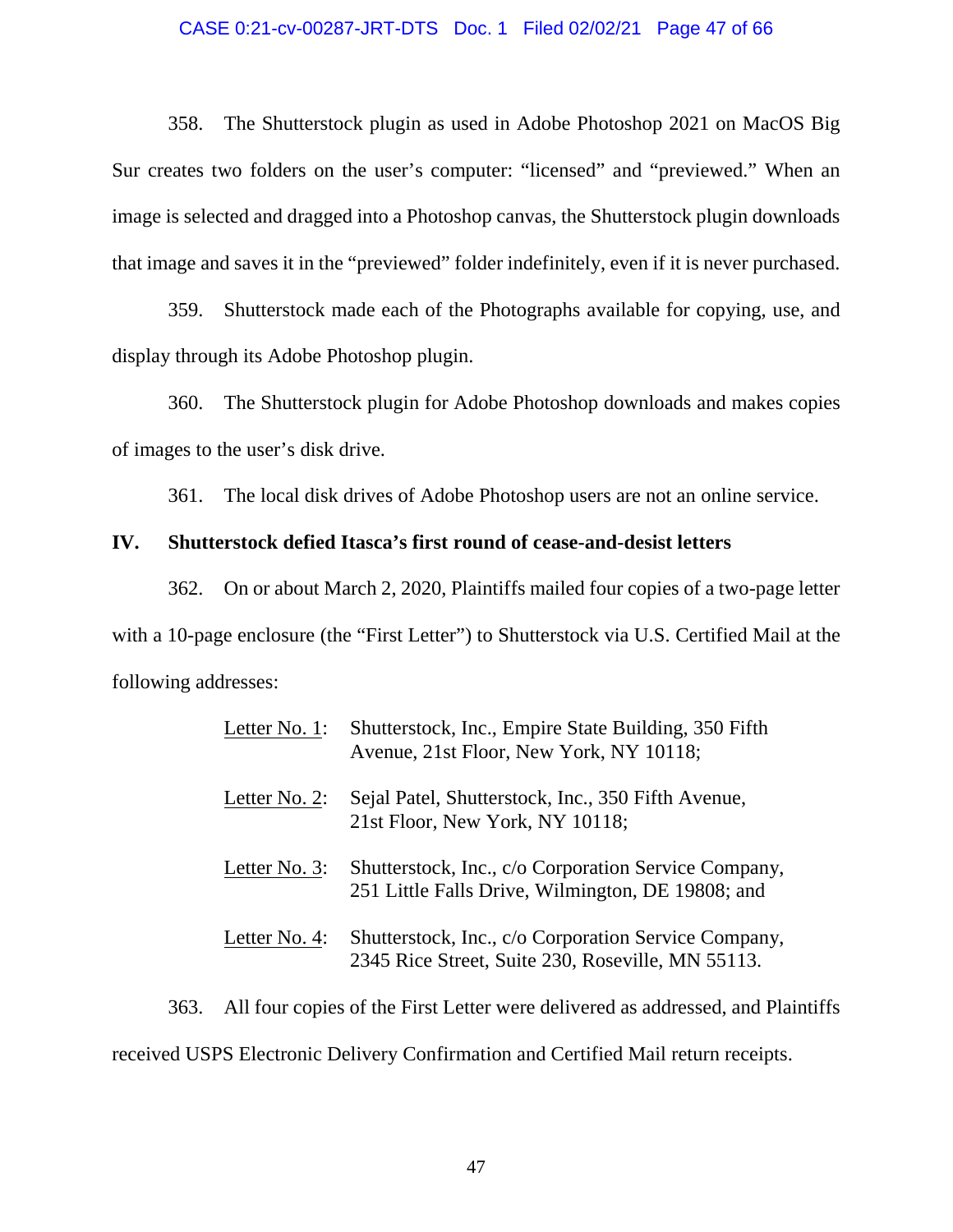358. The Shutterstock plugin as used in Adobe Photoshop 2021 on MacOS Big Sur creates two folders on the user's computer: "licensed" and "previewed." When an image is selected and dragged into a Photoshop canvas, the Shutterstock plugin downloads that image and saves it in the "previewed" folder indefinitely, even if it is never purchased.

359. Shutterstock made each of the Photographs available for copying, use, and display through its Adobe Photoshop plugin.

360. The Shutterstock plugin for Adobe Photoshop downloads and makes copies of images to the user's disk drive.

361. The local disk drives of Adobe Photoshop users are not an online service.

## IV. Shutterstock defied Itasca's first round of cease-and-desist letters

362. On or about March 2, 2020, Plaintiffs mailed four copies of a two-page letter with a 10-page enclosure (the "First Letter") to Shutterstock via U.S. Certified Mail at the following addresses:

> Letter No. 1: Shutterstock, Inc., Empire State Building, 350 Fifth Avenue, 21st Floor, New York, NY 10118;
>
> Letter No. 2: Sejal Patel, Shutterstock, Inc., 350 Fifth Avenue, 21st Floor, New York, NY 10118;
>
> Letter No. 3: Shutterstock, Inc., c/o Corporation Service Company, 251 Little Falls Drive, Wilmington, DE 19808; and
>
> Letter No. 4: Shutterstock, Inc., c/o Corporation Service Company, 2345 Rice Street, Suite 230, Roseville, MN 55113.

363. All four copies of the First Letter were delivered as addressed, and Plaintiffs received USPS Electronic Delivery Confirmation and Certified Mail return receipts.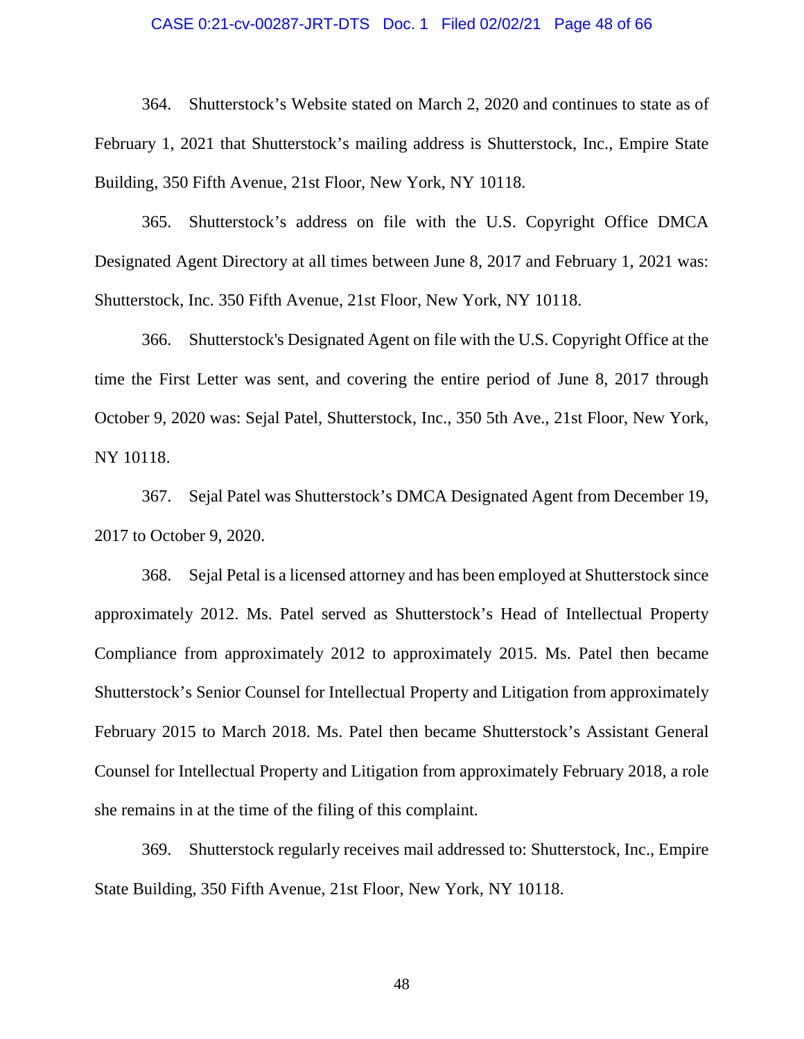364. Shutterstock's Website stated on March 2, 2020 and continues to state as of February 1, 2021 that Shutterstock's mailing address is Shutterstock, Inc., Empire State Building, 350 Fifth Avenue, 21st Floor, New York, NY 10118.

365. Shutterstock's address on file with the U.S. Copyright Office DMCA Designated Agent Directory at all times between June 8, 2017 and February 1, 2021 was: Shutterstock, Inc. 350 Fifth Avenue, 21st Floor, New York, NY 10118.

366. Shutterstock's Designated Agent on file with the U.S. Copyright Office at the time the First Letter was sent, and covering the entire period of June 8, 2017 through October 9, 2020 was: Sejal Patel, Shutterstock, Inc., 350 5th Ave., 21st Floor, New York, NY 10118.

367. Sejal Patel was Shutterstock's DMCA Designated Agent from December 19, 2017 to October 9, 2020.

368. Sejal Petal is a licensed attorney and has been employed at Shutterstock since approximately 2012. Ms. Patel served as Shutterstock's Head of Intellectual Property Compliance from approximately 2012 to approximately 2015. Ms. Patel then became Shutterstock's Senior Counsel for Intellectual Property and Litigation from approximately February 2015 to March 2018. Ms. Patel then became Shutterstock's Assistant General Counsel for Intellectual Property and Litigation from approximately February 2018, a role she remains in at the time of the filing of this complaint.

369. Shutterstock regularly receives mail addressed to: Shutterstock, Inc., Empire State Building, 350 Fifth Avenue, 21st Floor, New York, NY 10118.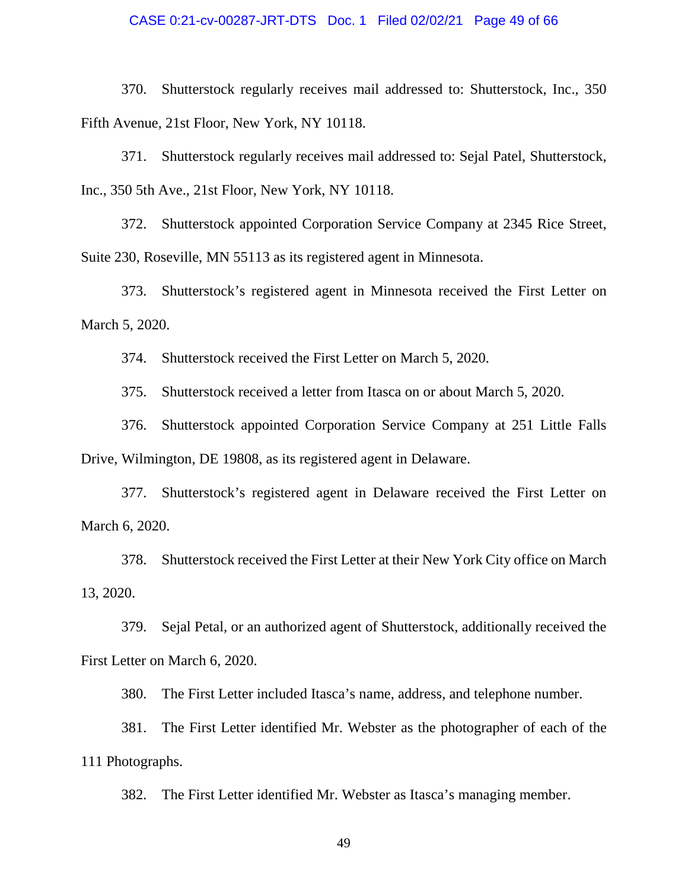370. Shutterstock regularly receives mail addressed to: Shutterstock, Inc., 350 Fifth Avenue, 21st Floor, New York, NY 10118.

371. Shutterstock regularly receives mail addressed to: Sejal Patel, Shutterstock, Inc., 350 5th Ave., 21st Floor, New York, NY 10118.

372. Shutterstock appointed Corporation Service Company at 2345 Rice Street, Suite 230, Roseville, MN 55113 as its registered agent in Minnesota.

373. Shutterstock's registered agent in Minnesota received the First Letter on March 5, 2020.

374. Shutterstock received the First Letter on March 5, 2020.

375. Shutterstock received a letter from Itasca on or about March 5, 2020.

376. Shutterstock appointed Corporation Service Company at 251 Little Falls Drive, Wilmington, DE 19808, as its registered agent in Delaware.

377. Shutterstock's registered agent in Delaware received the First Letter on March 6, 2020.

378. Shutterstock received the First Letter at their New York City office on March 13, 2020.

379. Sejal Petal, or an authorized agent of Shutterstock, additionally received the First Letter on March 6, 2020.

380. The First Letter included Itasca's name, address, and telephone number.

381. The First Letter identified Mr. Webster as the photographer of each of the 111 Photographs.

382. The First Letter identified Mr. Webster as Itasca's managing member.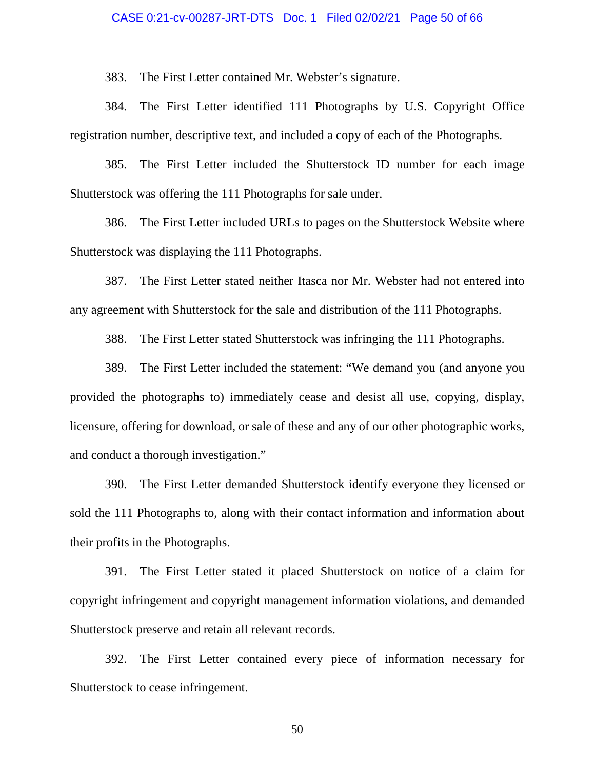383. The First Letter contained Mr. Webster's signature.

384. The First Letter identified 111 Photographs by U.S. Copyright Office registration number, descriptive text, and included a copy of each of the Photographs.

385. The First Letter included the Shutterstock ID number for each image Shutterstock was offering the 111 Photographs for sale under.

386. The First Letter included URLs to pages on the Shutterstock Website where Shutterstock was displaying the 111 Photographs.

387. The First Letter stated neither Itasca nor Mr. Webster had not entered into any agreement with Shutterstock for the sale and distribution of the 111 Photographs.

388. The First Letter stated Shutterstock was infringing the 111 Photographs.

389. The First Letter included the statement: "We demand you (and anyone you provided the photographs to) immediately cease and desist all use, copying, display, licensure, offering for download, or sale of these and any of our other photographic works, and conduct a thorough investigation."

390. The First Letter demanded Shutterstock identify everyone they licensed or sold the 111 Photographs to, along with their contact information and information about their profits in the Photographs.

391. The First Letter stated it placed Shutterstock on notice of a claim for copyright infringement and copyright management information violations, and demanded Shutterstock preserve and retain all relevant records.

392. The First Letter contained every piece of information necessary for Shutterstock to cease infringement.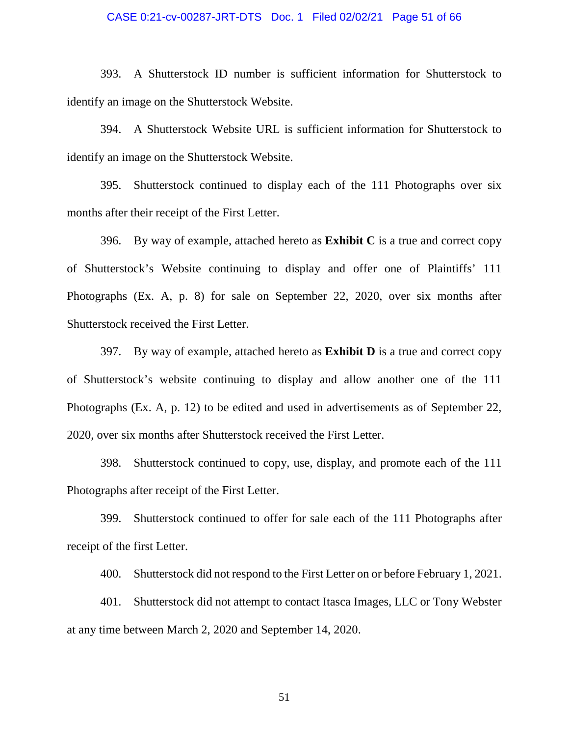393. A Shutterstock ID number is sufficient information for Shutterstock to identify an image on the Shutterstock Website.

394. A Shutterstock Website URL is sufficient information for Shutterstock to identify an image on the Shutterstock Website.

395. Shutterstock continued to display each of the 111 Photographs over six months after their receipt of the First Letter.

396. By way of example, attached hereto as **Exhibit C** is a true and correct copy of Shutterstock's Website continuing to display and offer one of Plaintiffs' 111 Photographs (Ex. A, p. 8) for sale on September 22, 2020, over six months after Shutterstock received the First Letter.

397. By way of example, attached hereto as **Exhibit D** is a true and correct copy of Shutterstock's website continuing to display and allow another one of the 111 Photographs (Ex. A, p. 12) to be edited and used in advertisements as of September 22, 2020, over six months after Shutterstock received the First Letter.

398. Shutterstock continued to copy, use, display, and promote each of the 111 Photographs after receipt of the First Letter.

399. Shutterstock continued to offer for sale each of the 111 Photographs after receipt of the first Letter.

400. Shutterstock did not respond to the First Letter on or before February 1, 2021.

401. Shutterstock did not attempt to contact Itasca Images, LLC or Tony Webster at any time between March 2, 2020 and September 14, 2020.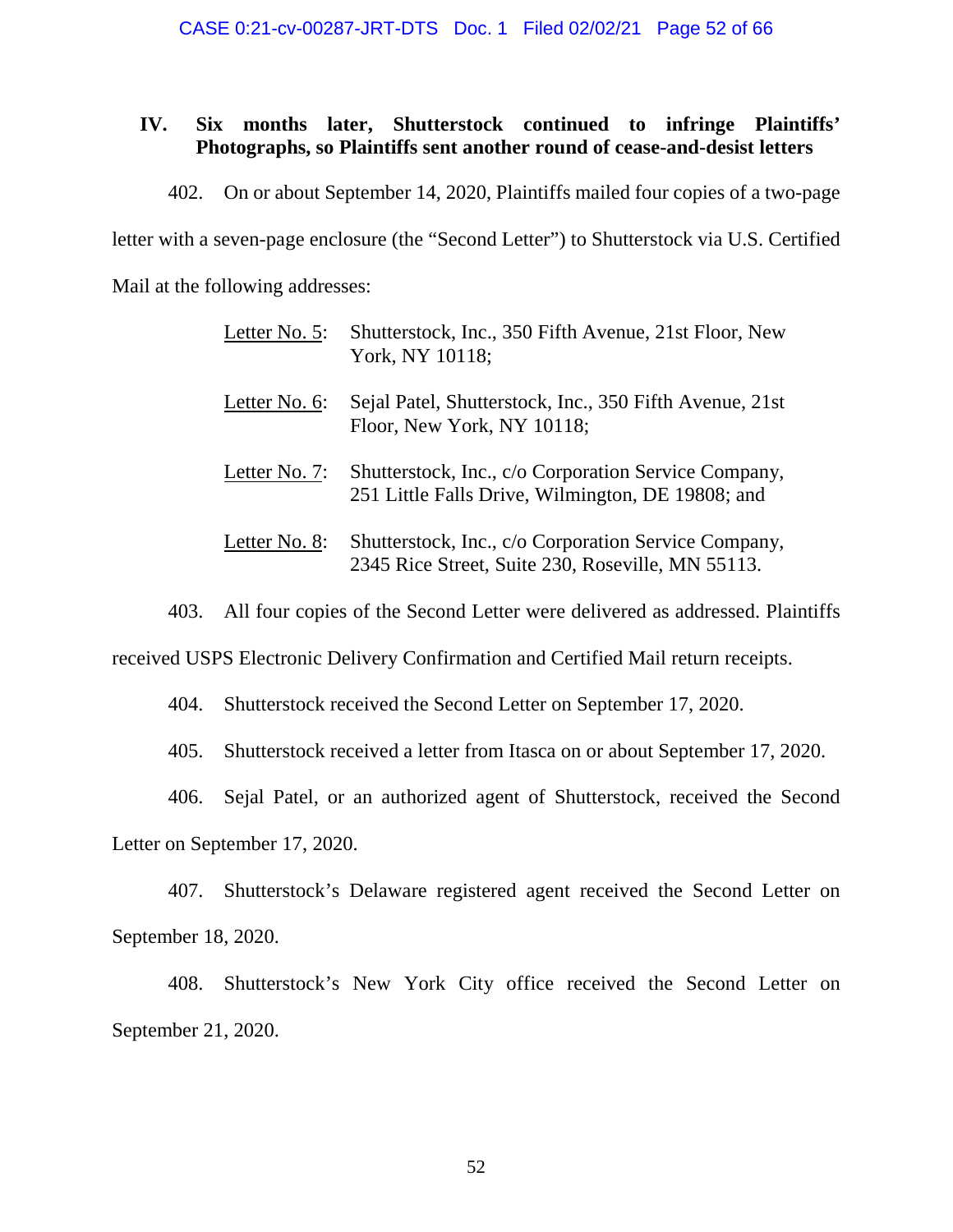## IV. Six months later, Shutterstock continued to infringe Plaintiffs' Photographs, so Plaintiffs sent another round of cease-and-desist letters

402. On or about September 14, 2020, Plaintiffs mailed four copies of a two-page letter with a seven-page enclosure (the "Second Letter") to Shutterstock via U.S. Certified Mail at the following addresses:

> Letter No. 5: Shutterstock, Inc., 350 Fifth Avenue, 21st Floor, New York, NY 10118;
>
> Letter No. 6: Sejal Patel, Shutterstock, Inc., 350 Fifth Avenue, 21st Floor, New York, NY 10118;
>
> Letter No. 7: Shutterstock, Inc., c/o Corporation Service Company, 251 Little Falls Drive, Wilmington, DE 19808; and
>
> Letter No. 8: Shutterstock, Inc., c/o Corporation Service Company, 2345 Rice Street, Suite 230, Roseville, MN 55113.

403. All four copies of the Second Letter were delivered as addressed. Plaintiffs received USPS Electronic Delivery Confirmation and Certified Mail return receipts.

404. Shutterstock received the Second Letter on September 17, 2020.

405. Shutterstock received a letter from Itasca on or about September 17, 2020.

406. Sejal Patel, or an authorized agent of Shutterstock, received the Second Letter on September 17, 2020.

407. Shutterstock's Delaware registered agent received the Second Letter on September 18, 2020.

408. Shutterstock's New York City office received the Second Letter on September 21, 2020.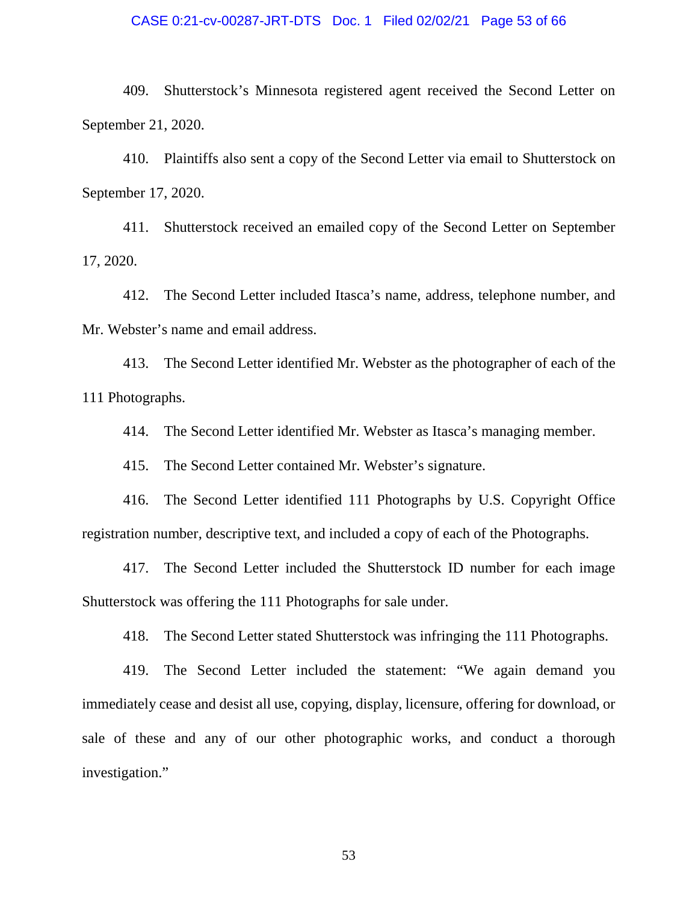409. Shutterstock's Minnesota registered agent received the Second Letter on September 21, 2020.

410. Plaintiffs also sent a copy of the Second Letter via email to Shutterstock on September 17, 2020.

411. Shutterstock received an emailed copy of the Second Letter on September 17, 2020.

412. The Second Letter included Itasca's name, address, telephone number, and Mr. Webster's name and email address.

413. The Second Letter identified Mr. Webster as the photographer of each of the 111 Photographs.

414. The Second Letter identified Mr. Webster as Itasca's managing member.

415. The Second Letter contained Mr. Webster's signature.

416. The Second Letter identified 111 Photographs by U.S. Copyright Office registration number, descriptive text, and included a copy of each of the Photographs.

417. The Second Letter included the Shutterstock ID number for each image Shutterstock was offering the 111 Photographs for sale under.

418. The Second Letter stated Shutterstock was infringing the 111 Photographs.

419. The Second Letter included the statement: "We again demand you immediately cease and desist all use, copying, display, licensure, offering for download, or sale of these and any of our other photographic works, and conduct a thorough investigation."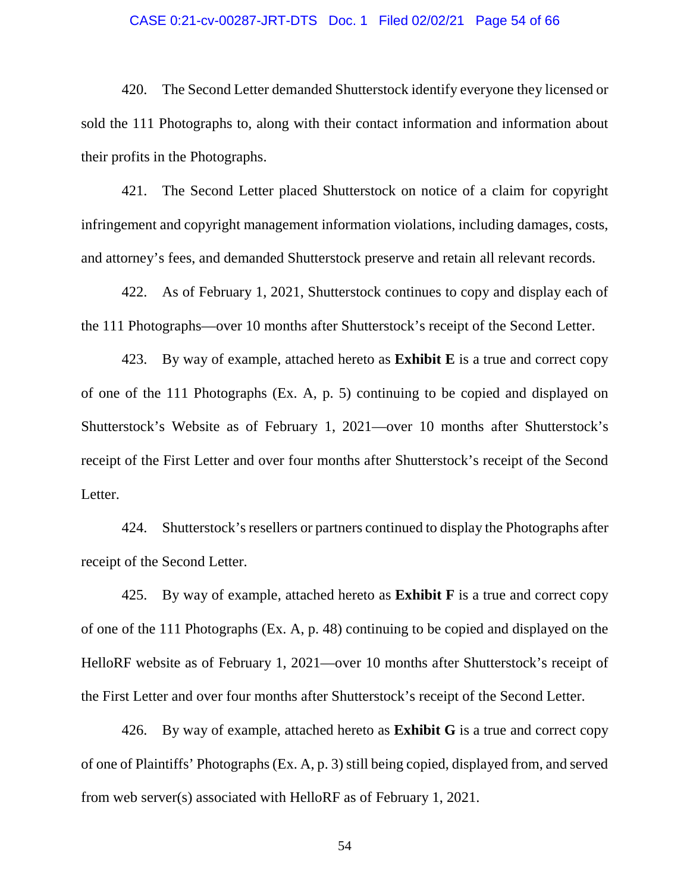420. The Second Letter demanded Shutterstock identify everyone they licensed or sold the 111 Photographs to, along with their contact information and information about their profits in the Photographs.

421. The Second Letter placed Shutterstock on notice of a claim for copyright infringement and copyright management information violations, including damages, costs, and attorney's fees, and demanded Shutterstock preserve and retain all relevant records.

422. As of February 1, 2021, Shutterstock continues to copy and display each of the 111 Photographs—over 10 months after Shutterstock's receipt of the Second Letter.

423. By way of example, attached hereto as **Exhibit E** is a true and correct copy of one of the 111 Photographs (Ex. A, p. 5) continuing to be copied and displayed on Shutterstock's Website as of February 1, 2021—over 10 months after Shutterstock's receipt of the First Letter and over four months after Shutterstock's receipt of the Second Letter.

424. Shutterstock's resellers or partners continued to display the Photographs after receipt of the Second Letter.

425. By way of example, attached hereto as **Exhibit F** is a true and correct copy of one of the 111 Photographs (Ex. A, p. 48) continuing to be copied and displayed on the HelloRF website as of February 1, 2021—over 10 months after Shutterstock's receipt of the First Letter and over four months after Shutterstock's receipt of the Second Letter.

426. By way of example, attached hereto as **Exhibit G** is a true and correct copy of one of Plaintiffs' Photographs (Ex. A, p. 3) still being copied, displayed from, and served from web server(s) associated with HelloRF as of February 1, 2021.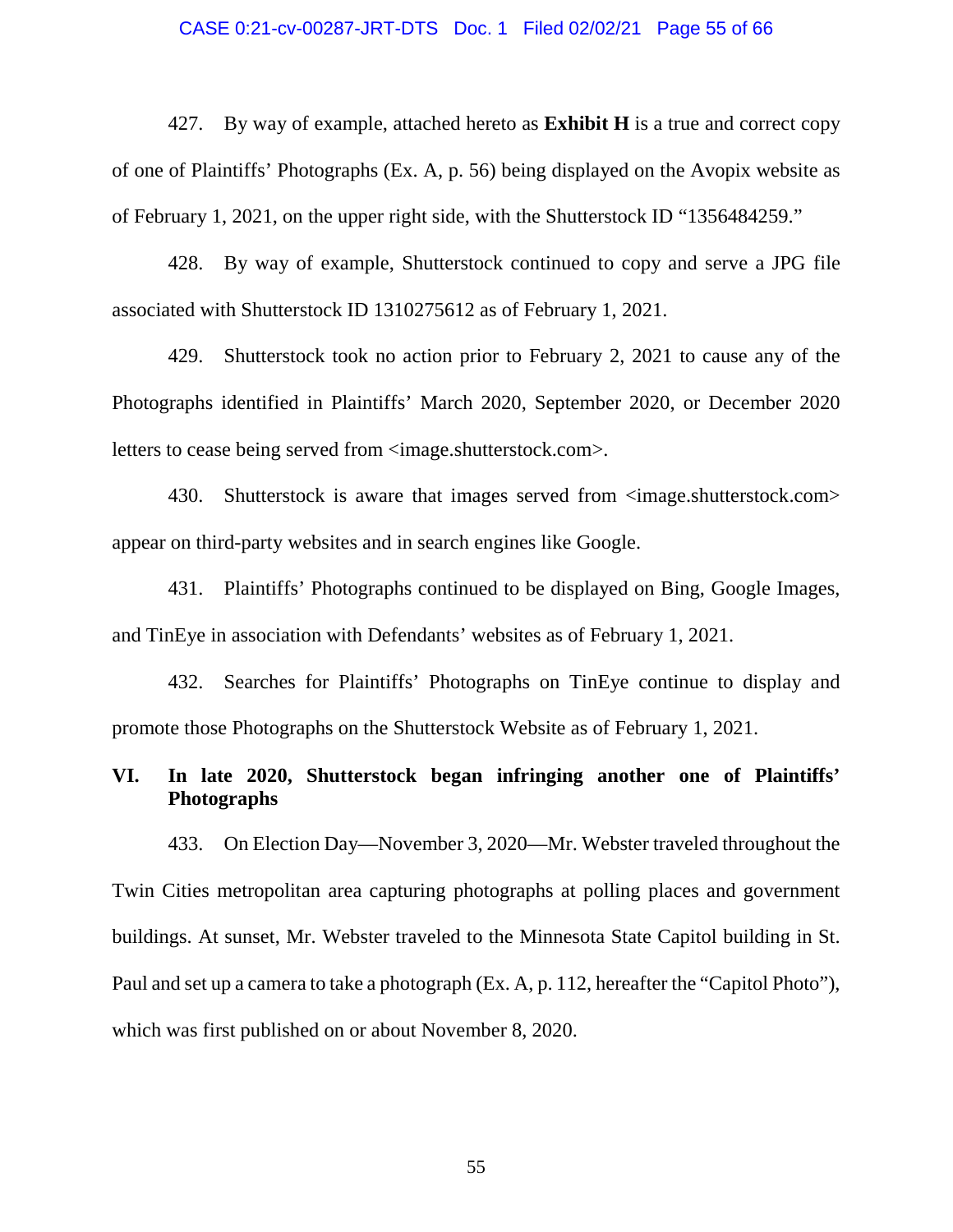427. By way of example, attached hereto as **Exhibit H** is a true and correct copy of one of Plaintiffs' Photographs (Ex. A, p. 56) being displayed on the Avopix website as of February 1, 2021, on the upper right side, with the Shutterstock ID "1356484259."

428. By way of example, Shutterstock continued to copy and serve a JPG file associated with Shutterstock ID 1310275612 as of February 1, 2021.

429. Shutterstock took no action prior to February 2, 2021 to cause any of the Photographs identified in Plaintiffs' March 2020, September 2020, or December 2020 letters to cease being served from <image.shutterstock.com>.

430. Shutterstock is aware that images served from <image.shutterstock.com> appear on third-party websites and in search engines like Google.

431. Plaintiffs' Photographs continued to be displayed on Bing, Google Images, and TinEye in association with Defendants' websites as of February 1, 2021.

432. Searches for Plaintiffs' Photographs on TinEye continue to display and promote those Photographs on the Shutterstock Website as of February 1, 2021.

## VI. In late 2020, Shutterstock began infringing another one of Plaintiffs' Photographs

433. On Election Day—November 3, 2020—Mr. Webster traveled throughout the Twin Cities metropolitan area capturing photographs at polling places and government buildings. At sunset, Mr. Webster traveled to the Minnesota State Capitol building in St. Paul and set up a camera to take a photograph (Ex. A, p. 112, hereafter the "Capitol Photo"), which was first published on or about November 8, 2020.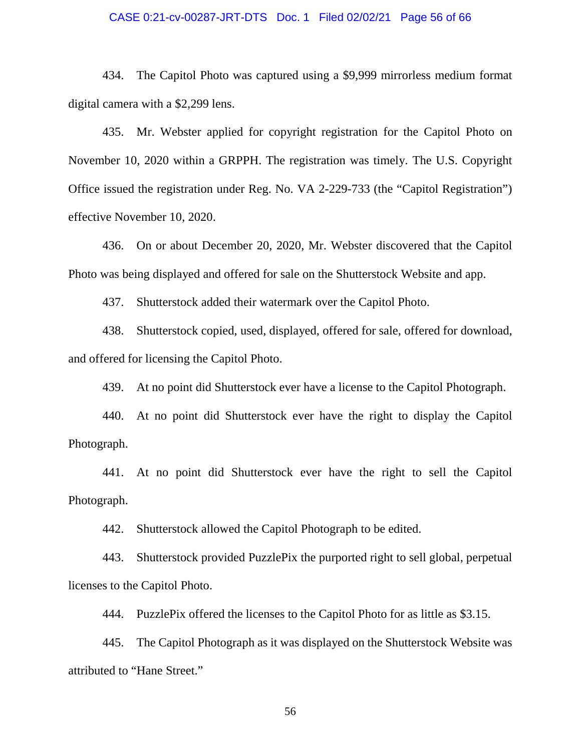434. The Capitol Photo was captured using a $9,999 mirrorless medium format digital camera with a $2,299 lens.

435. Mr. Webster applied for copyright registration for the Capitol Photo on November 10, 2020 within a GRPPH. The registration was timely. The U.S. Copyright Office issued the registration under Reg. No. VA 2-229-733 (the "Capitol Registration") effective November 10, 2020.

436. On or about December 20, 2020, Mr. Webster discovered that the Capitol Photo was being displayed and offered for sale on the Shutterstock Website and app.

437. Shutterstock added their watermark over the Capitol Photo.

438. Shutterstock copied, used, displayed, offered for sale, offered for download, and offered for licensing the Capitol Photo.

439. At no point did Shutterstock ever have a license to the Capitol Photograph.

440. At no point did Shutterstock ever have the right to display the Capitol Photograph.

441. At no point did Shutterstock ever have the right to sell the Capitol Photograph.

442. Shutterstock allowed the Capitol Photograph to be edited.

443. Shutterstock provided PuzzlePix the purported right to sell global, perpetual licenses to the Capitol Photo.

444. PuzzlePix offered the licenses to the Capitol Photo for as little as $3.15.

445. The Capitol Photograph as it was displayed on the Shutterstock Website was attributed to "Hane Street."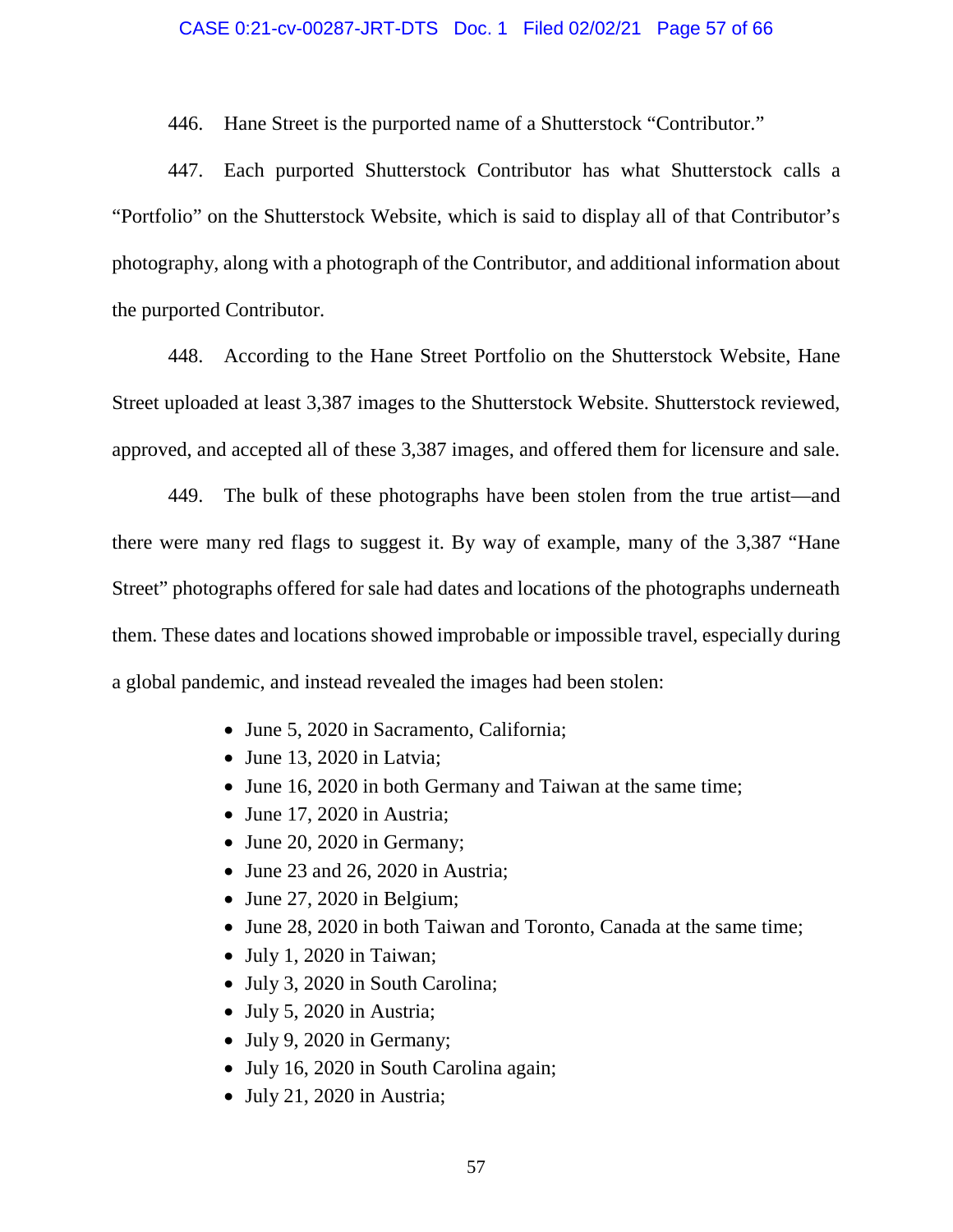446. Hane Street is the purported name of a Shutterstock "Contributor."

447. Each purported Shutterstock Contributor has what Shutterstock calls a "Portfolio" on the Shutterstock Website, which is said to display all of that Contributor's photography, along with a photograph of the Contributor, and additional information about the purported Contributor.

448. According to the Hane Street Portfolio on the Shutterstock Website, Hane Street uploaded at least 3,387 images to the Shutterstock Website. Shutterstock reviewed, approved, and accepted all of these 3,387 images, and offered them for licensure and sale.

449. The bulk of these photographs have been stolen from the true artist—and there were many red flags to suggest it. By way of example, many of the 3,387 "Hane Street" photographs offered for sale had dates and locations of the photographs underneath them. These dates and locations showed improbable or impossible travel, especially during a global pandemic, and instead revealed the images had been stolen:

- June 5, 2020 in Sacramento, California;
- June 13, 2020 in Latvia;
- June 16, 2020 in both Germany and Taiwan at the same time;
- June 17, 2020 in Austria;
- June 20, 2020 in Germany;
- June 23 and 26, 2020 in Austria;
- June 27, 2020 in Belgium;
- June 28, 2020 in both Taiwan and Toronto, Canada at the same time;
- July 1, 2020 in Taiwan;
- July 3, 2020 in South Carolina;
- July 5, 2020 in Austria;
- July 9, 2020 in Germany;
- July 16, 2020 in South Carolina again;
- July 21, 2020 in Austria;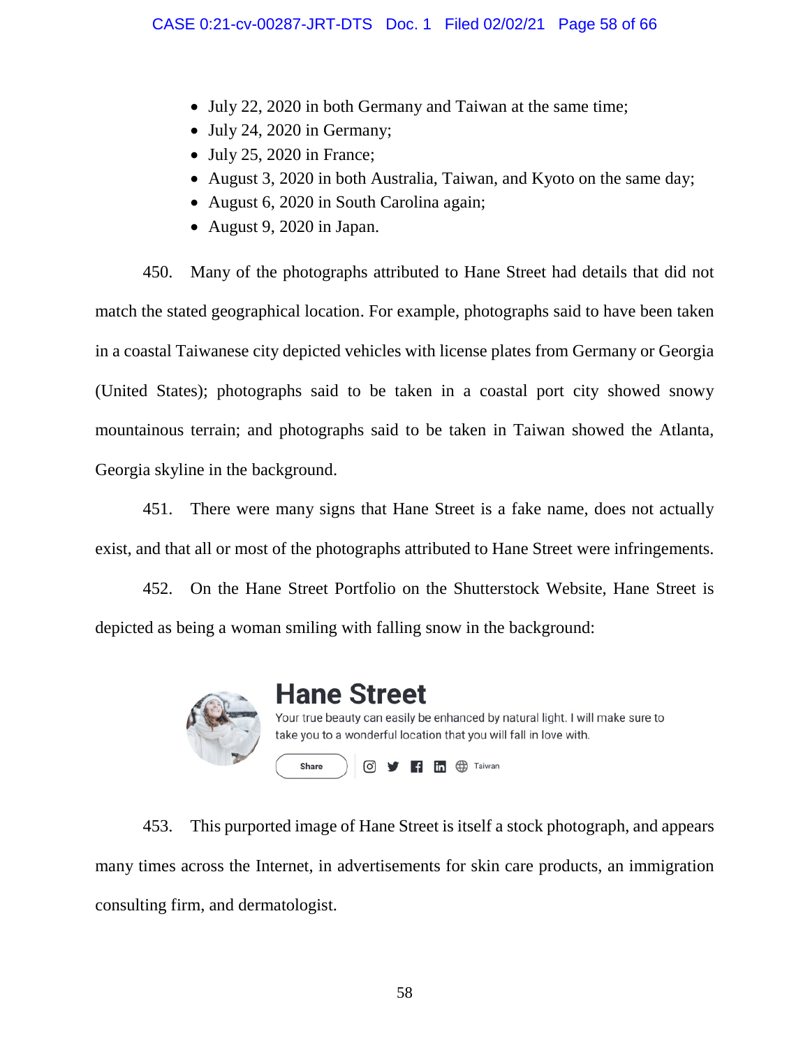- July 22, 2020 in both Germany and Taiwan at the same time;
- July 24, 2020 in Germany;
- July 25, 2020 in France;
- August 3, 2020 in both Australia, Taiwan, and Kyoto on the same day;
- August 6, 2020 in South Carolina again;
- August 9, 2020 in Japan.

450. Many of the photographs attributed to Hane Street had details that did not match the stated geographical location. For example, photographs said to have been taken in a coastal Taiwanese city depicted vehicles with license plates from Germany or Georgia (United States); photographs said to be taken in a coastal port city showed snowy mountainous terrain; and photographs said to be taken in Taiwan showed the Atlanta, Georgia skyline in the background.

451. There were many signs that Hane Street is a fake name, does not actually exist, and that all or most of the photographs attributed to Hane Street were infringements.

452. On the Hane Street Portfolio on the Shutterstock Website, Hane Street is depicted as being a woman smiling with falling snow in the background:

**Hane Street**

Your true beauty can easily be enhanced by natural light. I will make sure to take you to a wonderful location that you will fall in love with.

Share | Taiwan

453. This purported image of Hane Street is itself a stock photograph, and appears many times across the Internet, in advertisements for skin care products, an immigration consulting firm, and dermatologist.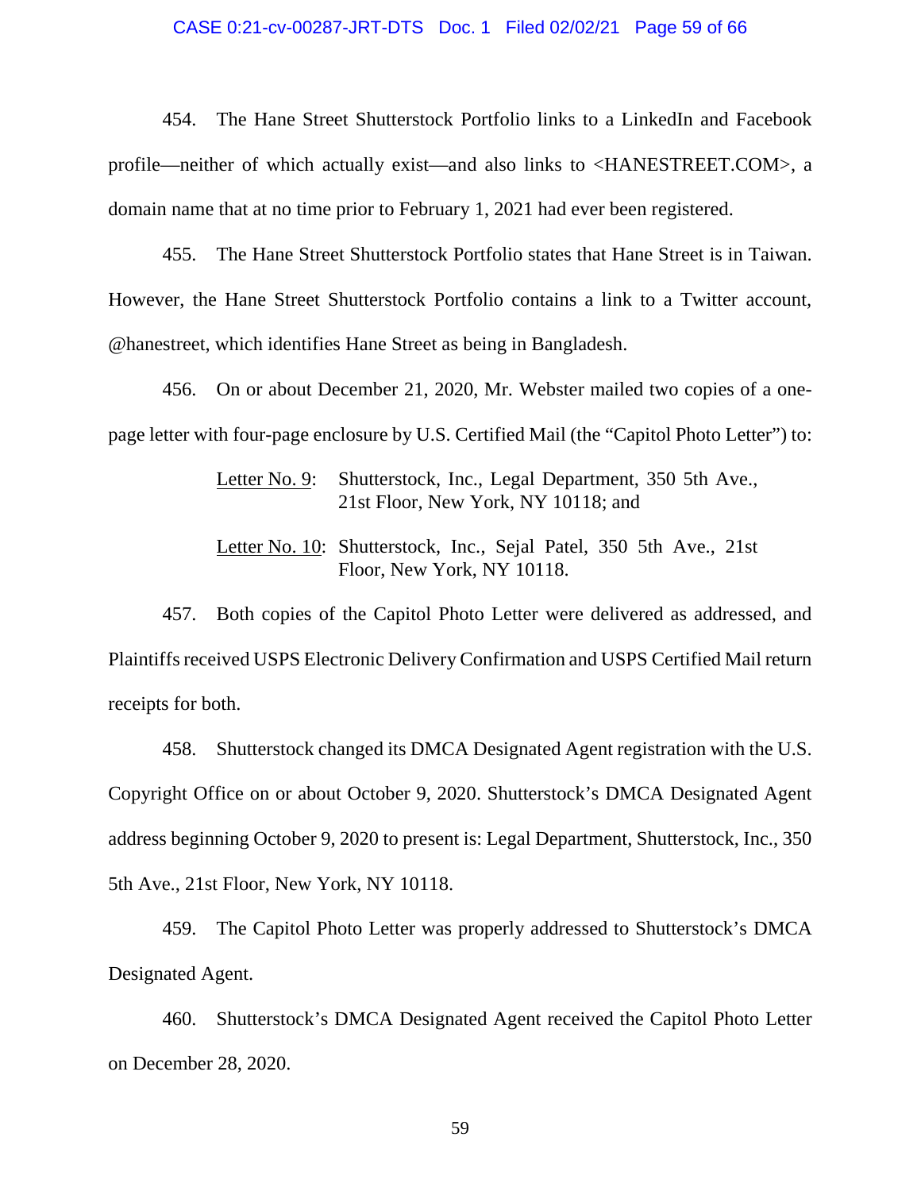454. The Hane Street Shutterstock Portfolio links to a LinkedIn and Facebook profile—neither of which actually exist—and also links to <HANESTREET.COM>, a domain name that at no time prior to February 1, 2021 had ever been registered.

455. The Hane Street Shutterstock Portfolio states that Hane Street is in Taiwan. However, the Hane Street Shutterstock Portfolio contains a link to a Twitter account, @hanestreet, which identifies Hane Street as being in Bangladesh.

456. On or about December 21, 2020, Mr. Webster mailed two copies of a one-page letter with four-page enclosure by U.S. Certified Mail (the "Capitol Photo Letter") to:

> Letter No. 9: Shutterstock, Inc., Legal Department, 350 5th Ave., 21st Floor, New York, NY 10118; and
>
> Letter No. 10: Shutterstock, Inc., Sejal Patel, 350 5th Ave., 21st Floor, New York, NY 10118.

457. Both copies of the Capitol Photo Letter were delivered as addressed, and Plaintiffs received USPS Electronic Delivery Confirmation and USPS Certified Mail return receipts for both.

458. Shutterstock changed its DMCA Designated Agent registration with the U.S. Copyright Office on or about October 9, 2020. Shutterstock's DMCA Designated Agent address beginning October 9, 2020 to present is: Legal Department, Shutterstock, Inc., 350 5th Ave., 21st Floor, New York, NY 10118.

459. The Capitol Photo Letter was properly addressed to Shutterstock's DMCA Designated Agent.

460. Shutterstock's DMCA Designated Agent received the Capitol Photo Letter on December 28, 2020.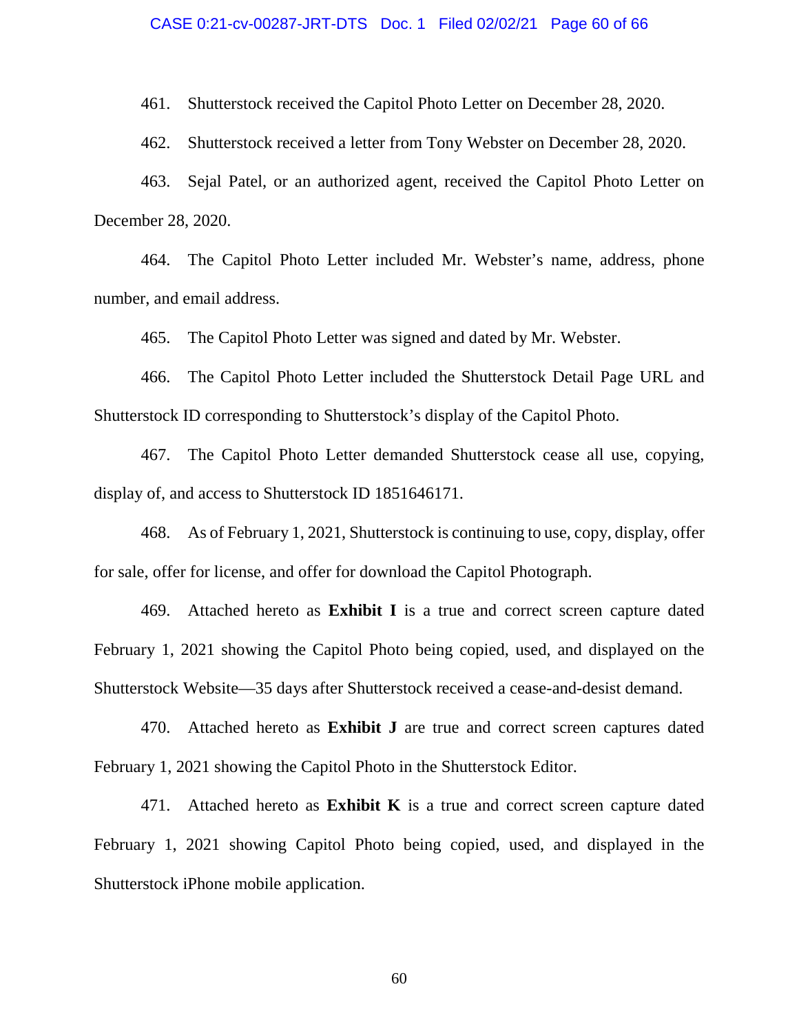461. Shutterstock received the Capitol Photo Letter on December 28, 2020.

462. Shutterstock received a letter from Tony Webster on December 28, 2020.

463. Sejal Patel, or an authorized agent, received the Capitol Photo Letter on December 28, 2020.

464. The Capitol Photo Letter included Mr. Webster's name, address, phone number, and email address.

465. The Capitol Photo Letter was signed and dated by Mr. Webster.

466. The Capitol Photo Letter included the Shutterstock Detail Page URL and Shutterstock ID corresponding to Shutterstock's display of the Capitol Photo.

467. The Capitol Photo Letter demanded Shutterstock cease all use, copying, display of, and access to Shutterstock ID 1851646171.

468. As of February 1, 2021, Shutterstock is continuing to use, copy, display, offer for sale, offer for license, and offer for download the Capitol Photograph.

469. Attached hereto as **Exhibit I** is a true and correct screen capture dated February 1, 2021 showing the Capitol Photo being copied, used, and displayed on the Shutterstock Website—35 days after Shutterstock received a cease-and-desist demand.

470. Attached hereto as **Exhibit J** are true and correct screen captures dated February 1, 2021 showing the Capitol Photo in the Shutterstock Editor.

471. Attached hereto as **Exhibit K** is a true and correct screen capture dated February 1, 2021 showing Capitol Photo being copied, used, and displayed in the Shutterstock iPhone mobile application.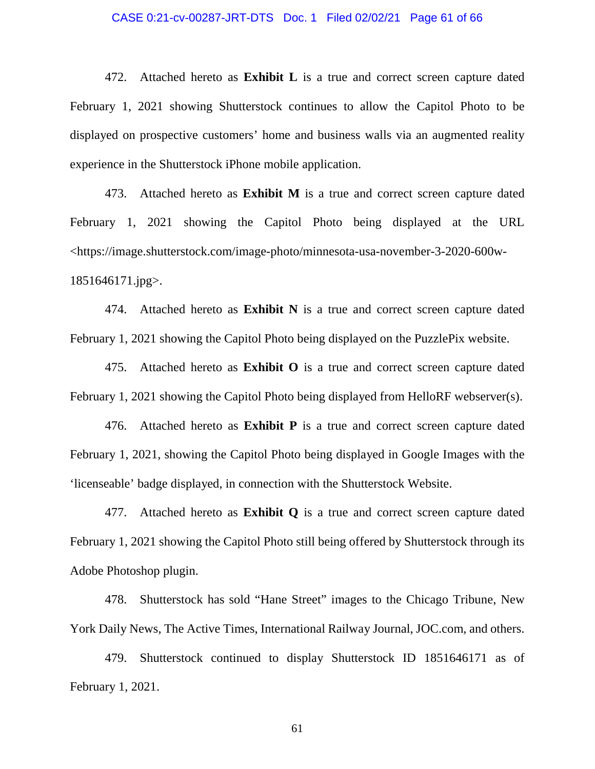472. Attached hereto as **Exhibit L** is a true and correct screen capture dated February 1, 2021 showing Shutterstock continues to allow the Capitol Photo to be displayed on prospective customers' home and business walls via an augmented reality experience in the Shutterstock iPhone mobile application.

473. Attached hereto as **Exhibit M** is a true and correct screen capture dated February 1, 2021 showing the Capitol Photo being displayed at the URL <https://image.shutterstock.com/image-photo/minnesota-usa-november-3-2020-600w-1851646171.jpg>.

474. Attached hereto as **Exhibit N** is a true and correct screen capture dated February 1, 2021 showing the Capitol Photo being displayed on the PuzzlePix website.

475. Attached hereto as **Exhibit O** is a true and correct screen capture dated February 1, 2021 showing the Capitol Photo being displayed from HelloRF webserver(s).

476. Attached hereto as **Exhibit P** is a true and correct screen capture dated February 1, 2021, showing the Capitol Photo being displayed in Google Images with the 'licenseable' badge displayed, in connection with the Shutterstock Website.

477. Attached hereto as **Exhibit Q** is a true and correct screen capture dated February 1, 2021 showing the Capitol Photo still being offered by Shutterstock through its Adobe Photoshop plugin.

478. Shutterstock has sold "Hane Street" images to the Chicago Tribune, New York Daily News, The Active Times, International Railway Journal, JOC.com, and others.

479. Shutterstock continued to display Shutterstock ID 1851646171 as of February 1, 2021.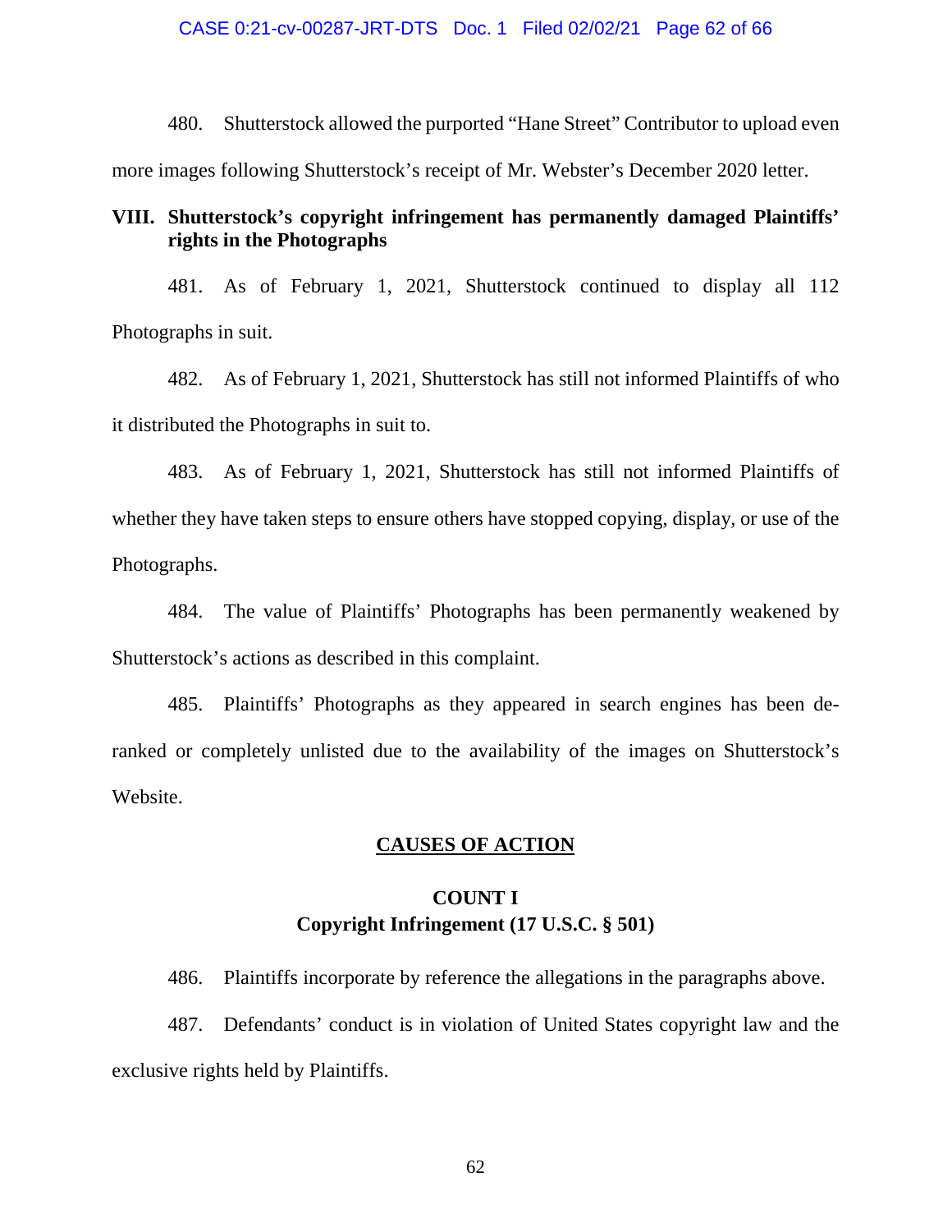480. Shutterstock allowed the purported "Hane Street" Contributor to upload even more images following Shutterstock's receipt of Mr. Webster's December 2020 letter.

## VIII. Shutterstock's copyright infringement has permanently damaged Plaintiffs' rights in the Photographs

481. As of February 1, 2021, Shutterstock continued to display all 112 Photographs in suit.

482. As of February 1, 2021, Shutterstock has still not informed Plaintiffs of who it distributed the Photographs in suit to.

483. As of February 1, 2021, Shutterstock has still not informed Plaintiffs of whether they have taken steps to ensure others have stopped copying, display, or use of the Photographs.

484. The value of Plaintiffs' Photographs has been permanently weakened by Shutterstock's actions as described in this complaint.

485. Plaintiffs' Photographs as they appeared in search engines has been de-ranked or completely unlisted due to the availability of the images on Shutterstock's Website.

## CAUSES OF ACTION

### COUNT I
### Copyright Infringement (17 U.S.C. § 501)

486. Plaintiffs incorporate by reference the allegations in the paragraphs above.

487. Defendants' conduct is in violation of United States copyright law and the exclusive rights held by Plaintiffs.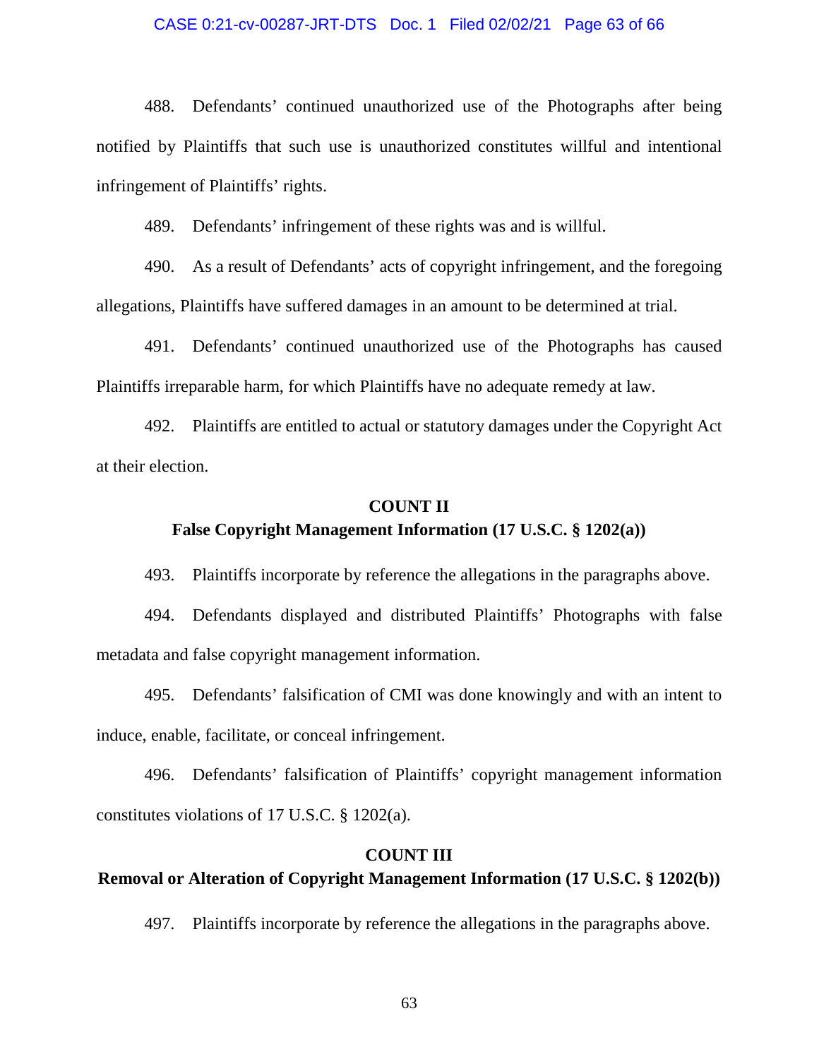488. Defendants' continued unauthorized use of the Photographs after being notified by Plaintiffs that such use is unauthorized constitutes willful and intentional infringement of Plaintiffs' rights.

489. Defendants' infringement of these rights was and is willful.

490. As a result of Defendants' acts of copyright infringement, and the foregoing allegations, Plaintiffs have suffered damages in an amount to be determined at trial.

491. Defendants' continued unauthorized use of the Photographs has caused Plaintiffs irreparable harm, for which Plaintiffs have no adequate remedy at law.

492. Plaintiffs are entitled to actual or statutory damages under the Copyright Act at their election.

**COUNT II**
**False Copyright Management Information (17 U.S.C. § 1202(a))**

493. Plaintiffs incorporate by reference the allegations in the paragraphs above.

494. Defendants displayed and distributed Plaintiffs' Photographs with false metadata and false copyright management information.

495. Defendants' falsification of CMI was done knowingly and with an intent to induce, enable, facilitate, or conceal infringement.

496. Defendants' falsification of Plaintiffs' copyright management information constitutes violations of 17 U.S.C. § 1202(a).

**COUNT III**
**Removal or Alteration of Copyright Management Information (17 U.S.C. § 1202(b))**

497. Plaintiffs incorporate by reference the allegations in the paragraphs above.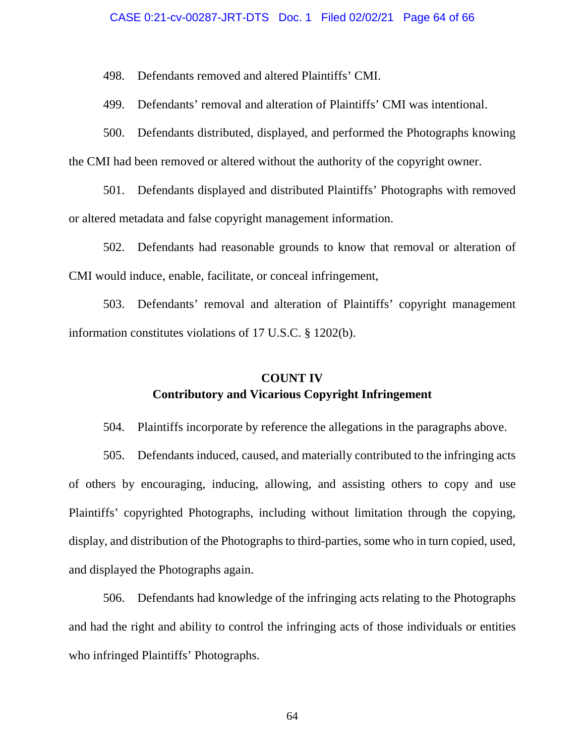498. Defendants removed and altered Plaintiffs' CMI.

499. Defendants' removal and alteration of Plaintiffs' CMI was intentional.

500. Defendants distributed, displayed, and performed the Photographs knowing the CMI had been removed or altered without the authority of the copyright owner.

501. Defendants displayed and distributed Plaintiffs' Photographs with removed or altered metadata and false copyright management information.

502. Defendants had reasonable grounds to know that removal or alteration of CMI would induce, enable, facilitate, or conceal infringement,

503. Defendants' removal and alteration of Plaintiffs' copyright management information constitutes violations of 17 U.S.C. § 1202(b).

## COUNT IV
## Contributory and Vicarious Copyright Infringement

504. Plaintiffs incorporate by reference the allegations in the paragraphs above.

505. Defendants induced, caused, and materially contributed to the infringing acts of others by encouraging, inducing, allowing, and assisting others to copy and use Plaintiffs' copyrighted Photographs, including without limitation through the copying, display, and distribution of the Photographs to third-parties, some who in turn copied, used, and displayed the Photographs again.

506. Defendants had knowledge of the infringing acts relating to the Photographs and had the right and ability to control the infringing acts of those individuals or entities who infringed Plaintiffs' Photographs.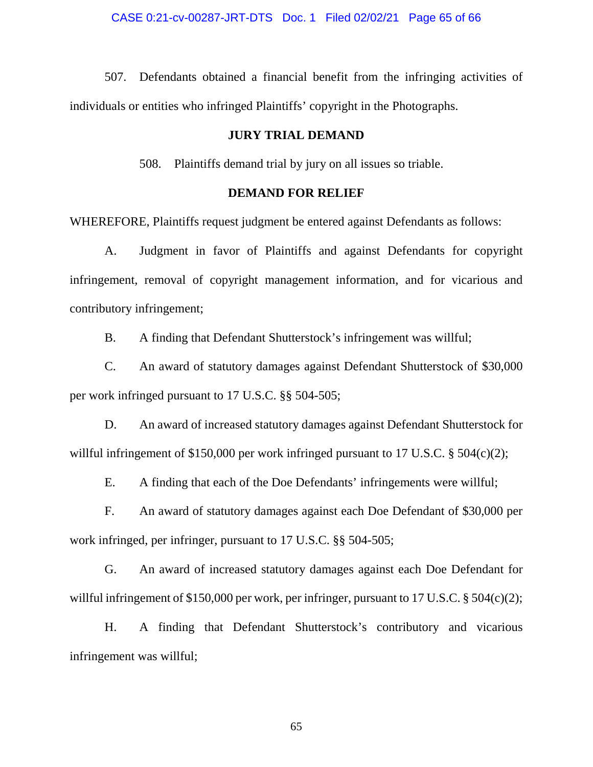507. Defendants obtained a financial benefit from the infringing activities of individuals or entities who infringed Plaintiffs' copyright in the Photographs.

## JURY TRIAL DEMAND

508. Plaintiffs demand trial by jury on all issues so triable.

## DEMAND FOR RELIEF

WHEREFORE, Plaintiffs request judgment be entered against Defendants as follows:

A. Judgment in favor of Plaintiffs and against Defendants for copyright infringement, removal of copyright management information, and for vicarious and contributory infringement;

B. A finding that Defendant Shutterstock's infringement was willful;

C. An award of statutory damages against Defendant Shutterstock of $30,000 per work infringed pursuant to 17 U.S.C. §§ 504-505;

D. An award of increased statutory damages against Defendant Shutterstock for willful infringement of $150,000 per work infringed pursuant to 17 U.S.C. § 504(c)(2);

E. A finding that each of the Doe Defendants' infringements were willful;

F. An award of statutory damages against each Doe Defendant of $30,000 per work infringed, per infringer, pursuant to 17 U.S.C. §§ 504-505;

G. An award of increased statutory damages against each Doe Defendant for willful infringement of $150,000 per work, per infringer, pursuant to 17 U.S.C. § 504(c)(2);

H. A finding that Defendant Shutterstock's contributory and vicarious infringement was willful;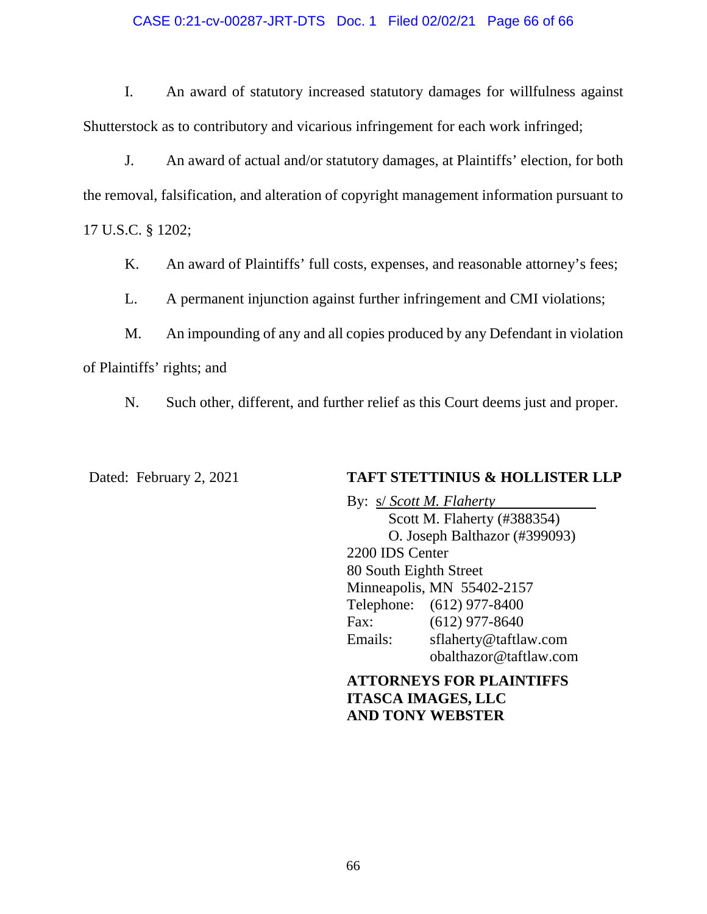I. An award of statutory increased statutory damages for willfulness against Shutterstock as to contributory and vicarious infringement for each work infringed;

J. An award of actual and/or statutory damages, at Plaintiffs' election, for both the removal, falsification, and alteration of copyright management information pursuant to 17 U.S.C. § 1202;

K. An award of Plaintiffs' full costs, expenses, and reasonable attorney's fees;

L. A permanent injunction against further infringement and CMI violations;

M. An impounding of any and all copies produced by any Defendant in violation of Plaintiffs' rights; and

N. Such other, different, and further relief as this Court deems just and proper.

Dated: February 2, 2021

**TAFT STETTINIUS & HOLLISTER LLP**

By: s/ *Scott M. Flaherty*
Scott M. Flaherty (#388354)
O. Joseph Balthazor (#399093)
2200 IDS Center
80 South Eighth Street
Minneapolis, MN 55402-2157
Telephone: (612) 977-8400
Fax: (612) 977-8640
Emails: sflaherty@taftlaw.com
obalthazor@taftlaw.com

**ATTORNEYS FOR PLAINTIFFS ITASCA IMAGES, LLC AND TONY WEBSTER**